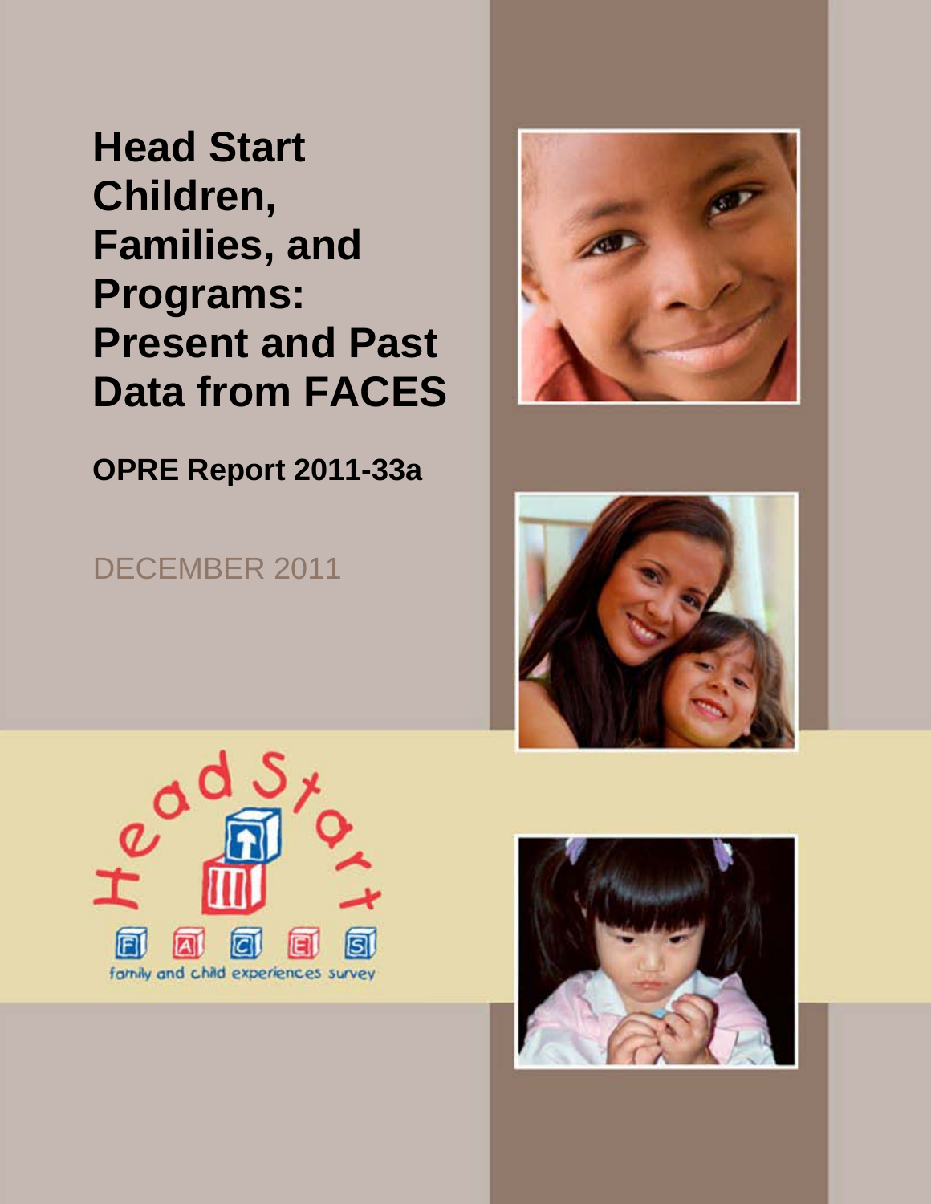# Head Start Children, Families, and Programs: Present and Past Data from FACES

## OPRE Report 2011-33a

DECEMBER 2011

Head Start

FACES

family and child experiences survey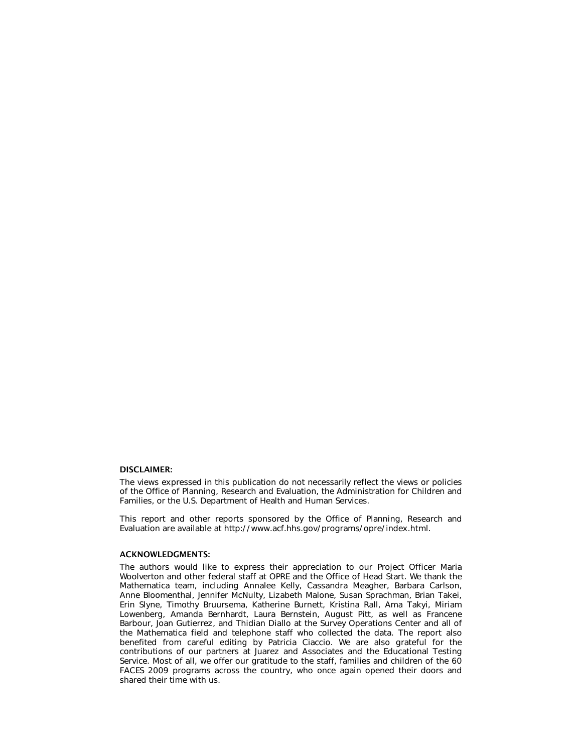**DISCLAIMER:**

The views expressed in this publication do not necessarily reflect the views or policies of the Office of Planning, Research and Evaluation, the Administration for Children and Families, or the U.S. Department of Health and Human Services.

This report and other reports sponsored by the Office of Planning, Research and Evaluation are available at http://www.acf.hhs.gov/programs/opre/index.html.

**ACKNOWLEDGMENTS:**

The authors would like to express their appreciation to our Project Officer Maria Woolverton and other federal staff at OPRE and the Office of Head Start. We thank the Mathematica team, including Annalee Kelly, Cassandra Meagher, Barbara Carlson, Anne Bloomenthal, Jennifer McNulty, Lizabeth Malone, Susan Sprachman, Brian Takei, Erin Slyne, Timothy Bruursema, Katherine Burnett, Kristina Rall, Ama Takyi, Miriam Lowenberg, Amanda Bernhardt, Laura Bernstein, August Pitt, as well as Francene Barbour, Joan Gutierrez, and Thidian Diallo at the Survey Operations Center and all of the Mathematica field and telephone staff who collected the data. The report also benefited from careful editing by Patricia Ciaccio. We are also grateful for the contributions of our partners at Juarez and Associates and the Educational Testing Service. Most of all, we offer our gratitude to the staff, families and children of the 60 FACES 2009 programs across the country, who once again opened their doors and shared their time with us.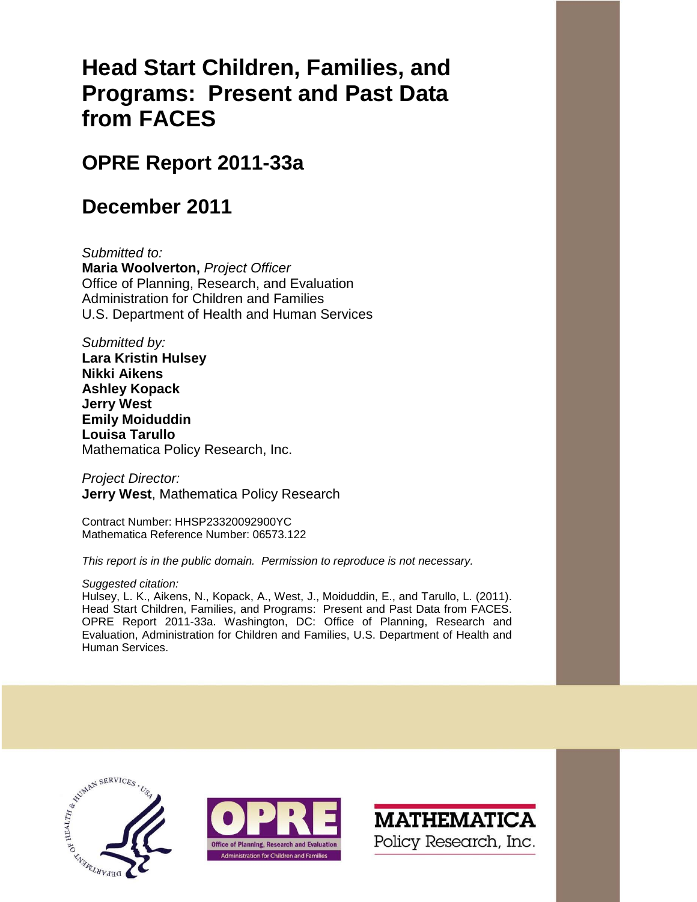# Head Start Children, Families, and Programs: Present and Past Data from FACES

## OPRE Report 2011-33a

## December 2011

*Submitted to:*
**Maria Woolverton,** *Project Officer*
Office of Planning, Research, and Evaluation
Administration for Children and Families
U.S. Department of Health and Human Services

*Submitted by:*
**Lara Kristin Hulsey**
**Nikki Aikens**
**Ashley Kopack**
**Jerry West**
**Emily Moiduddin**
**Louisa Tarullo**
Mathematica Policy Research, Inc.

*Project Director:*
**Jerry West**, Mathematica Policy Research

Contract Number: HHSP23320092900YC
Mathematica Reference Number: 06573.122

*This report is in the public domain. Permission to reproduce is not necessary.*

*Suggested citation:*
Hulsey, L. K., Aikens, N., Kopack, A., West, J., Moiduddin, E., and Tarullo, L. (2011). Head Start Children, Families, and Programs: Present and Past Data from FACES. OPRE Report 2011-33a. Washington, DC: Office of Planning, Research and Evaluation, Administration for Children and Families, U.S. Department of Health and Human Services.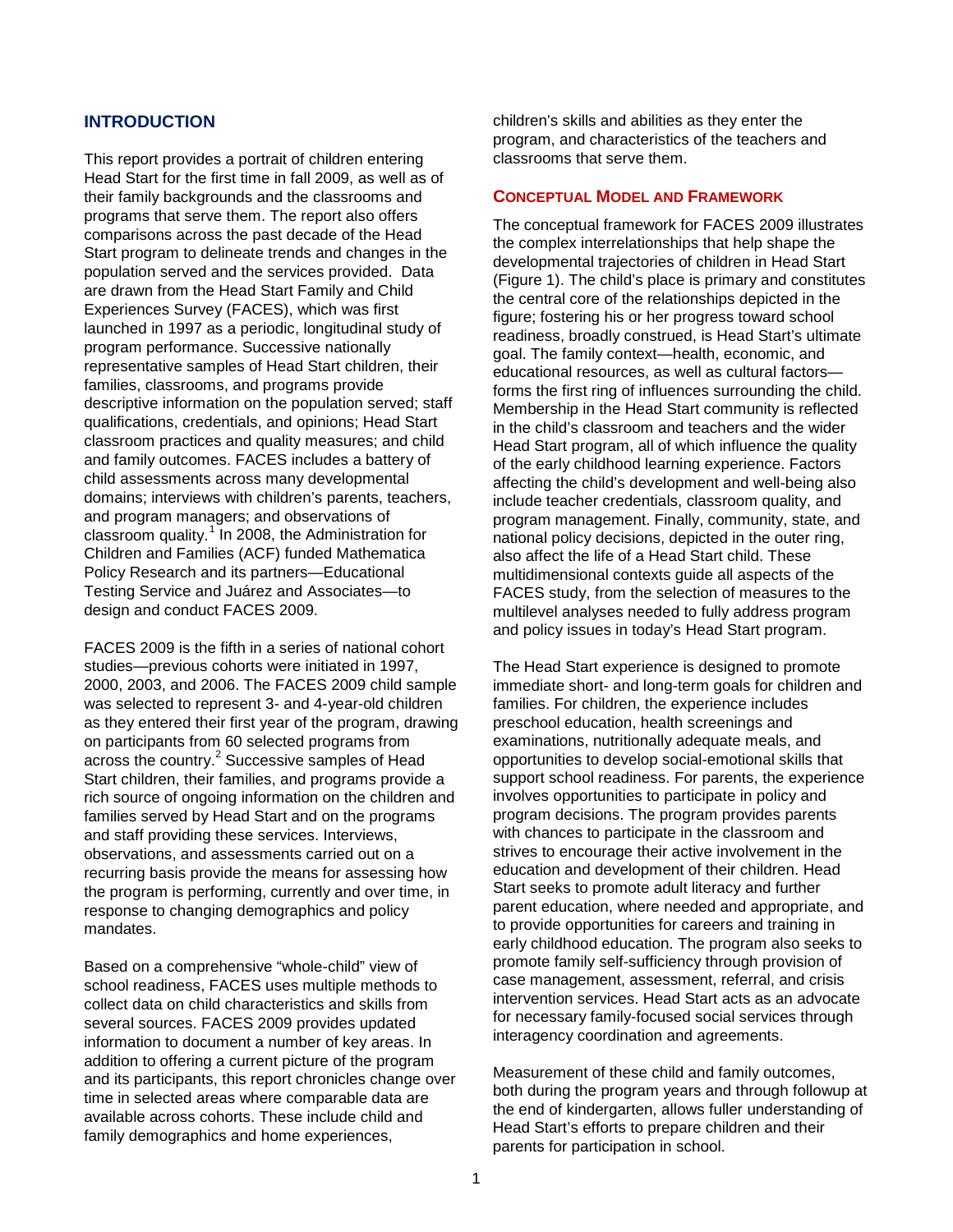## INTRODUCTION

This report provides a portrait of children entering Head Start for the first time in fall 2009, as well as of their family backgrounds and the classrooms and programs that serve them. The report also offers comparisons across the past decade of the Head Start program to delineate trends and changes in the population served and the services provided. Data are drawn from the Head Start Family and Child Experiences Survey (FACES), which was first launched in 1997 as a periodic, longitudinal study of program performance. Successive nationally representative samples of Head Start children, their families, classrooms, and programs provide descriptive information on the population served; staff qualifications, credentials, and opinions; Head Start classroom practices and quality measures; and child and family outcomes. FACES includes a battery of child assessments across many developmental domains; interviews with children's parents, teachers, and program managers; and observations of classroom quality.[1] In 2008, the Administration for Children and Families (ACF) funded Mathematica Policy Research and its partners—Educational Testing Service and Juárez and Associates—to design and conduct FACES 2009.

FACES 2009 is the fifth in a series of national cohort studies—previous cohorts were initiated in 1997, 2000, 2003, and 2006. The FACES 2009 child sample was selected to represent 3- and 4-year-old children as they entered their first year of the program, drawing on participants from 60 selected programs from across the country.[2] Successive samples of Head Start children, their families, and programs provide a rich source of ongoing information on the children and families served by Head Start and on the programs and staff providing these services. Interviews, observations, and assessments carried out on a recurring basis provide the means for assessing how the program is performing, currently and over time, in response to changing demographics and policy mandates.

Based on a comprehensive "whole-child" view of school readiness, FACES uses multiple methods to collect data on child characteristics and skills from several sources. FACES 2009 provides updated information to document a number of key areas. In addition to offering a current picture of the program and its participants, this report chronicles change over time in selected areas where comparable data are available across cohorts. These include child and family demographics and home experiences, children's skills and abilities as they enter the program, and characteristics of the teachers and classrooms that serve them.

### CONCEPTUAL MODEL AND FRAMEWORK

The conceptual framework for FACES 2009 illustrates the complex interrelationships that help shape the developmental trajectories of children in Head Start (Figure 1). The child's place is primary and constitutes the central core of the relationships depicted in the figure; fostering his or her progress toward school readiness, broadly construed, is Head Start's ultimate goal. The family context—health, economic, and educational resources, as well as cultural factors—forms the first ring of influences surrounding the child. Membership in the Head Start community is reflected in the child's classroom and teachers and the wider Head Start program, all of which influence the quality of the early childhood learning experience. Factors affecting the child's development and well-being also include teacher credentials, classroom quality, and program management. Finally, community, state, and national policy decisions, depicted in the outer ring, also affect the life of a Head Start child. These multidimensional contexts guide all aspects of the FACES study, from the selection of measures to the multilevel analyses needed to fully address program and policy issues in today's Head Start program.

The Head Start experience is designed to promote immediate short- and long-term goals for children and families. For children, the experience includes preschool education, health screenings and examinations, nutritionally adequate meals, and opportunities to develop social-emotional skills that support school readiness. For parents, the experience involves opportunities to participate in policy and program decisions. The program provides parents with chances to participate in the classroom and strives to encourage their active involvement in the education and development of their children. Head Start seeks to promote adult literacy and further parent education, where needed and appropriate, and to provide opportunities for careers and training in early childhood education. The program also seeks to promote family self-sufficiency through provision of case management, assessment, referral, and crisis intervention services. Head Start acts as an advocate for necessary family-focused social services through interagency coordination and agreements.

Measurement of these child and family outcomes, both during the program years and through followup at the end of kindergarten, allows fuller understanding of Head Start's efforts to prepare children and their parents for participation in school.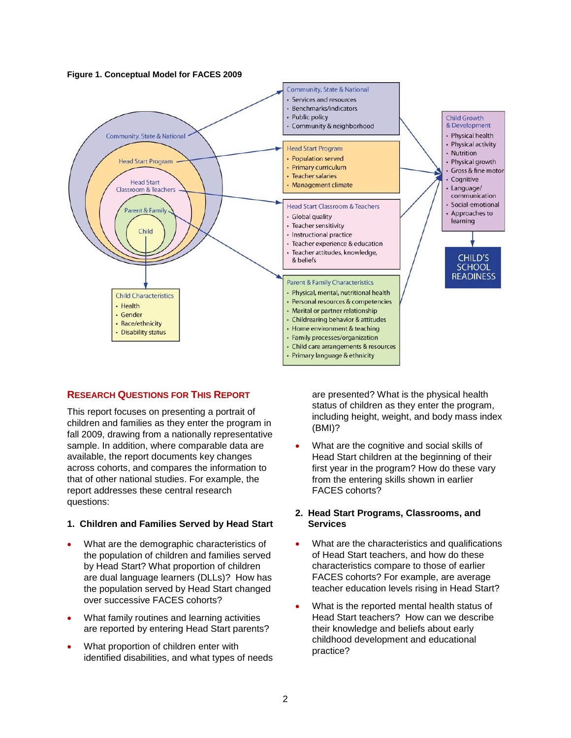**Figure 1. Conceptual Model for FACES 2009**

Community, State & National
- Services and resources
- Benchmarks/indicators
- Public policy
- Community & neighborhood

Head Start Program
- Population served
- Primary curriculum
- Teacher salaries
- Management climate

Head Start Classroom & Teachers
- Global quality
- Teacher sensitivity
- Instructional practice
- Teacher experience & education
- Teacher attitudes, knowledge, & beliefs

Parent & Family Characteristics
- Physical, mental, nutritional health
- Personal resources & competencies
- Marital or partner relationship
- Childrearing behavior & attitudes
- Home environment & teaching
- Family processes/organization
- Child care arrangements & resources
- Primary language & ethnicity

Child Characteristics
- Health
- Gender
- Race/ethnicity
- Disability status

Child Growth & Development
- Physical health
- Physical activity
- Nutrition
- Physical growth
- Gross & fine motor
- Cognitive
- Language/communication
- Social-emotional
- Approaches to learning

CHILD'S SCHOOL READINESS

## Research Questions for This Report

This report focuses on presenting a portrait of children and families as they enter the program in fall 2009, drawing from a nationally representative sample. In addition, where comparable data are available, the report documents key changes across cohorts, and compares the information to that of other national studies. For example, the report addresses these central research questions:

### 1. Children and Families Served by Head Start

- What are the demographic characteristics of the population of children and families served by Head Start? What proportion of children are dual language learners (DLLs)? How has the population served by Head Start changed over successive FACES cohorts?
- What family routines and learning activities are reported by entering Head Start parents?
- What proportion of children enter with identified disabilities, and what types of needs are presented? What is the physical health status of children as they enter the program, including height, weight, and body mass index (BMI)?
- What are the cognitive and social skills of Head Start children at the beginning of their first year in the program? How do these vary from the entering skills shown in earlier FACES cohorts?

### 2. Head Start Programs, Classrooms, and Services

- What are the characteristics and qualifications of Head Start teachers, and how do these characteristics compare to those of earlier FACES cohorts? For example, are average teacher education levels rising in Head Start?
- What is the reported mental health status of Head Start teachers? How can we describe their knowledge and beliefs about early childhood development and educational practice?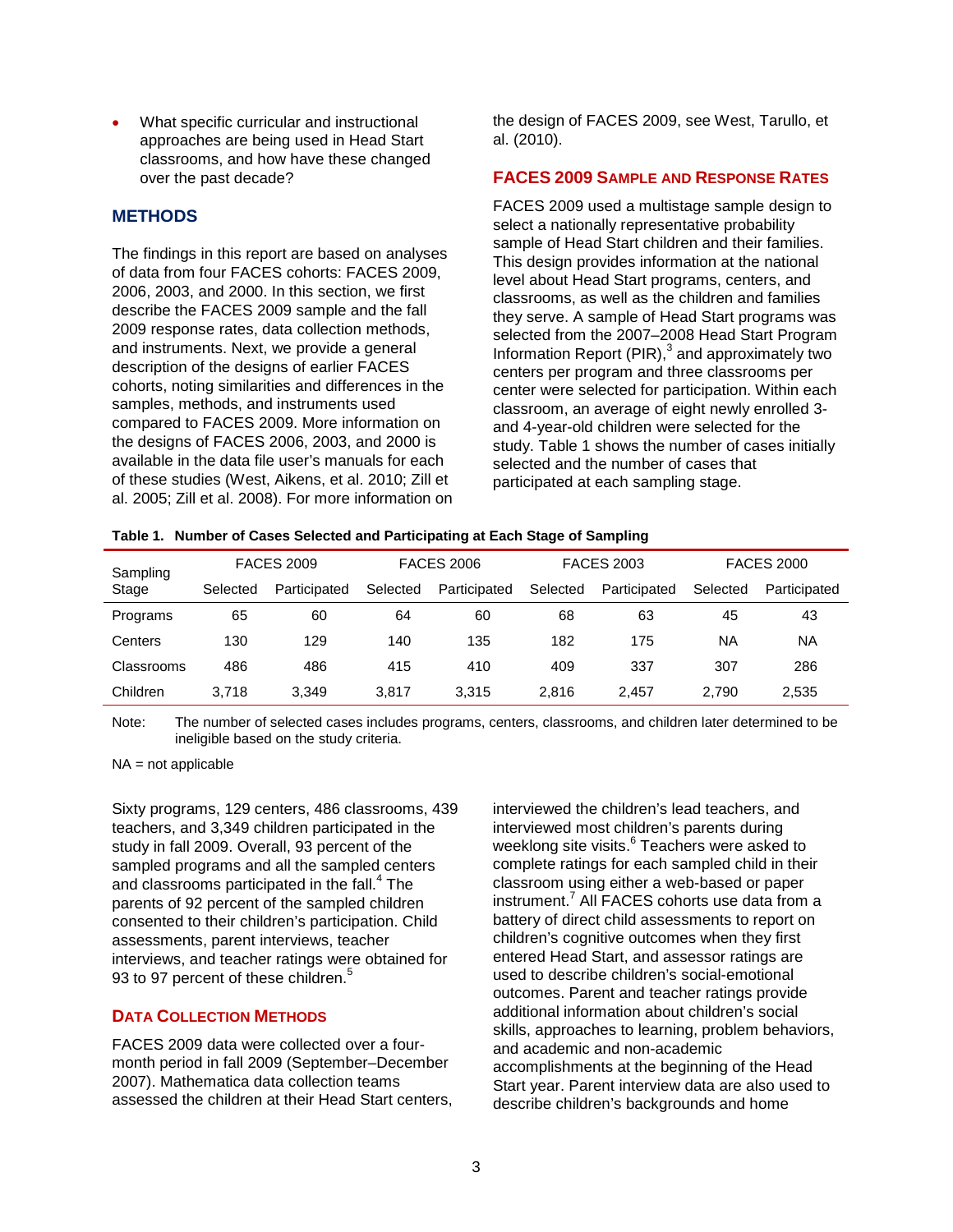- What specific curricular and instructional approaches are being used in Head Start classrooms, and how have these changed over the past decade?

## METHODS

The findings in this report are based on analyses of data from four FACES cohorts: FACES 2009, 2006, 2003, and 2000. In this section, we first describe the FACES 2009 sample and the fall 2009 response rates, data collection methods, and instruments. Next, we provide a general description of the designs of earlier FACES cohorts, noting similarities and differences in the samples, methods, and instruments used compared to FACES 2009. More information on the designs of FACES 2006, 2003, and 2000 is available in the data file user's manuals for each of these studies (West, Aikens, et al. 2010; Zill et al. 2005; Zill et al. 2008). For more information on the design of FACES 2009, see West, Tarullo, et al. (2010).

### FACES 2009 SAMPLE AND RESPONSE RATES

FACES 2009 used a multistage sample design to select a nationally representative probability sample of Head Start children and their families. This design provides information at the national level about Head Start programs, centers, and classrooms, as well as the children and families they serve. A sample of Head Start programs was selected from the 2007–2008 Head Start Program Information Report (PIR),[3] and approximately two centers per program and three classrooms per center were selected for participation. Within each classroom, an average of eight newly enrolled 3- and 4-year-old children were selected for the study. Table 1 shows the number of cases initially selected and the number of cases that participated at each sampling stage.

**Table 1. Number of Cases Selected and Participating at Each Stage of Sampling**

| Sampling Stage | FACES 2009 | | FACES 2006 | | FACES 2003 | | FACES 2000 | |
|---|---|---|---|---|---|---|---|---|
| | Selected | Participated | Selected | Participated | Selected | Participated | Selected | Participated |
| Programs | 65 | 60 | 64 | 60 | 68 | 63 | 45 | 43 |
| Centers | 130 | 129 | 140 | 135 | 182 | 175 | NA | NA |
| Classrooms | 486 | 486 | 415 | 410 | 409 | 337 | 307 | 286 |
| Children | 3,718 | 3,349 | 3,817 | 3,315 | 2,816 | 2,457 | 2,790 | 2,535 |

Note: The number of selected cases includes programs, centers, classrooms, and children later determined to be ineligible based on the study criteria.

NA = not applicable

Sixty programs, 129 centers, 486 classrooms, 439 teachers, and 3,349 children participated in the study in fall 2009. Overall, 93 percent of the sampled programs and all the sampled centers and classrooms participated in the fall.[4] The parents of 92 percent of the sampled children consented to their children's participation. Child assessments, parent interviews, teacher interviews, and teacher ratings were obtained for 93 to 97 percent of these children.[5]

### DATA COLLECTION METHODS

FACES 2009 data were collected over a four-month period in fall 2009 (September–December 2007). Mathematica data collection teams assessed the children at their Head Start centers, interviewed the children's lead teachers, and interviewed most children's parents during weeklong site visits.[6] Teachers were asked to complete ratings for each sampled child in their classroom using either a web-based or paper instrument.[7] All FACES cohorts use data from a battery of direct child assessments to report on children's cognitive outcomes when they first entered Head Start, and assessor ratings are used to describe children's social-emotional outcomes. Parent and teacher ratings provide additional information about children's social skills, approaches to learning, problem behaviors, and academic and non-academic accomplishments at the beginning of the Head Start year. Parent interview data are also used to describe children's backgrounds and home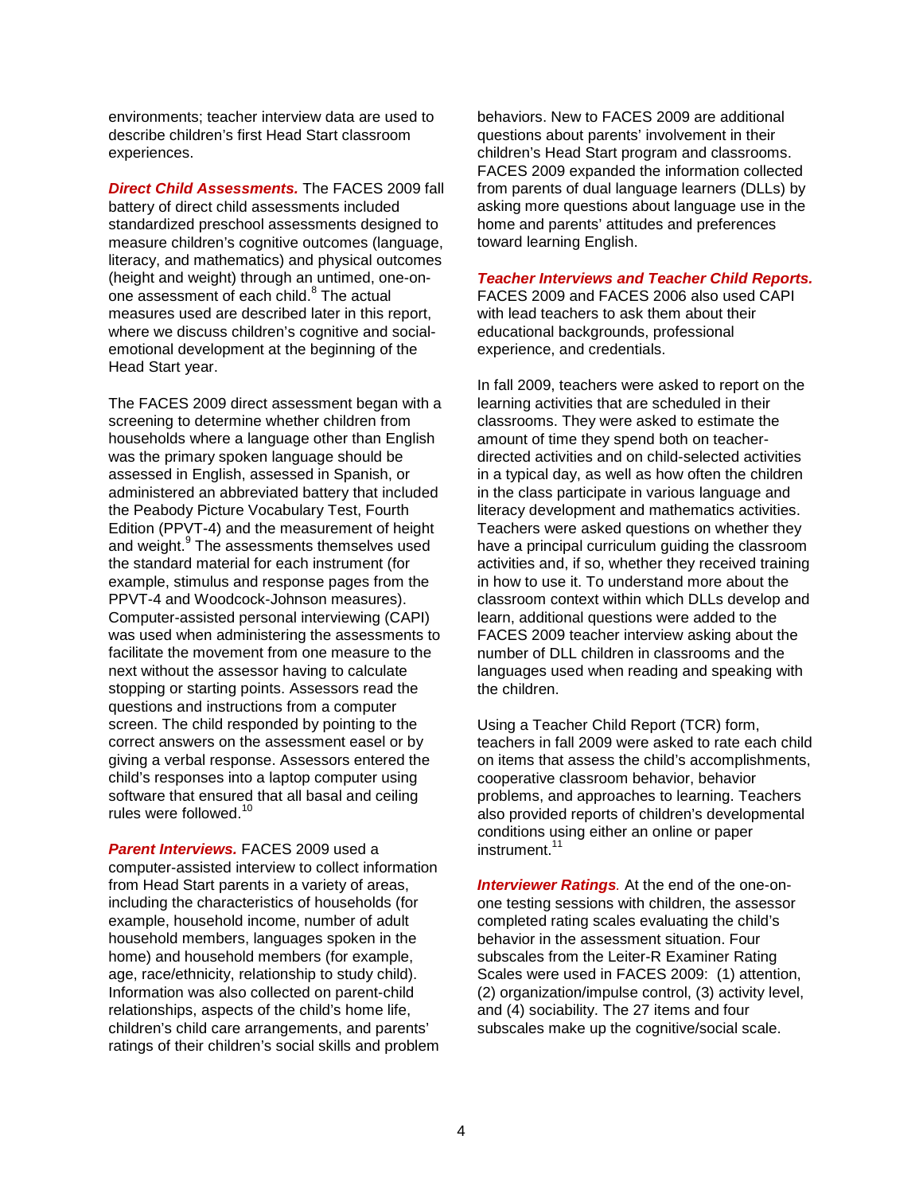environments; teacher interview data are used to describe children's first Head Start classroom experiences.

***Direct Child Assessments.*** The FACES 2009 fall battery of direct child assessments included standardized preschool assessments designed to measure children's cognitive outcomes (language, literacy, and mathematics) and physical outcomes (height and weight) through an untimed, one-on-one assessment of each child.[8] The actual measures used are described later in this report, where we discuss children's cognitive and social-emotional development at the beginning of the Head Start year.

The FACES 2009 direct assessment began with a screening to determine whether children from households where a language other than English was the primary spoken language should be assessed in English, assessed in Spanish, or administered an abbreviated battery that included the Peabody Picture Vocabulary Test, Fourth Edition (PPVT-4) and the measurement of height and weight.[9] The assessments themselves used the standard material for each instrument (for example, stimulus and response pages from the PPVT-4 and Woodcock-Johnson measures). Computer-assisted personal interviewing (CAPI) was used when administering the assessments to facilitate the movement from one measure to the next without the assessor having to calculate stopping or starting points. Assessors read the questions and instructions from a computer screen. The child responded by pointing to the correct answers on the assessment easel or by giving a verbal response. Assessors entered the child's responses into a laptop computer using software that ensured that all basal and ceiling rules were followed.[10]

***Parent Interviews.*** FACES 2009 used a computer-assisted interview to collect information from Head Start parents in a variety of areas, including the characteristics of households (for example, household income, number of adult household members, languages spoken in the home) and household members (for example, age, race/ethnicity, relationship to study child). Information was also collected on parent-child relationships, aspects of the child's home life, children's child care arrangements, and parents' ratings of their children's social skills and problem behaviors. New to FACES 2009 are additional questions about parents' involvement in their children's Head Start program and classrooms. FACES 2009 expanded the information collected from parents of dual language learners (DLLs) by asking more questions about language use in the home and parents' attitudes and preferences toward learning English.

***Teacher Interviews and Teacher Child Reports.*** FACES 2009 and FACES 2006 also used CAPI with lead teachers to ask them about their educational backgrounds, professional experience, and credentials.

In fall 2009, teachers were asked to report on the learning activities that are scheduled in their classrooms. They were asked to estimate the amount of time they spend both on teacher-directed activities and on child-selected activities in a typical day, as well as how often the children in the class participate in various language and literacy development and mathematics activities. Teachers were asked questions on whether they have a principal curriculum guiding the classroom activities and, if so, whether they received training in how to use it. To understand more about the classroom context within which DLLs develop and learn, additional questions were added to the FACES 2009 teacher interview asking about the number of DLL children in classrooms and the languages used when reading and speaking with the children.

Using a Teacher Child Report (TCR) form, teachers in fall 2009 were asked to rate each child on items that assess the child's accomplishments, cooperative classroom behavior, behavior problems, and approaches to learning. Teachers also provided reports of children's developmental conditions using either an online or paper instrument.[11]

***Interviewer Ratings***. At the end of the one-on-one testing sessions with children, the assessor completed rating scales evaluating the child's behavior in the assessment situation. Four subscales from the Leiter-R Examiner Rating Scales were used in FACES 2009: (1) attention, (2) organization/impulse control, (3) activity level, and (4) sociability. The 27 items and four subscales make up the cognitive/social scale.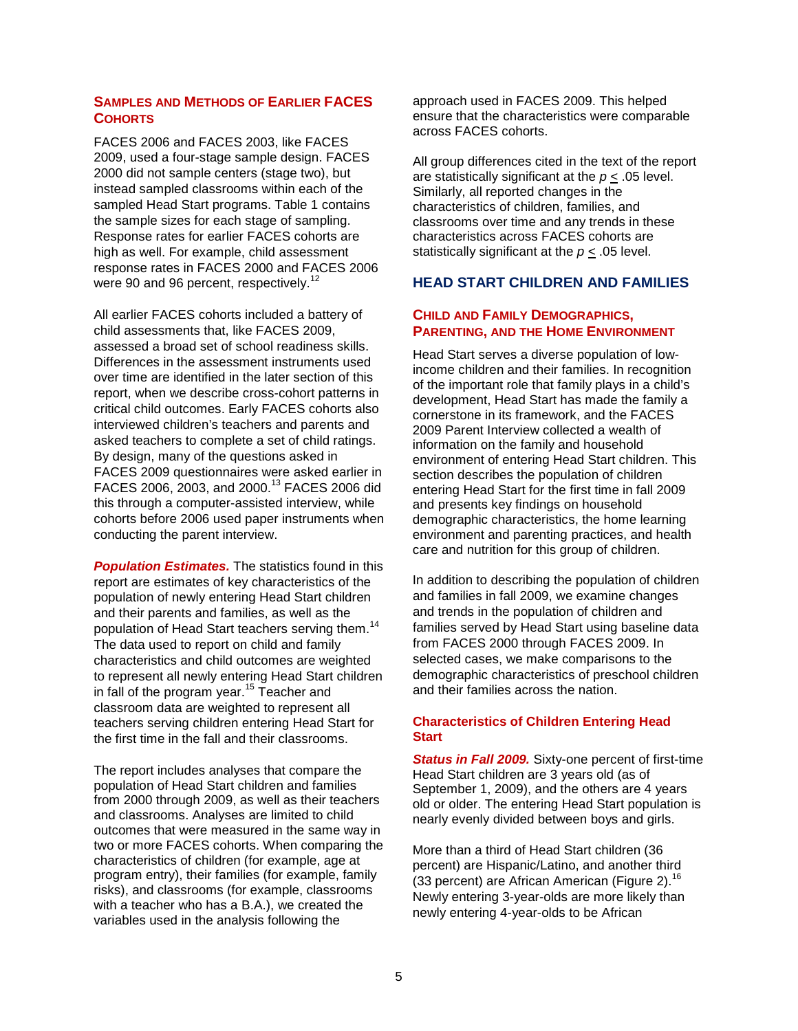### Samples and Methods of Earlier FACES Cohorts

FACES 2006 and FACES 2003, like FACES 2009, used a four-stage sample design. FACES 2000 did not sample centers (stage two), but instead sampled classrooms within each of the sampled Head Start programs. Table 1 contains the sample sizes for each stage of sampling. Response rates for earlier FACES cohorts are high as well. For example, child assessment response rates in FACES 2000 and FACES 2006 were 90 and 96 percent, respectively.[12]

All earlier FACES cohorts included a battery of child assessments that, like FACES 2009, assessed a broad set of school readiness skills. Differences in the assessment instruments used over time are identified in the later section of this report, when we describe cross-cohort patterns in critical child outcomes. Early FACES cohorts also interviewed children's teachers and parents and asked teachers to complete a set of child ratings. By design, many of the questions asked in FACES 2009 questionnaires were asked earlier in FACES 2006, 2003, and 2000.[13] FACES 2006 did this through a computer-assisted interview, while cohorts before 2006 used paper instruments when conducting the parent interview.

***Population Estimates.*** The statistics found in this report are estimates of key characteristics of the population of newly entering Head Start children and their parents and families, as well as the population of Head Start teachers serving them.[14] The data used to report on child and family characteristics and child outcomes are weighted to represent all newly entering Head Start children in fall of the program year.[15] Teacher and classroom data are weighted to represent all teachers serving children entering Head Start for the first time in the fall and their classrooms.

The report includes analyses that compare the population of Head Start children and families from 2000 through 2009, as well as their teachers and classrooms. Analyses are limited to child outcomes that were measured in the same way in two or more FACES cohorts. When comparing the characteristics of children (for example, age at program entry), their families (for example, family risks), and classrooms (for example, classrooms with a teacher who has a B.A.), we created the variables used in the analysis following the approach used in FACES 2009. This helped ensure that the characteristics were comparable across FACES cohorts.

All group differences cited in the text of the report are statistically significant at the $p \leq .05$ level. Similarly, all reported changes in the characteristics of children, families, and classrooms over time and any trends in these characteristics across FACES cohorts are statistically significant at the $p \leq .05$ level.

## HEAD START CHILDREN AND FAMILIES

### Child and Family Demographics, Parenting, and the Home Environment

Head Start serves a diverse population of low-income children and their families. In recognition of the important role that family plays in a child's development, Head Start has made the family a cornerstone in its framework, and the FACES 2009 Parent Interview collected a wealth of information on the family and household environment of entering Head Start children. This section describes the population of children entering Head Start for the first time in fall 2009 and presents key findings on household demographic characteristics, the home learning environment and parenting practices, and health care and nutrition for this group of children.

In addition to describing the population of children and families in fall 2009, we examine changes and trends in the population of children and families served by Head Start using baseline data from FACES 2000 through FACES 2009. In selected cases, we make comparisons to the demographic characteristics of preschool children and their families across the nation.

#### Characteristics of Children Entering Head Start

***Status in Fall 2009.*** Sixty-one percent of first-time Head Start children are 3 years old (as of September 1, 2009), and the others are 4 years old or older. The entering Head Start population is nearly evenly divided between boys and girls.

More than a third of Head Start children (36 percent) are Hispanic/Latino, and another third (33 percent) are African American (Figure 2).[16] Newly entering 3-year-olds are more likely than newly entering 4-year-olds to be African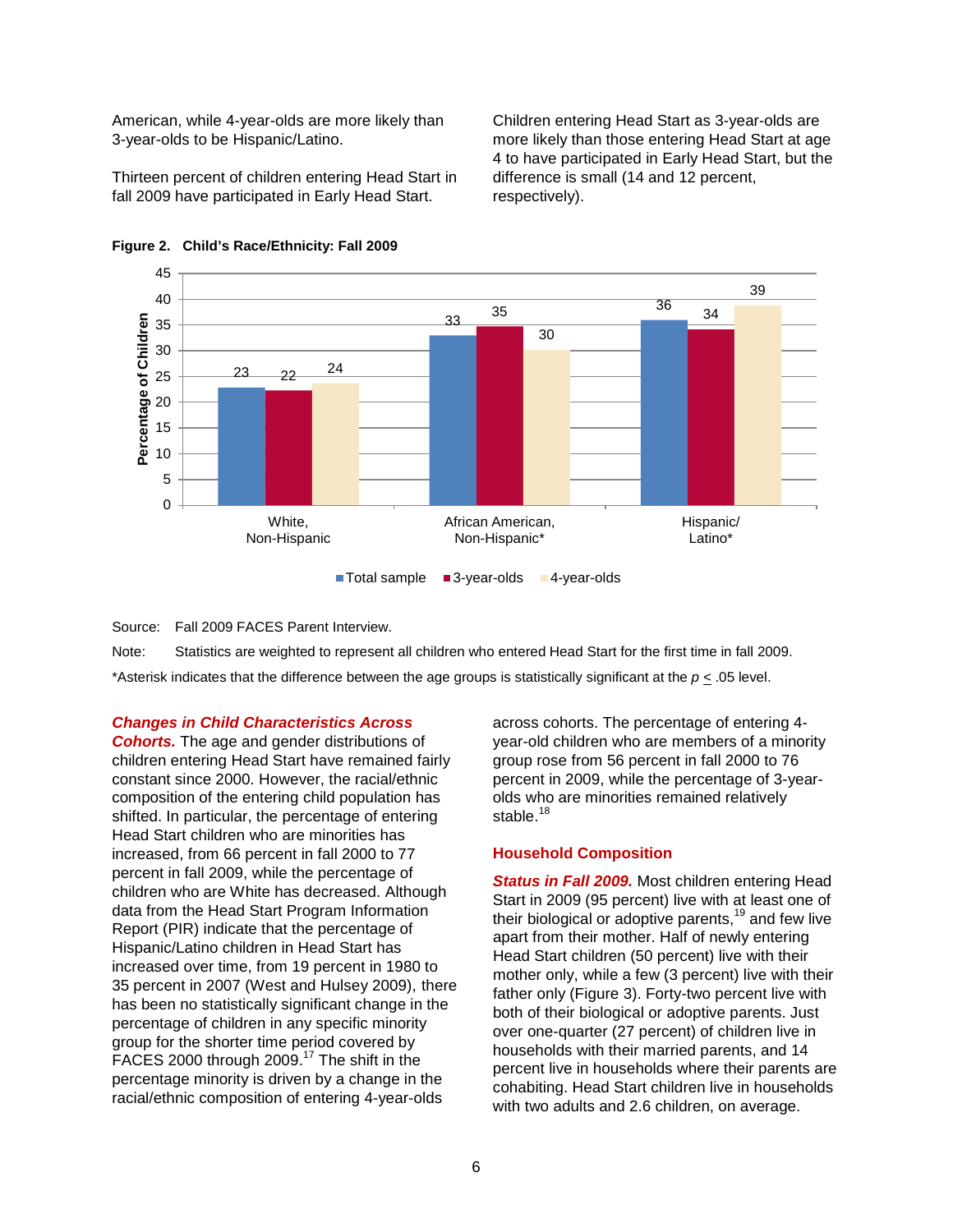American, while 4-year-olds are more likely than 3-year-olds to be Hispanic/Latino.

Thirteen percent of children entering Head Start in fall 2009 have participated in Early Head Start.

Children entering Head Start as 3-year-olds are more likely than those entering Head Start at age 4 to have participated in Early Head Start, but the difference is small (14 and 12 percent, respectively).

**Figure 2. Child's Race/Ethnicity: Fall 2009**

| Race/Ethnicity | Total sample | 3-year-olds | 4-year-olds |
|---|---|---|---|
| White, Non-Hispanic | 23 | 22 | 24 |
| African American, Non-Hispanic* | 33 | 35 | 30 |
| Hispanic/ Latino* | 36 | 34 | 39 |

Source: Fall 2009 FACES Parent Interview.

Note: Statistics are weighted to represent all children who entered Head Start for the first time in fall 2009.

*Asterisk indicates that the difference between the age groups is statistically significant at the $p \leq .05$ level.

***Changes in Child Characteristics Across Cohorts.*** The age and gender distributions of children entering Head Start have remained fairly constant since 2000. However, the racial/ethnic composition of the entering child population has shifted. In particular, the percentage of entering Head Start children who are minorities has increased, from 66 percent in fall 2000 to 77 percent in fall 2009, while the percentage of children who are White has decreased. Although data from the Head Start Program Information Report (PIR) indicate that the percentage of Hispanic/Latino children in Head Start has increased over time, from 19 percent in 1980 to 35 percent in 2007 (West and Hulsey 2009), there has been no statistically significant change in the percentage of children in any specific minority group for the shorter time period covered by FACES 2000 through 2009.[17] The shift in the percentage minority is driven by a change in the racial/ethnic composition of entering 4-year-olds across cohorts. The percentage of entering 4-year-old children who are members of a minority group rose from 56 percent in fall 2000 to 76 percent in 2009, while the percentage of 3-year-olds who are minorities remained relatively stable.[18]

## Household Composition

***Status in Fall 2009.*** Most children entering Head Start in 2009 (95 percent) live with at least one of their biological or adoptive parents,[19] and few live apart from their mother. Half of newly entering Head Start children (50 percent) live with their mother only, while a few (3 percent) live with their father only (Figure 3). Forty-two percent live with both of their biological or adoptive parents. Just over one-quarter (27 percent) of children live in households with their married parents, and 14 percent live in households where their parents are cohabiting. Head Start children live in households with two adults and 2.6 children, on average.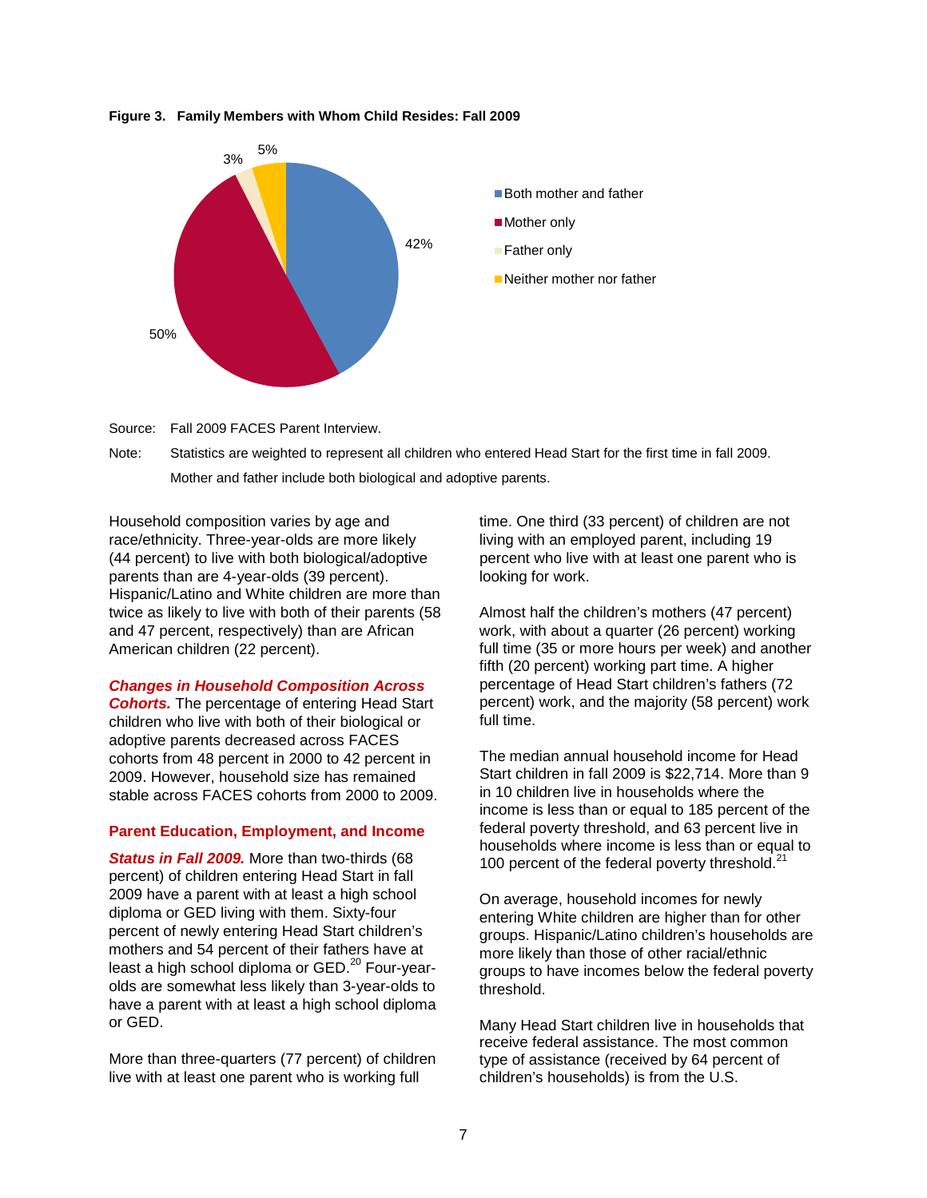**Figure 3. Family Members with Whom Child Resides: Fall 2009**

| Family members | Percent |
|---|---|
| Both mother and father | 42% |
| Mother only | 50% |
| Father only | 3% |
| Neither mother nor father | 5% |

Source: Fall 2009 FACES Parent Interview.

Note: Statistics are weighted to represent all children who entered Head Start for the first time in fall 2009. Mother and father include both biological and adoptive parents.

Household composition varies by age and race/ethnicity. Three-year-olds are more likely (44 percent) to live with both biological/adoptive parents than are 4-year-olds (39 percent). Hispanic/Latino and White children are more than twice as likely to live with both of their parents (58 and 47 percent, respectively) than are African American children (22 percent).

***Changes in Household Composition Across Cohorts.*** The percentage of entering Head Start children who live with both of their biological or adoptive parents decreased across FACES cohorts from 48 percent in 2000 to 42 percent in 2009. However, household size has remained stable across FACES cohorts from 2000 to 2009.

### Parent Education, Employment, and Income

***Status in Fall 2009.*** More than two-thirds (68 percent) of children entering Head Start in fall 2009 have a parent with at least a high school diploma or GED living with them. Sixty-four percent of newly entering Head Start children's mothers and 54 percent of their fathers have at least a high school diploma or GED.[20] Four-year-olds are somewhat less likely than 3-year-olds to have a parent with at least a high school diploma or GED.

More than three-quarters (77 percent) of children live with at least one parent who is working full time. One third (33 percent) of children are not living with an employed parent, including 19 percent who live with at least one parent who is looking for work.

Almost half the children's mothers (47 percent) work, with about a quarter (26 percent) working full time (35 or more hours per week) and another fifth (20 percent) working part time. A higher percentage of Head Start children's fathers (72 percent) work, and the majority (58 percent) work full time.

The median annual household income for Head Start children in fall 2009 is $22,714. More than 9 in 10 children live in households where the income is less than or equal to 185 percent of the federal poverty threshold, and 63 percent live in households where income is less than or equal to 100 percent of the federal poverty threshold.[21]

On average, household incomes for newly entering White children are higher than for other groups. Hispanic/Latino children's households are more likely than those of other racial/ethnic groups to have incomes below the federal poverty threshold.

Many Head Start children live in households that receive federal assistance. The most common type of assistance (received by 64 percent of children's households) is from the U.S.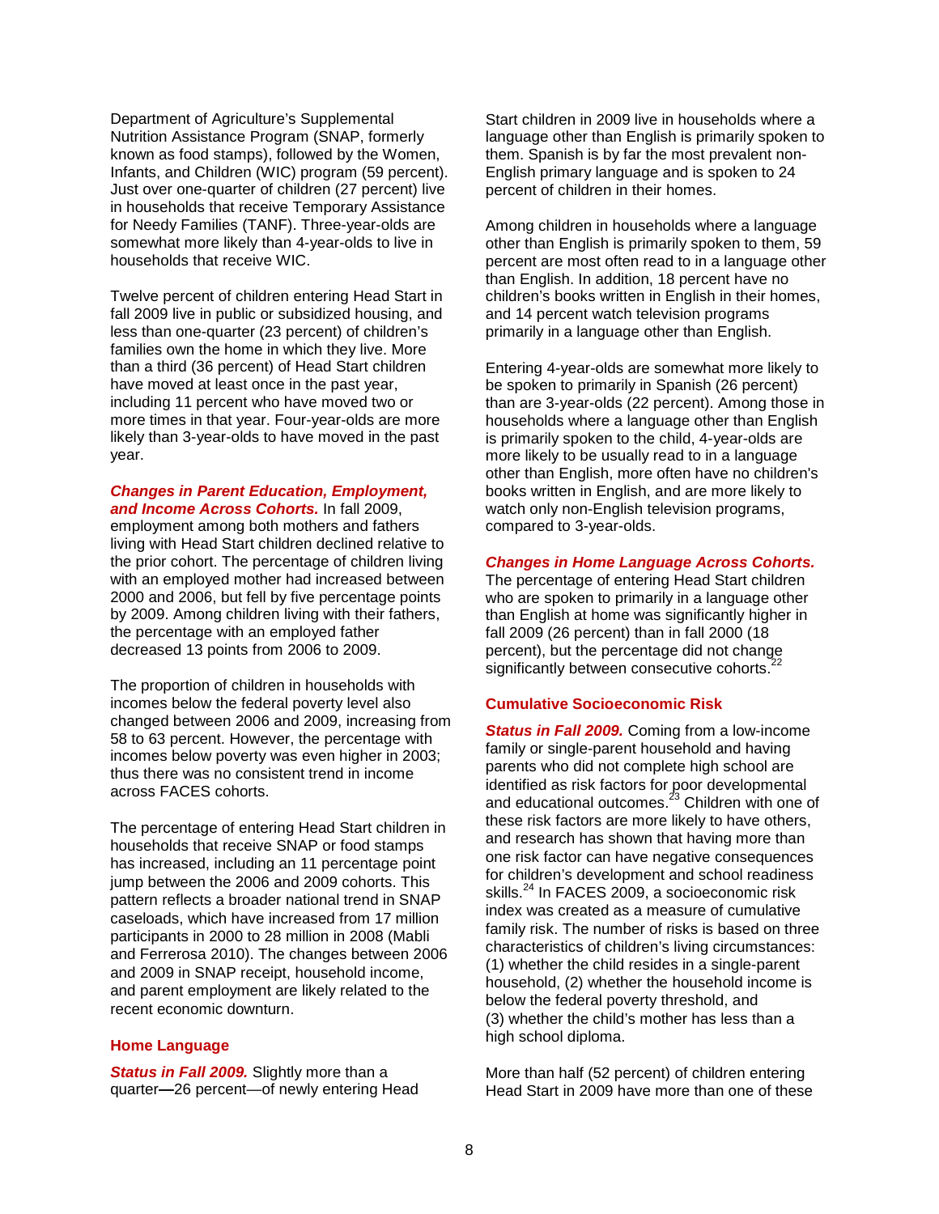Department of Agriculture's Supplemental Nutrition Assistance Program (SNAP, formerly known as food stamps), followed by the Women, Infants, and Children (WIC) program (59 percent). Just over one-quarter of children (27 percent) live in households that receive Temporary Assistance for Needy Families (TANF). Three-year-olds are somewhat more likely than 4-year-olds to live in households that receive WIC.

Twelve percent of children entering Head Start in fall 2009 live in public or subsidized housing, and less than one-quarter (23 percent) of children's families own the home in which they live. More than a third (36 percent) of Head Start children have moved at least once in the past year, including 11 percent who have moved two or more times in that year. Four-year-olds are more likely than 3-year-olds to have moved in the past year.

***Changes in Parent Education, Employment, and Income Across Cohorts.*** In fall 2009, employment among both mothers and fathers living with Head Start children declined relative to the prior cohort. The percentage of children living with an employed mother had increased between 2000 and 2006, but fell by five percentage points by 2009. Among children living with their fathers, the percentage with an employed father decreased 13 points from 2006 to 2009.

The proportion of children in households with incomes below the federal poverty level also changed between 2006 and 2009, increasing from 58 to 63 percent. However, the percentage with incomes below poverty was even higher in 2003; thus there was no consistent trend in income across FACES cohorts.

The percentage of entering Head Start children in households that receive SNAP or food stamps has increased, including an 11 percentage point jump between the 2006 and 2009 cohorts. This pattern reflects a broader national trend in SNAP caseloads, which have increased from 17 million participants in 2000 to 28 million in 2008 (Mabli and Ferrerosa 2010). The changes between 2006 and 2009 in SNAP receipt, household income, and parent employment are likely related to the recent economic downturn.

### Home Language

***Status in Fall 2009.*** Slightly more than a quarter—26 percent—of newly entering Head Start children in 2009 live in households where a language other than English is primarily spoken to them. Spanish is by far the most prevalent non-English primary language and is spoken to 24 percent of children in their homes.

Among children in households where a language other than English is primarily spoken to them, 59 percent are most often read to in a language other than English. In addition, 18 percent have no children's books written in English in their homes, and 14 percent watch television programs primarily in a language other than English.

Entering 4-year-olds are somewhat more likely to be spoken to primarily in Spanish (26 percent) than are 3-year-olds (22 percent). Among those in households where a language other than English is primarily spoken to the child, 4-year-olds are more likely to be usually read to in a language other than English, more often have no children's books written in English, and are more likely to watch only non-English television programs, compared to 3-year-olds.

***Changes in Home Language Across Cohorts.*** The percentage of entering Head Start children who are spoken to primarily in a language other than English at home was significantly higher in fall 2009 (26 percent) than in fall 2000 (18 percent), but the percentage did not change significantly between consecutive cohorts.[22]

### Cumulative Socioeconomic Risk

***Status in Fall 2009.*** Coming from a low-income family or single-parent household and having parents who did not complete high school are identified as risk factors for poor developmental and educational outcomes.[23] Children with one of these risk factors are more likely to have others, and research has shown that having more than one risk factor can have negative consequences for children's development and school readiness skills.[24] In FACES 2009, a socioeconomic risk index was created as a measure of cumulative family risk. The number of risks is based on three characteristics of children's living circumstances: (1) whether the child resides in a single-parent household, (2) whether the household income is below the federal poverty threshold, and (3) whether the child's mother has less than a high school diploma.

More than half (52 percent) of children entering Head Start in 2009 have more than one of these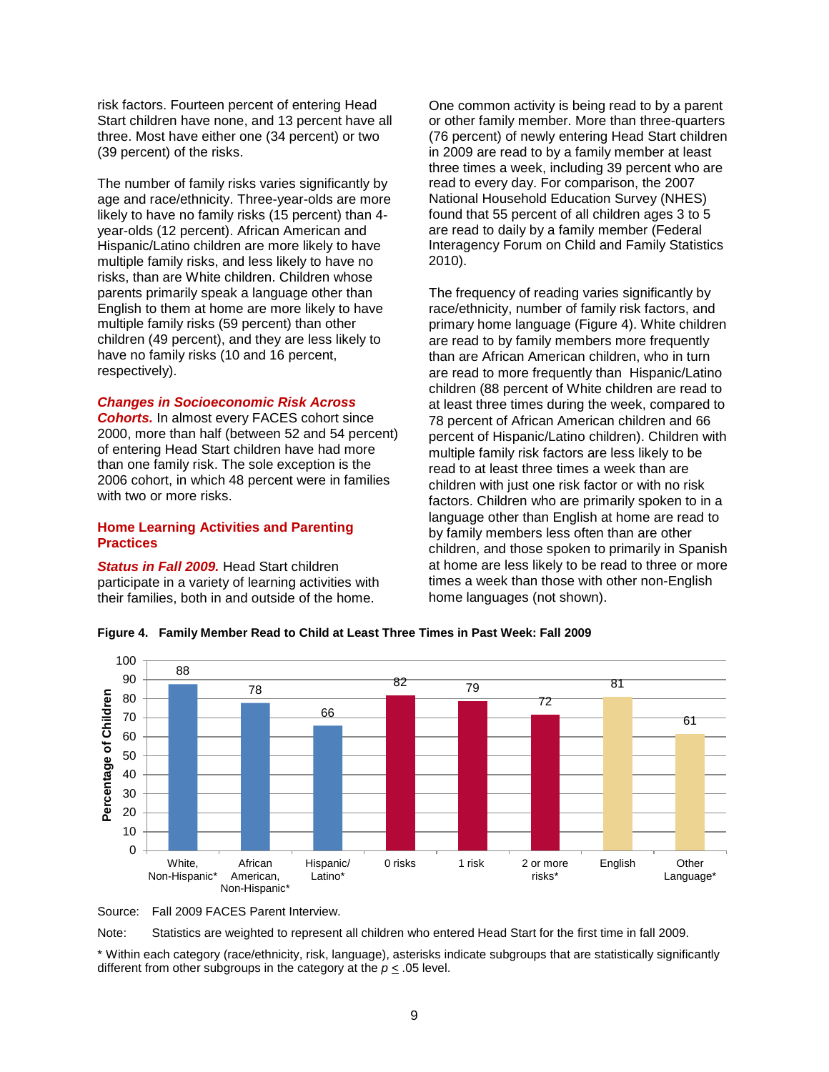risk factors. Fourteen percent of entering Head Start children have none, and 13 percent have all three. Most have either one (34 percent) or two (39 percent) of the risks.

The number of family risks varies significantly by age and race/ethnicity. Three-year-olds are more likely to have no family risks (15 percent) than 4-year-olds (12 percent). African American and Hispanic/Latino children are more likely to have multiple family risks, and less likely to have no risks, than are White children. Children whose parents primarily speak a language other than English to them at home are more likely to have multiple family risks (59 percent) than other children (49 percent), and they are less likely to have no family risks (10 and 16 percent, respectively).

***Changes in Socioeconomic Risk Across Cohorts.*** In almost every FACES cohort since 2000, more than half (between 52 and 54 percent) of entering Head Start children have had more than one family risk. The sole exception is the 2006 cohort, in which 48 percent were in families with two or more risks.

## Home Learning Activities and Parenting Practices

***Status in Fall 2009.*** Head Start children participate in a variety of learning activities with their families, both in and outside of the home.

One common activity is being read to by a parent or other family member. More than three-quarters (76 percent) of newly entering Head Start children in 2009 are read to by a family member at least three times a week, including 39 percent who are read to every day. For comparison, the 2007 National Household Education Survey (NHES) found that 55 percent of all children ages 3 to 5 are read to daily by a family member (Federal Interagency Forum on Child and Family Statistics 2010).

The frequency of reading varies significantly by race/ethnicity, number of family risk factors, and primary home language (Figure 4). White children are read to by family members more frequently than are African American children, who in turn are read to more frequently than Hispanic/Latino children (88 percent of White children are read to at least three times during the week, compared to 78 percent of African American children and 66 percent of Hispanic/Latino children). Children with multiple family risk factors are less likely to be read to at least three times a week than are children with just one risk factor or with no risk factors. Children who are primarily spoken to in a language other than English at home are read to by family members less often than are other children, and those spoken to primarily in Spanish at home are less likely to be read to three or more times a week than those with other non-English home languages (not shown).

**Figure 4. Family Member Read to Child at Least Three Times in Past Week: Fall 2009**

| Subgroup | Percentage of Children |
|---|---|
| White, Non-Hispanic* | 88 |
| African American, Non-Hispanic* | 78 |
| Hispanic/ Latino* | 66 |
| 0 risks | 82 |
| 1 risk | 79 |
| 2 or more risks* | 72 |
| English | 81 |
| Other Language* | 61 |

Source: Fall 2009 FACES Parent Interview.

Note: Statistics are weighted to represent all children who entered Head Start for the first time in fall 2009.

* Within each category (race/ethnicity, risk, language), asterisks indicate subgroups that are statistically significantly different from other subgroups in the category at the $p \leq .05$ level.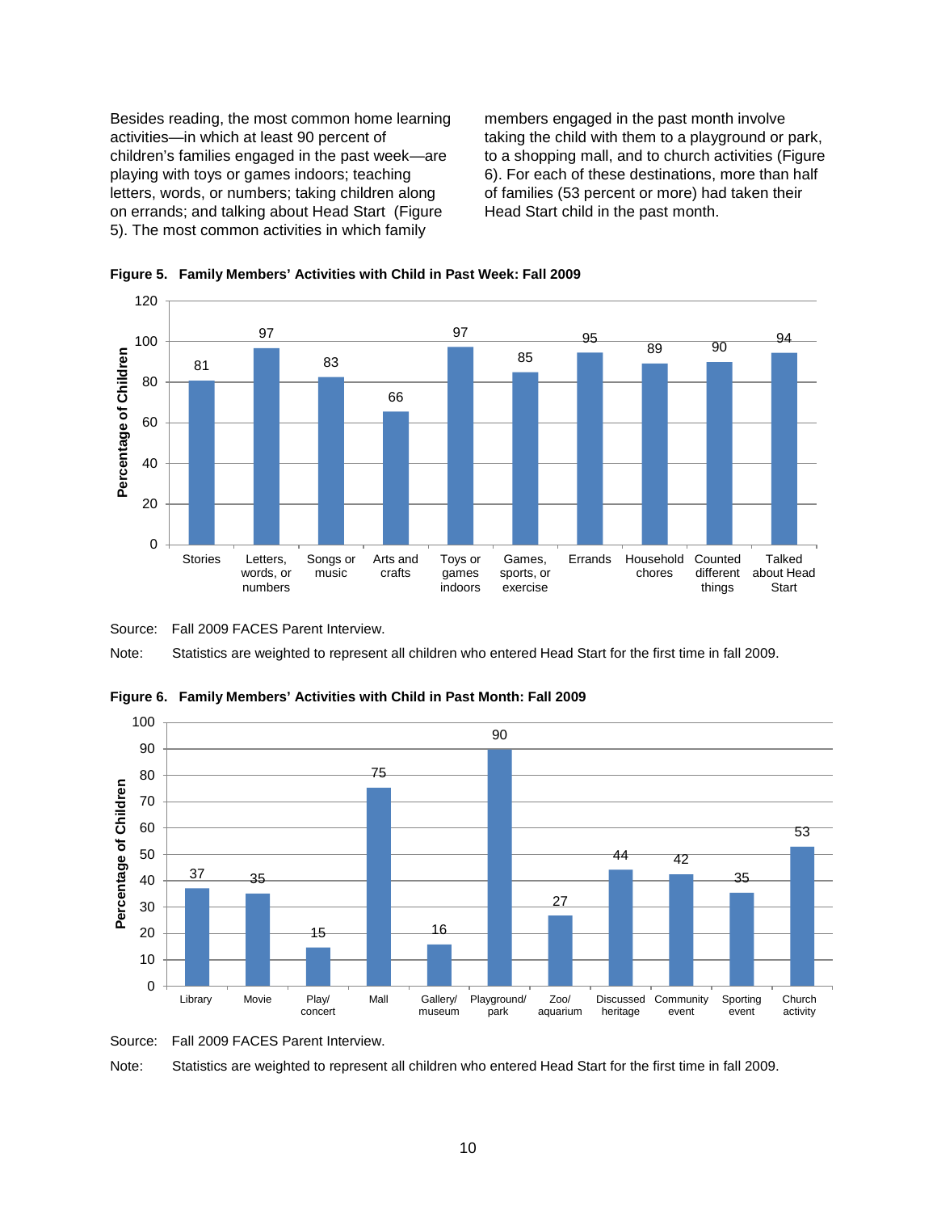Besides reading, the most common home learning activities—in which at least 90 percent of children's families engaged in the past week—are playing with toys or games indoors; teaching letters, words, or numbers; taking children along on errands; and talking about Head Start (Figure 5). The most common activities in which family members engaged in the past month involve taking the child with them to a playground or park, to a shopping mall, and to church activities (Figure 6). For each of these destinations, more than half of families (53 percent or more) had taken their Head Start child in the past month.

**Figure 5. Family Members' Activities with Child in Past Week: Fall 2009**

| Activity | Percentage of Children |
|---|---|
| Stories | 81 |
| Letters, words, or numbers | 97 |
| Songs or music | 83 |
| Arts and crafts | 66 |
| Toys or games indoors | 97 |
| Games, sports, or exercise | 85 |
| Errands | 95 |
| Household chores | 89 |
| Counted different things | 90 |
| Talked about Head Start | 94 |

Source: Fall 2009 FACES Parent Interview.

Note: Statistics are weighted to represent all children who entered Head Start for the first time in fall 2009.

**Figure 6. Family Members' Activities with Child in Past Month: Fall 2009**

| Activity | Percentage of Children |
|---|---|
| Library | 37 |
| Movie | 35 |
| Play/concert | 15 |
| Mall | 75 |
| Gallery/museum | 16 |
| Playground/park | 90 |
| Zoo/aquarium | 27 |
| Discussed heritage | 44 |
| Community event | 42 |
| Sporting event | 35 |
| Church activity | 53 |

Source: Fall 2009 FACES Parent Interview.

Note: Statistics are weighted to represent all children who entered Head Start for the first time in fall 2009.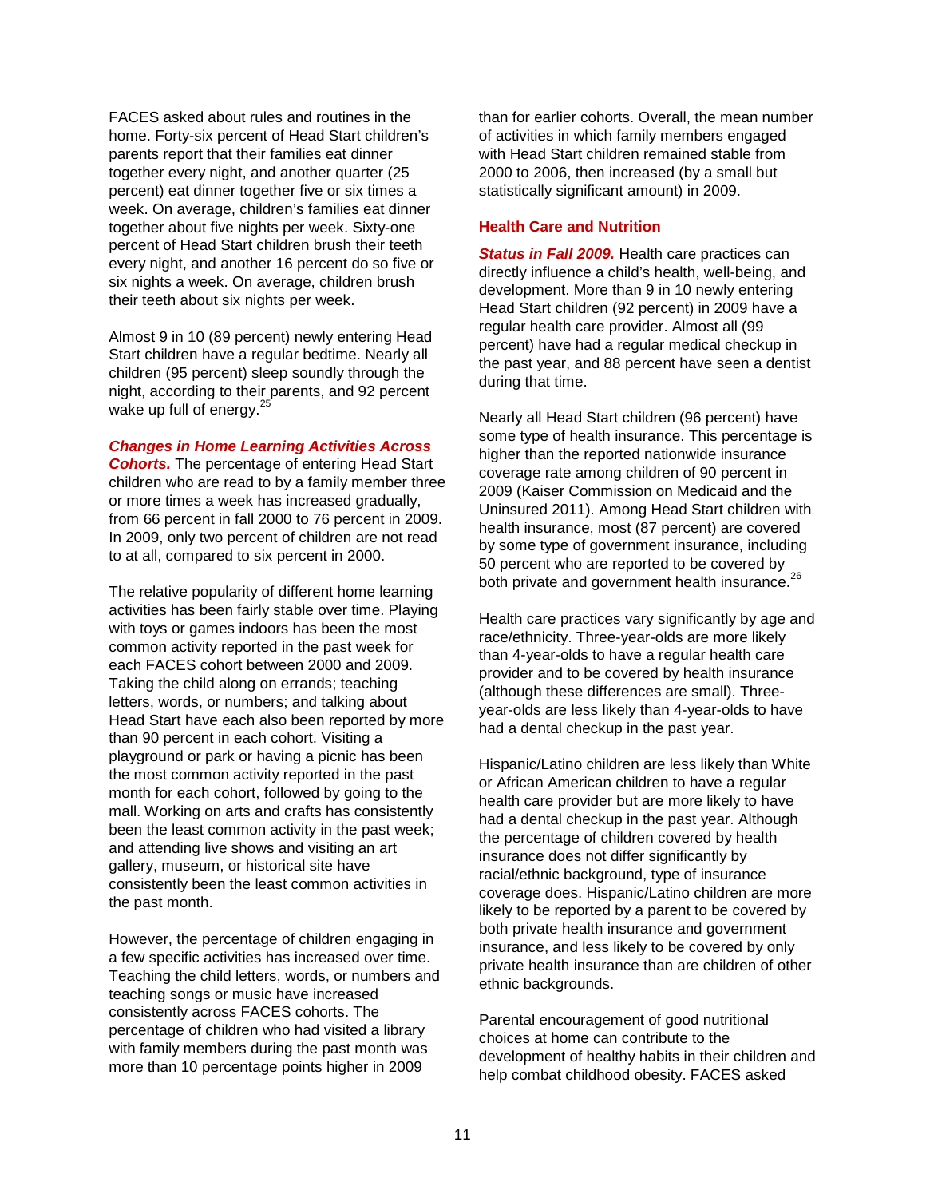FACES asked about rules and routines in the home. Forty-six percent of Head Start children's parents report that their families eat dinner together every night, and another quarter (25 percent) eat dinner together five or six times a week. On average, children's families eat dinner together about five nights per week. Sixty-one percent of Head Start children brush their teeth every night, and another 16 percent do so five or six nights a week. On average, children brush their teeth about six nights per week.

Almost 9 in 10 (89 percent) newly entering Head Start children have a regular bedtime. Nearly all children (95 percent) sleep soundly through the night, according to their parents, and 92 percent wake up full of energy.[25]

***Changes in Home Learning Activities Across Cohorts.*** The percentage of entering Head Start children who are read to by a family member three or more times a week has increased gradually, from 66 percent in fall 2000 to 76 percent in 2009. In 2009, only two percent of children are not read to at all, compared to six percent in 2000.

The relative popularity of different home learning activities has been fairly stable over time. Playing with toys or games indoors has been the most common activity reported in the past week for each FACES cohort between 2000 and 2009. Taking the child along on errands; teaching letters, words, or numbers; and talking about Head Start have each also been reported by more than 90 percent in each cohort. Visiting a playground or park or having a picnic has been the most common activity reported in the past month for each cohort, followed by going to the mall. Working on arts and crafts has consistently been the least common activity in the past week; and attending live shows and visiting an art gallery, museum, or historical site have consistently been the least common activities in the past month.

However, the percentage of children engaging in a few specific activities has increased over time. Teaching the child letters, words, or numbers and teaching songs or music have increased consistently across FACES cohorts. The percentage of children who had visited a library with family members during the past month was more than 10 percentage points higher in 2009 than for earlier cohorts. Overall, the mean number of activities in which family members engaged with Head Start children remained stable from 2000 to 2006, then increased (by a small but statistically significant amount) in 2009.

## Health Care and Nutrition

***Status in Fall 2009.*** Health care practices can directly influence a child's health, well-being, and development. More than 9 in 10 newly entering Head Start children (92 percent) in 2009 have a regular health care provider. Almost all (99 percent) have had a regular medical checkup in the past year, and 88 percent have seen a dentist during that time.

Nearly all Head Start children (96 percent) have some type of health insurance. This percentage is higher than the reported nationwide insurance coverage rate among children of 90 percent in 2009 (Kaiser Commission on Medicaid and the Uninsured 2011). Among Head Start children with health insurance, most (87 percent) are covered by some type of government insurance, including 50 percent who are reported to be covered by both private and government health insurance.[26]

Health care practices vary significantly by age and race/ethnicity. Three-year-olds are more likely than 4-year-olds to have a regular health care provider and to be covered by health insurance (although these differences are small). Three-year-olds are less likely than 4-year-olds to have had a dental checkup in the past year.

Hispanic/Latino children are less likely than White or African American children to have a regular health care provider but are more likely to have had a dental checkup in the past year. Although the percentage of children covered by health insurance does not differ significantly by racial/ethnic background, type of insurance coverage does. Hispanic/Latino children are more likely to be reported by a parent to be covered by both private health insurance and government insurance, and less likely to be covered by only private health insurance than are children of other ethnic backgrounds.

Parental encouragement of good nutritional choices at home can contribute to the development of healthy habits in their children and help combat childhood obesity. FACES asked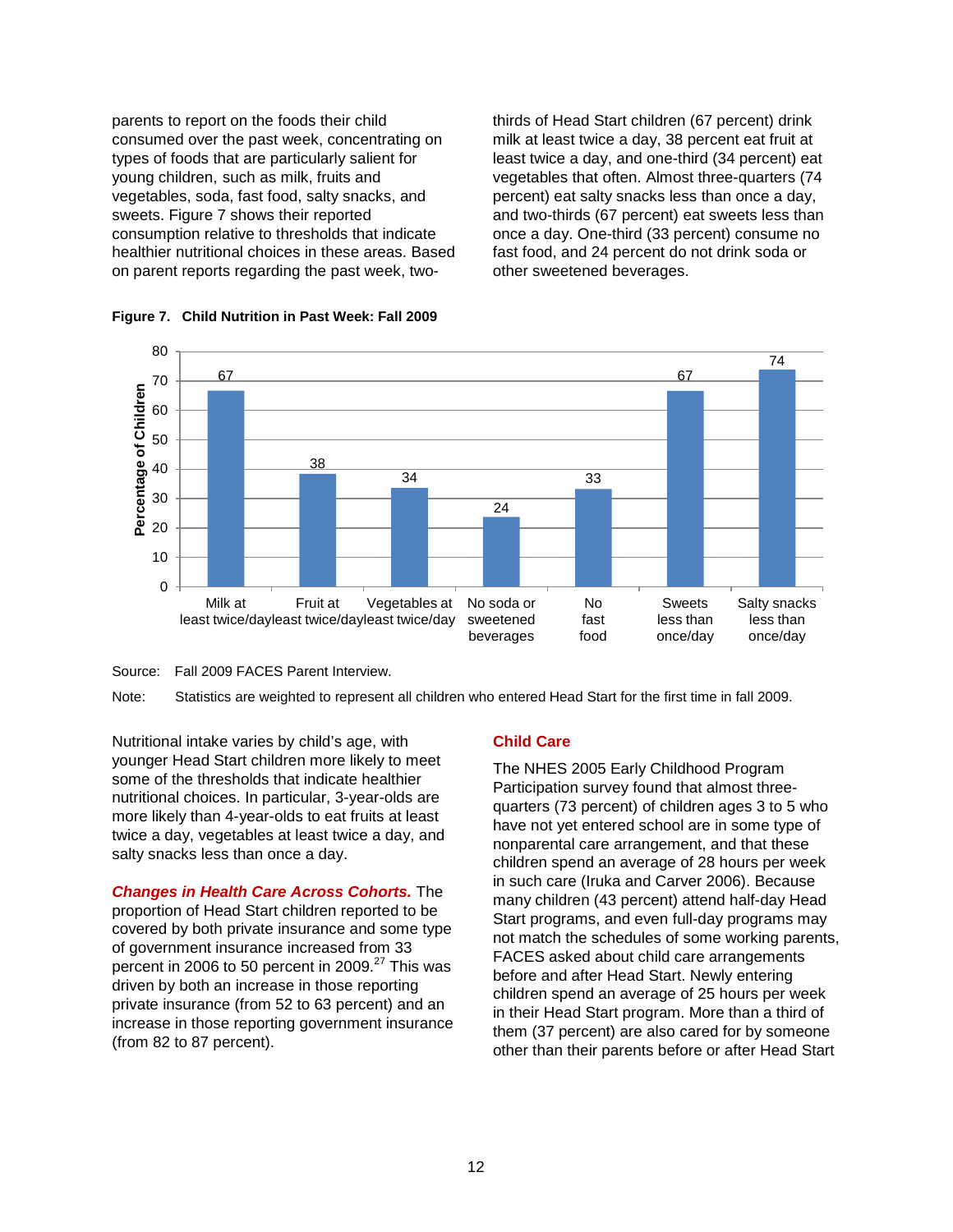parents to report on the foods their child consumed over the past week, concentrating on types of foods that are particularly salient for young children, such as milk, fruits and vegetables, soda, fast food, salty snacks, and sweets. Figure 7 shows their reported consumption relative to thresholds that indicate healthier nutritional choices in these areas. Based on parent reports regarding the past week, two-thirds of Head Start children (67 percent) drink milk at least twice a day, 38 percent eat fruit at least twice a day, and one-third (34 percent) eat vegetables that often. Almost three-quarters (74 percent) eat salty snacks less than once a day, and two-thirds (67 percent) eat sweets less than once a day. One-third (33 percent) consume no fast food, and 24 percent do not drink soda or other sweetened beverages.

**Figure 7. Child Nutrition in Past Week: Fall 2009**

| Category | Percentage of Children |
|---|---|
| Milk at least twice/day | 67 |
| Fruit at least twice/day | 38 |
| Vegetables at least twice/day | 34 |
| No soda or sweetened beverages | 24 |
| No fast food | 33 |
| Sweets less than once/day | 67 |
| Salty snacks less than once/day | 74 |

Source: Fall 2009 FACES Parent Interview.

Note: Statistics are weighted to represent all children who entered Head Start for the first time in fall 2009.

Nutritional intake varies by child's age, with younger Head Start children more likely to meet some of the thresholds that indicate healthier nutritional choices. In particular, 3-year-olds are more likely than 4-year-olds to eat fruits at least twice a day, vegetables at least twice a day, and salty snacks less than once a day.

***Changes in Health Care Across Cohorts.*** The proportion of Head Start children reported to be covered by both private insurance and some type of government insurance increased from 33 percent in 2006 to 50 percent in 2009.[27] This was driven by both an increase in those reporting private insurance (from 52 to 63 percent) and an increase in those reporting government insurance (from 82 to 87 percent).

## Child Care

The NHES 2005 Early Childhood Program Participation survey found that almost three-quarters (73 percent) of children ages 3 to 5 who have not yet entered school are in some type of nonparental care arrangement, and that these children spend an average of 28 hours per week in such care (Iruka and Carver 2006). Because many children (43 percent) attend half-day Head Start programs, and even full-day programs may not match the schedules of some working parents, FACES asked about child care arrangements before and after Head Start. Newly entering children spend an average of 25 hours per week in their Head Start program. More than a third of them (37 percent) are also cared for by someone other than their parents before or after Head Start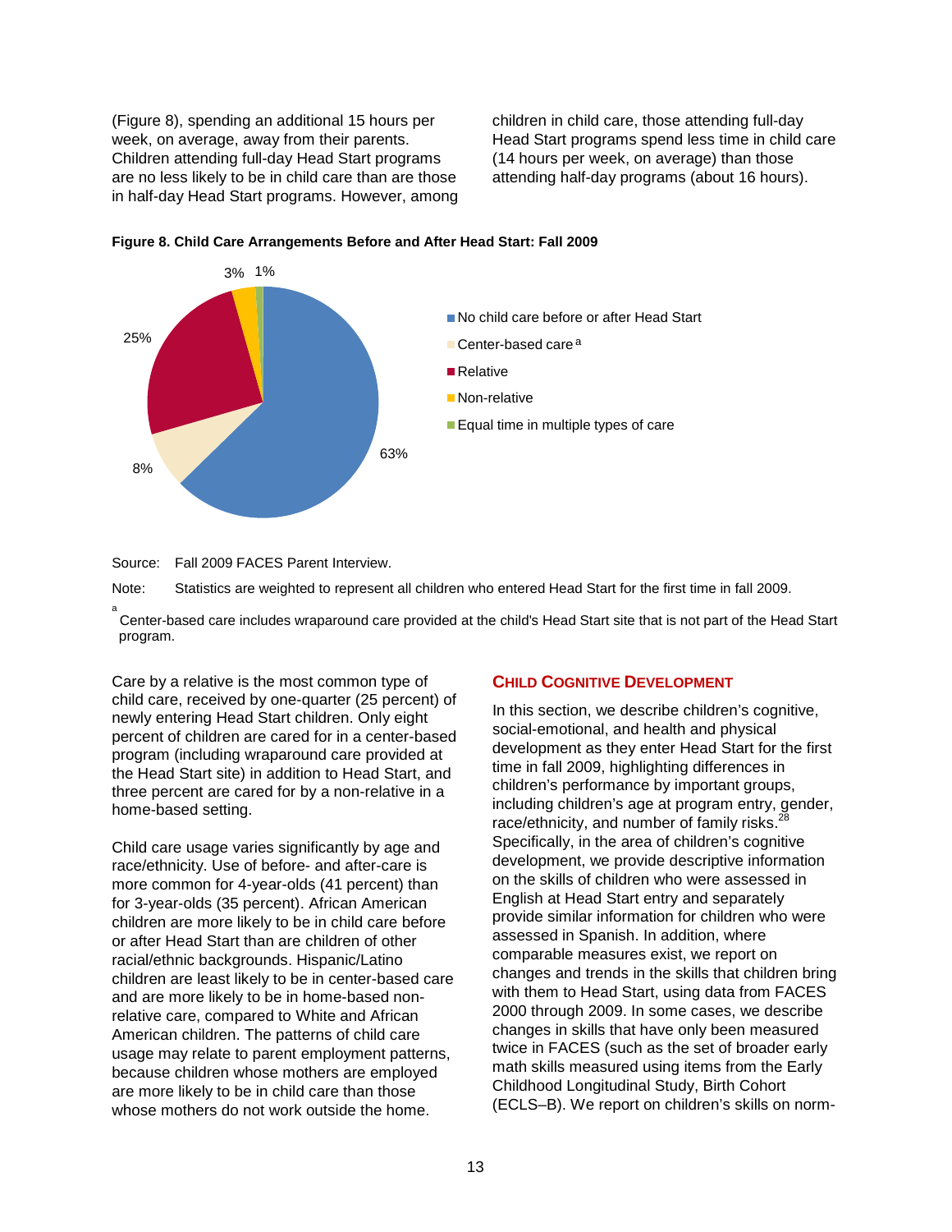(Figure 8), spending an additional 15 hours per week, on average, away from their parents. Children attending full-day Head Start programs are no less likely to be in child care than are those in half-day Head Start programs. However, among children in child care, those attending full-day Head Start programs spend less time in child care (14 hours per week, on average) than those attending half-day programs (about 16 hours).

**Figure 8. Child Care Arrangements Before and After Head Start: Fall 2009**

| Category | Percent |
|---|---|
| No child care before or after Head Start | 63% |
| Center-based care[a] | 8% |
| Relative | 25% |
| Non-relative | 3% |
| Equal time in multiple types of care | 1% |

Source: Fall 2009 FACES Parent Interview.

Note: Statistics are weighted to represent all children who entered Head Start for the first time in fall 2009.

[a] Center-based care includes wraparound care provided at the child's Head Start site that is not part of the Head Start program.

Care by a relative is the most common type of child care, received by one-quarter (25 percent) of newly entering Head Start children. Only eight percent of children are cared for in a center-based program (including wraparound care provided at the Head Start site) in addition to Head Start, and three percent are cared for by a non-relative in a home-based setting.

Child care usage varies significantly by age and race/ethnicity. Use of before- and after-care is more common for 4-year-olds (41 percent) than for 3-year-olds (35 percent). African American children are more likely to be in child care before or after Head Start than are children of other racial/ethnic backgrounds. Hispanic/Latino children are least likely to be in center-based care and are more likely to be in home-based non-relative care, compared to White and African American children. The patterns of child care usage may relate to parent employment patterns, because children whose mothers are employed are more likely to be in child care than those whose mothers do not work outside the home.

## Child Cognitive Development

In this section, we describe children's cognitive, social-emotional, and health and physical development as they enter Head Start for the first time in fall 2009, highlighting differences in children's performance by important groups, including children's age at program entry, gender, race/ethnicity, and number of family risks.[28] Specifically, in the area of children's cognitive development, we provide descriptive information on the skills of children who were assessed in English at Head Start entry and separately provide similar information for children who were assessed in Spanish. In addition, where comparable measures exist, we report on changes and trends in the skills that children bring with them to Head Start, using data from FACES 2000 through 2009. In some cases, we describe changes in skills that have only been measured twice in FACES (such as the set of broader early math skills measured using items from the Early Childhood Longitudinal Study, Birth Cohort (ECLS–B). We report on children's skills on norm-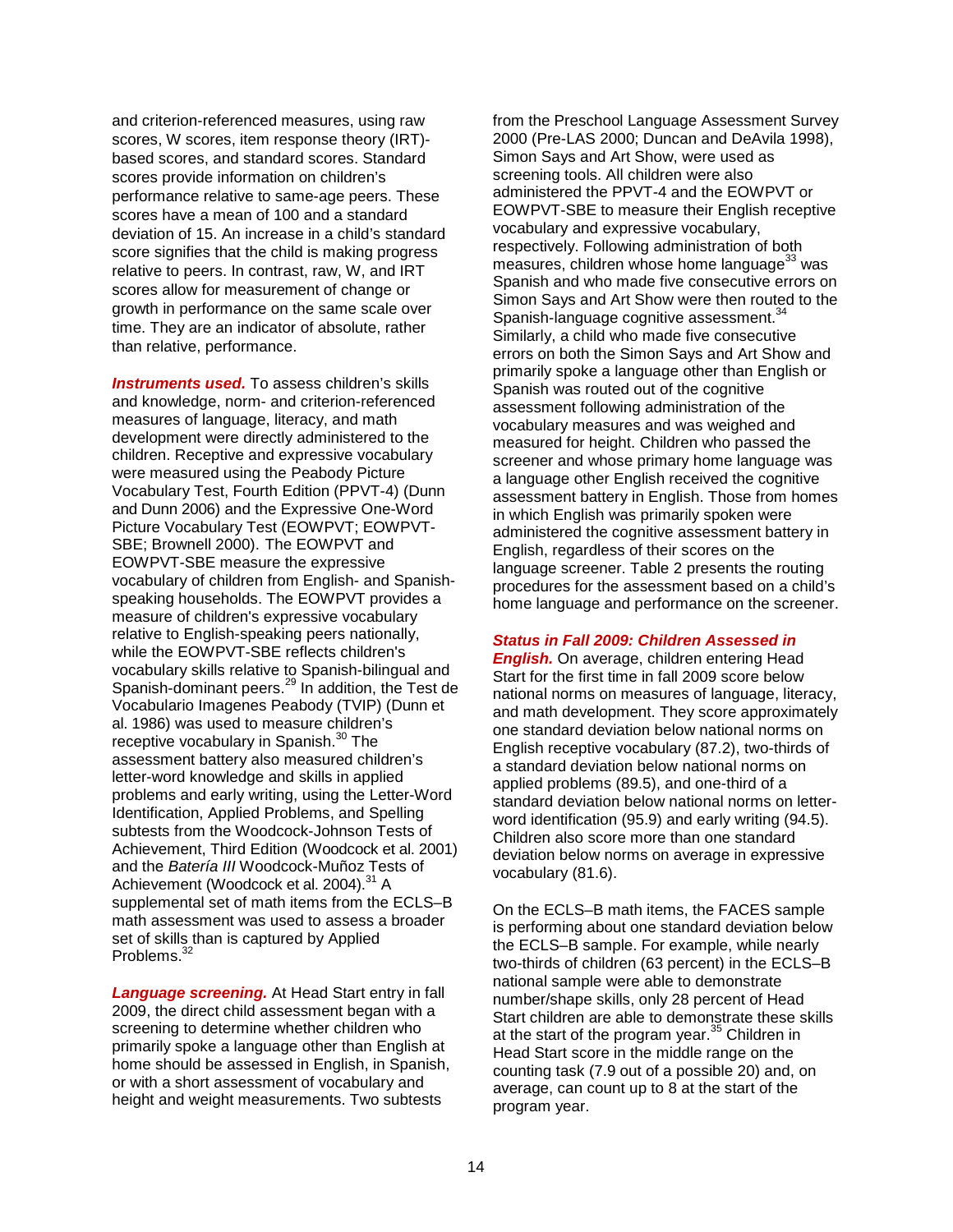and criterion-referenced measures, using raw scores, W scores, item response theory (IRT)-based scores, and standard scores. Standard scores provide information on children's performance relative to same-age peers. These scores have a mean of 100 and a standard deviation of 15. An increase in a child's standard score signifies that the child is making progress relative to peers. In contrast, raw, W, and IRT scores allow for measurement of change or growth in performance on the same scale over time. They are an indicator of absolute, rather than relative, performance.

***Instruments used.*** To assess children's skills and knowledge, norm- and criterion-referenced measures of language, literacy, and math development were directly administered to the children. Receptive and expressive vocabulary were measured using the Peabody Picture Vocabulary Test, Fourth Edition (PPVT-4) (Dunn and Dunn 2006) and the Expressive One-Word Picture Vocabulary Test (EOWPVT; EOWPVT-SBE; Brownell 2000). The EOWPVT and EOWPVT-SBE measure the expressive vocabulary of children from English- and Spanish-speaking households. The EOWPVT provides a measure of children's expressive vocabulary relative to English-speaking peers nationally, while the EOWPVT-SBE reflects children's vocabulary skills relative to Spanish-bilingual and Spanish-dominant peers.[29] In addition, the Test de Vocabulario Imagenes Peabody (TVIP) (Dunn et al. 1986) was used to measure children's receptive vocabulary in Spanish.[30] The assessment battery also measured children's letter-word knowledge and skills in applied problems and early writing, using the Letter-Word Identification, Applied Problems, and Spelling subtests from the Woodcock-Johnson Tests of Achievement, Third Edition (Woodcock et al. 2001) and the *Batería III* Woodcock-Muñoz Tests of Achievement (Woodcock et al. 2004).[31] A supplemental set of math items from the ECLS–B math assessment was used to assess a broader set of skills than is captured by Applied Problems.[32]

***Language screening.*** At Head Start entry in fall 2009, the direct child assessment began with a screening to determine whether children who primarily spoke a language other than English at home should be assessed in English, in Spanish, or with a short assessment of vocabulary and height and weight measurements. Two subtests from the Preschool Language Assessment Survey 2000 (Pre-LAS 2000; Duncan and DeAvila 1998), Simon Says and Art Show, were used as screening tools. All children were also administered the PPVT-4 and the EOWPVT or EOWPVT-SBE to measure their English receptive vocabulary and expressive vocabulary, respectively. Following administration of both measures, children whose home language[33] was Spanish and who made five consecutive errors on Simon Says and Art Show were then routed to the Spanish-language cognitive assessment.[34] Similarly, a child who made five consecutive errors on both the Simon Says and Art Show and primarily spoke a language other than English or Spanish was routed out of the cognitive assessment following administration of the vocabulary measures and was weighed and measured for height. Children who passed the screener and whose primary home language was a language other English received the cognitive assessment battery in English. Those from homes in which English was primarily spoken were administered the cognitive assessment battery in English, regardless of their scores on the language screener. Table 2 presents the routing procedures for the assessment based on a child's home language and performance on the screener.

***Status in Fall 2009: Children Assessed in English.*** On average, children entering Head Start for the first time in fall 2009 score below national norms on measures of language, literacy, and math development. They score approximately one standard deviation below national norms on English receptive vocabulary (87.2), two-thirds of a standard deviation below national norms on applied problems (89.5), and one-third of a standard deviation below national norms on letter-word identification (95.9) and early writing (94.5). Children also score more than one standard deviation below norms on average in expressive vocabulary (81.6).

On the ECLS–B math items, the FACES sample is performing about one standard deviation below the ECLS–B sample. For example, while nearly two-thirds of children (63 percent) in the ECLS–B national sample were able to demonstrate number/shape skills, only 28 percent of Head Start children are able to demonstrate these skills at the start of the program year.[35] Children in Head Start score in the middle range on the counting task (7.9 out of a possible 20) and, on average, can count up to 8 at the start of the program year.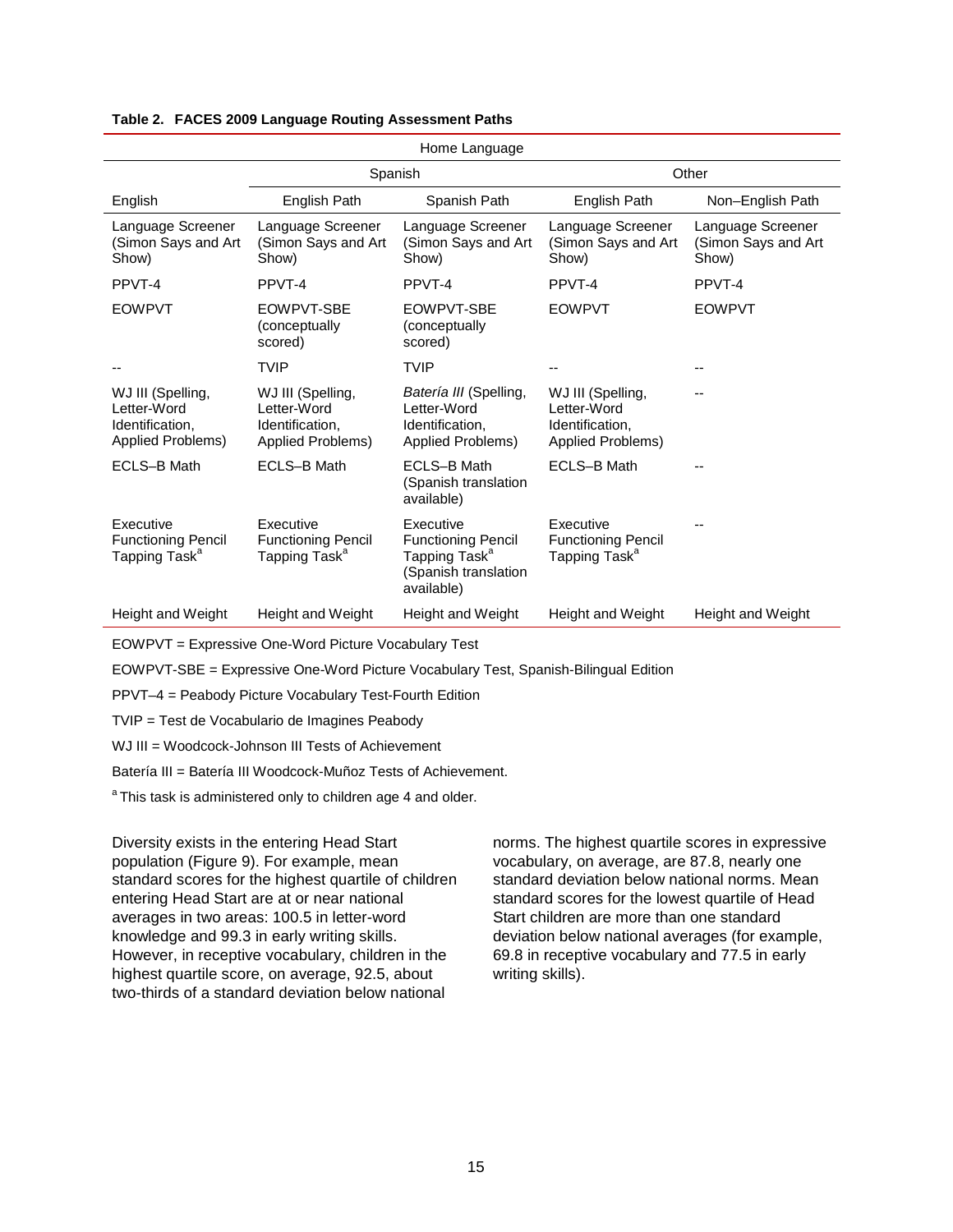**Table 2. FACES 2009 Language Routing Assessment Paths**

| Home Language | | | | |
|---|---|---|---|---|
| | Spanish | | Other | |
| English | English Path | Spanish Path | English Path | Non–English Path |
| Language Screener (Simon Says and Art Show) | Language Screener (Simon Says and Art Show) | Language Screener (Simon Says and Art Show) | Language Screener (Simon Says and Art Show) | Language Screener (Simon Says and Art Show) |
| PPVT-4 | PPVT-4 | PPVT-4 | PPVT-4 | PPVT-4 |
| EOWPVT | EOWPVT-SBE (conceptually scored) | EOWPVT-SBE (conceptually scored) | EOWPVT | EOWPVT |
| -- | TVIP | TVIP | -- | -- |
| WJ III (Spelling, Letter-Word Identification, Applied Problems) | WJ III (Spelling, Letter-Word Identification, Applied Problems) | *Batería III* (Spelling, Letter-Word Identification, Applied Problems) | WJ III (Spelling, Letter-Word Identification, Applied Problems) | -- |
| ECLS–B Math | ECLS–B Math | ECLS–B Math (Spanish translation available) | ECLS–B Math | -- |
| Executive Functioning Pencil Tapping Task[a] | Executive Functioning Pencil Tapping Task[a] | Executive Functioning Pencil Tapping Task[a] (Spanish translation available) | Executive Functioning Pencil Tapping Task[a] | -- |
| Height and Weight | Height and Weight | Height and Weight | Height and Weight | Height and Weight |

EOWPVT = Expressive One-Word Picture Vocabulary Test

EOWPVT-SBE = Expressive One-Word Picture Vocabulary Test, Spanish-Bilingual Edition

PPVT–4 = Peabody Picture Vocabulary Test-Fourth Edition

TVIP = Test de Vocabulario de Imagines Peabody

WJ III = Woodcock-Johnson III Tests of Achievement

Batería III = Batería III Woodcock-Muñoz Tests of Achievement.

[a] This task is administered only to children age 4 and older.

Diversity exists in the entering Head Start population (Figure 9). For example, mean standard scores for the highest quartile of children entering Head Start are at or near national averages in two areas: 100.5 in letter-word knowledge and 99.3 in early writing skills. However, in receptive vocabulary, children in the highest quartile score, on average, 92.5, about two-thirds of a standard deviation below national norms. The highest quartile scores in expressive vocabulary, on average, are 87.8, nearly one standard deviation below national norms. Mean standard scores for the lowest quartile of Head Start children are more than one standard deviation below national averages (for example, 69.8 in receptive vocabulary and 77.5 in early writing skills).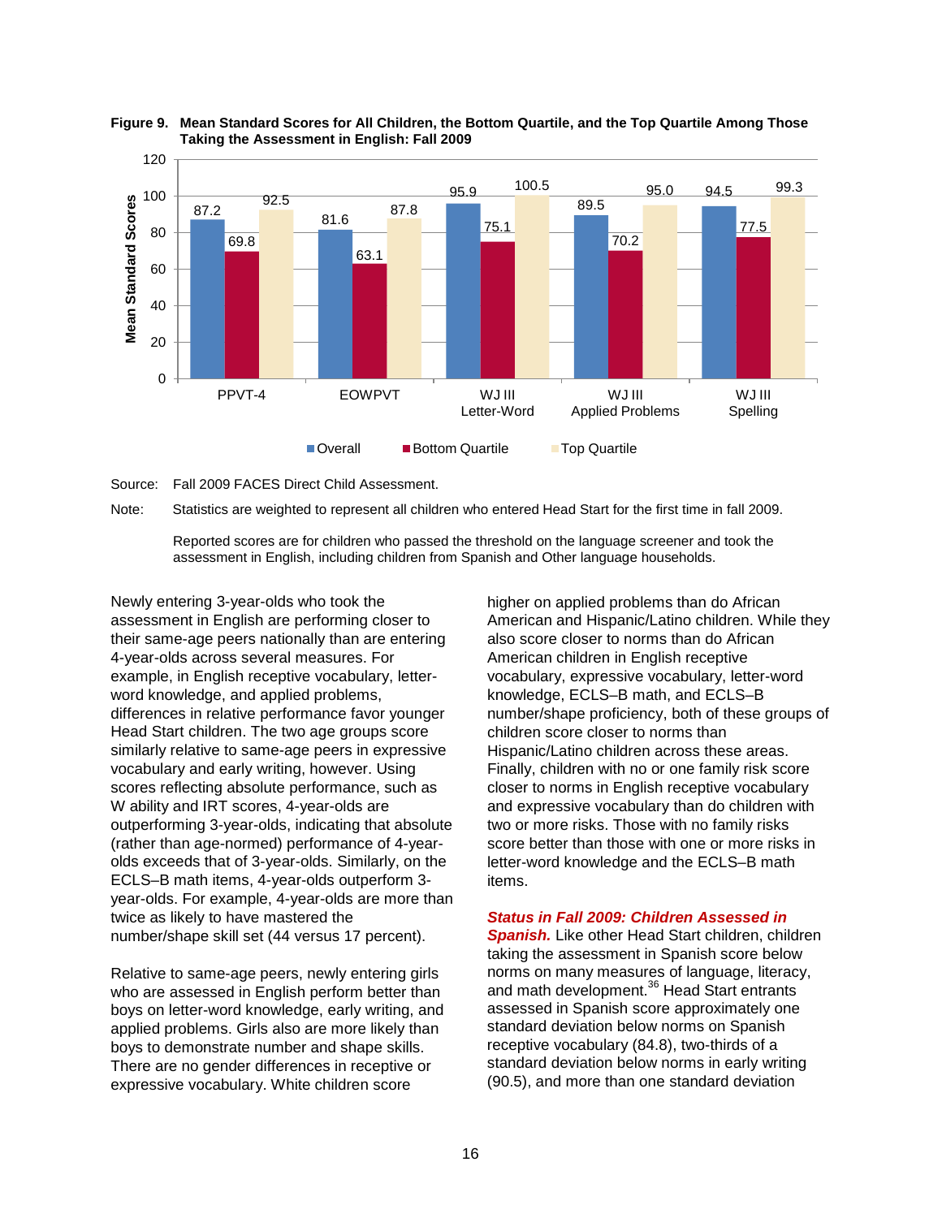**Figure 9. Mean Standard Scores for All Children, the Bottom Quartile, and the Top Quartile Among Those Taking the Assessment in English: Fall 2009**

| Measure | Overall | Bottom Quartile | Top Quartile |
|---|---|---|---|
| PPVT-4 | 87.2 | 69.8 | 92.5 |
| EOWPVT | 81.6 | 63.1 | 87.8 |
| WJ III Letter-Word | 95.9 | 75.1 | 100.5 |
| WJ III Applied Problems | 89.5 | 70.2 | 95.0 |
| WJ III Spelling | 94.5 | 77.5 | 99.3 |

Source: Fall 2009 FACES Direct Child Assessment.

Note: Statistics are weighted to represent all children who entered Head Start for the first time in fall 2009.

Reported scores are for children who passed the threshold on the language screener and took the assessment in English, including children from Spanish and Other language households.

Newly entering 3-year-olds who took the assessment in English are performing closer to their same-age peers nationally than are entering 4-year-olds across several measures. For example, in English receptive vocabulary, letter-word knowledge, and applied problems, differences in relative performance favor younger Head Start children. The two age groups score similarly relative to same-age peers in expressive vocabulary and early writing, however. Using scores reflecting absolute performance, such as W ability and IRT scores, 4-year-olds are outperforming 3-year-olds, indicating that absolute (rather than age-normed) performance of 4-year-olds exceeds that of 3-year-olds. Similarly, on the ECLS–B math items, 4-year-olds outperform 3-year-olds. For example, 4-year-olds are more than twice as likely to have mastered the number/shape skill set (44 versus 17 percent).

Relative to same-age peers, newly entering girls who are assessed in English perform better than boys on letter-word knowledge, early writing, and applied problems. Girls also are more likely than boys to demonstrate number and shape skills. There are no gender differences in receptive or expressive vocabulary. White children score higher on applied problems than do African American and Hispanic/Latino children. While they also score closer to norms than do African American children in English receptive vocabulary, expressive vocabulary, letter-word knowledge, ECLS–B math, and ECLS–B number/shape proficiency, both of these groups of children score closer to norms than Hispanic/Latino children across these areas. Finally, children with no or one family risk score closer to norms in English receptive vocabulary and expressive vocabulary than do children with two or more risks. Those with no family risks score better than those with one or more risks in letter-word knowledge and the ECLS–B math items.

***Status in Fall 2009: Children Assessed in Spanish.*** Like other Head Start children, children taking the assessment in Spanish score below norms on many measures of language, literacy, and math development.[36] Head Start entrants assessed in Spanish score approximately one standard deviation below norms on Spanish receptive vocabulary (84.8), two-thirds of a standard deviation below norms in early writing (90.5), and more than one standard deviation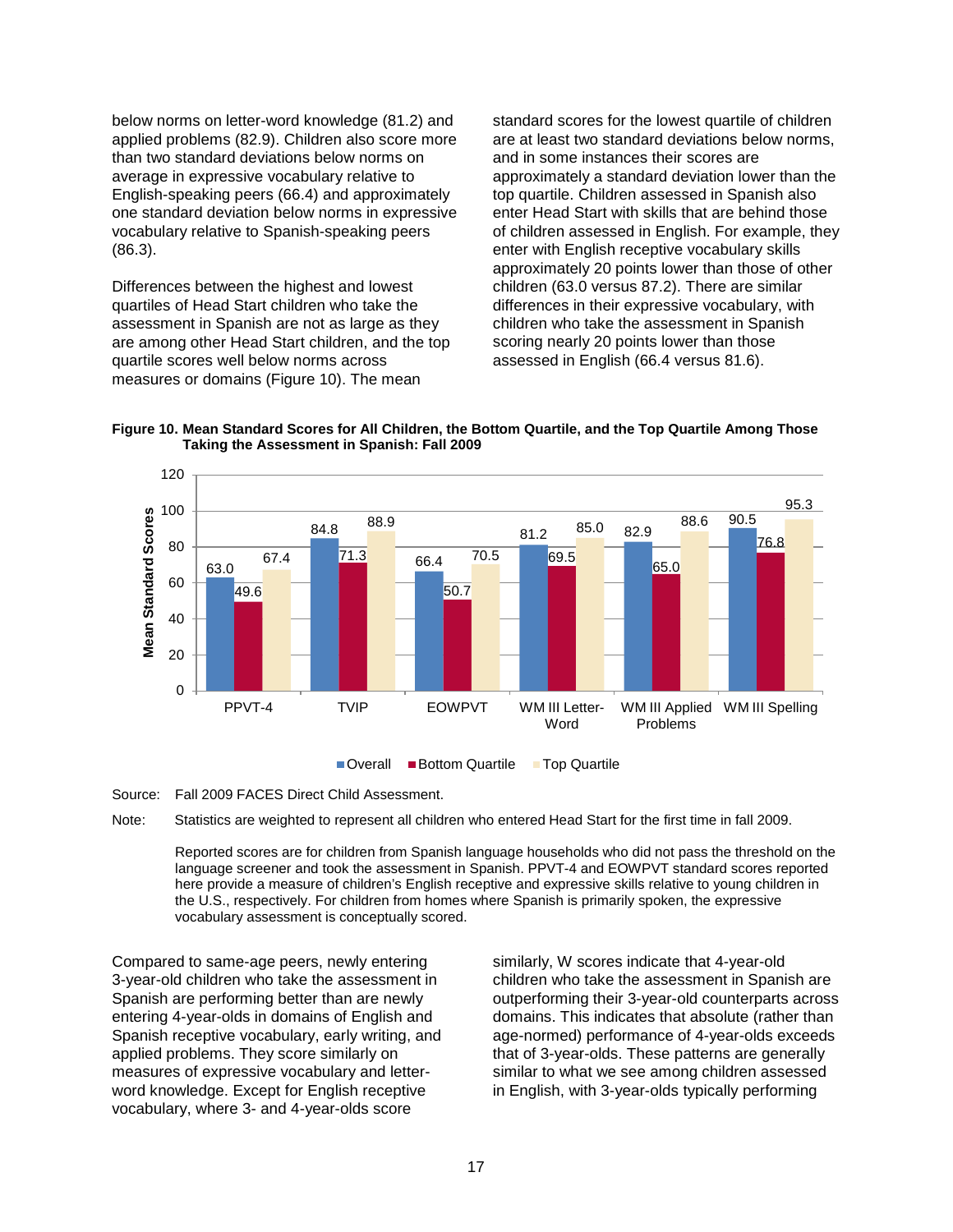below norms on letter-word knowledge (81.2) and applied problems (82.9). Children also score more than two standard deviations below norms on average in expressive vocabulary relative to English-speaking peers (66.4) and approximately one standard deviation below norms in expressive vocabulary relative to Spanish-speaking peers (86.3).

Differences between the highest and lowest quartiles of Head Start children who take the assessment in Spanish are not as large as they are among other Head Start children, and the top quartile scores well below norms across measures or domains (Figure 10). The mean standard scores for the lowest quartile of children are at least two standard deviations below norms, and in some instances their scores are approximately a standard deviation lower than the top quartile. Children assessed in Spanish also enter Head Start with skills that are behind those of children assessed in English. For example, they enter with English receptive vocabulary skills approximately 20 points lower than those of other children (63.0 versus 87.2). There are similar differences in their expressive vocabulary, with children who take the assessment in Spanish scoring nearly 20 points lower than those assessed in English (66.4 versus 81.6).

**Figure 10. Mean Standard Scores for All Children, the Bottom Quartile, and the Top Quartile Among Those Taking the Assessment in Spanish: Fall 2009**

| Mean Standard Scores | PPVT-4 | TVIP | EOWPVT | WM III Letter-Word | WM III Applied Problems | WM III Spelling |
|---|---|---|---|---|---|---|
| Overall | 63.0 | 84.8 | 66.4 | 81.2 | 82.9 | 90.5 |
| Bottom Quartile | 49.6 | 71.3 | 50.7 | 69.5 | 65.0 | 76.8 |
| Top Quartile | 67.4 | 88.9 | 70.5 | 85.0 | 88.6 | 95.3 |

Source: Fall 2009 FACES Direct Child Assessment.

Note: Statistics are weighted to represent all children who entered Head Start for the first time in fall 2009.

Reported scores are for children from Spanish language households who did not pass the threshold on the language screener and took the assessment in Spanish. PPVT-4 and EOWPVT standard scores reported here provide a measure of children's English receptive and expressive skills relative to young children in the U.S., respectively. For children from homes where Spanish is primarily spoken, the expressive vocabulary assessment is conceptually scored.

Compared to same-age peers, newly entering 3-year-old children who take the assessment in Spanish are performing better than are newly entering 4-year-olds in domains of English and Spanish receptive vocabulary, early writing, and applied problems. They score similarly on measures of expressive vocabulary and letter-word knowledge. Except for English receptive vocabulary, where 3- and 4-year-olds score similarly, W scores indicate that 4-year-old children who take the assessment in Spanish are outperforming their 3-year-old counterparts across domains. This indicates that absolute (rather than age-normed) performance of 4-year-olds exceeds that of 3-year-olds. These patterns are generally similar to what we see among children assessed in English, with 3-year-olds typically performing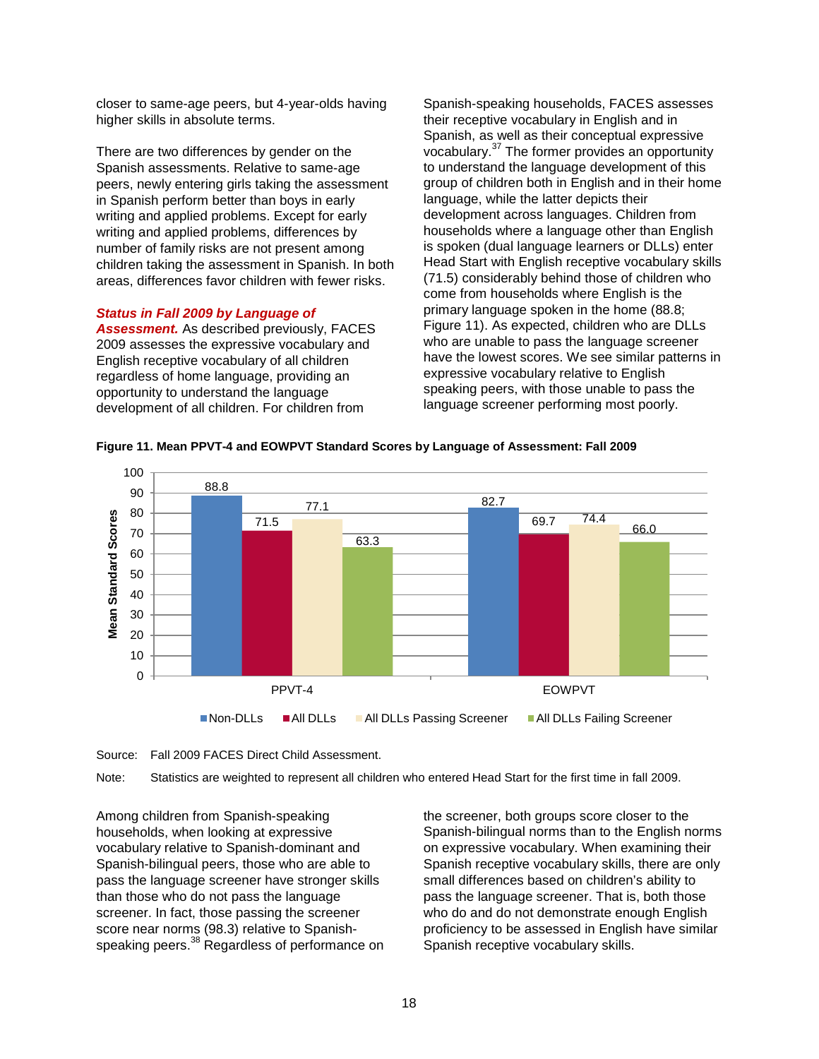closer to same-age peers, but 4-year-olds having higher skills in absolute terms.

There are two differences by gender on the Spanish assessments. Relative to same-age peers, newly entering girls taking the assessment in Spanish perform better than boys in early writing and applied problems. Except for early writing and applied problems, differences by number of family risks are not present among children taking the assessment in Spanish. In both areas, differences favor children with fewer risks.

***Status in Fall 2009 by Language of Assessment.*** As described previously, FACES 2009 assesses the expressive vocabulary and English receptive vocabulary of all children regardless of home language, providing an opportunity to understand the language development of all children. For children from Spanish-speaking households, FACES assesses their receptive vocabulary in English and in Spanish, as well as their conceptual expressive vocabulary.[37] The former provides an opportunity to understand the language development of this group of children both in English and in their home language, while the latter depicts their development across languages. Children from households where a language other than English is spoken (dual language learners or DLLs) enter Head Start with English receptive vocabulary skills (71.5) considerably behind those of children who come from households where English is the primary language spoken in the home (88.8; Figure 11). As expected, children who are DLLs who are unable to pass the language screener have the lowest scores. We see similar patterns in expressive vocabulary relative to English speaking peers, with those unable to pass the language screener performing most poorly.

**Figure 11. Mean PPVT-4 and EOWPVT Standard Scores by Language of Assessment: Fall 2009**

| | Non-DLLs | All DLLs | All DLLs Passing Screener | All DLLs Failing Screener |
|---|---|---|---|---|
| PPVT-4 | 88.8 | 71.5 | 77.1 | 63.3 |
| EOWPVT | 82.7 | 69.7 | 74.4 | 66.0 |

Source: Fall 2009 FACES Direct Child Assessment.

Note: Statistics are weighted to represent all children who entered Head Start for the first time in fall 2009.

Among children from Spanish-speaking households, when looking at expressive vocabulary relative to Spanish-dominant and Spanish-bilingual peers, those who are able to pass the language screener have stronger skills than those who do not pass the language screener. In fact, those passing the screener score near norms (98.3) relative to Spanish-speaking peers.[38] Regardless of performance on the screener, both groups score closer to the Spanish-bilingual norms than to the English norms on expressive vocabulary. When examining their Spanish receptive vocabulary skills, there are only small differences based on children's ability to pass the language screener. That is, both those who do and do not demonstrate enough English proficiency to be assessed in English have similar Spanish receptive vocabulary skills.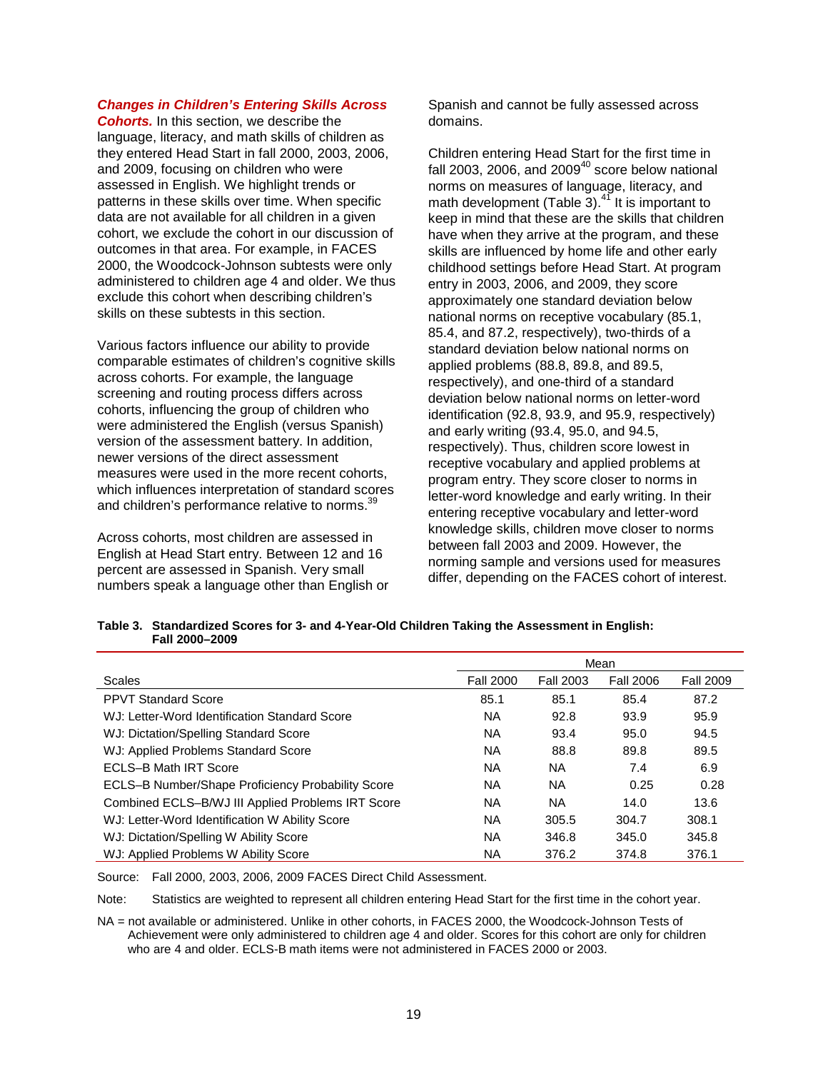***Changes in Children's Entering Skills Across Cohorts.*** In this section, we describe the language, literacy, and math skills of children as they entered Head Start in fall 2000, 2003, 2006, and 2009, focusing on children who were assessed in English. We highlight trends or patterns in these skills over time. When specific data are not available for all children in a given cohort, we exclude the cohort in our discussion of outcomes in that area. For example, in FACES 2000, the Woodcock-Johnson subtests were only administered to children age 4 and older. We thus exclude this cohort when describing children's skills on these subtests in this section.

Various factors influence our ability to provide comparable estimates of children's cognitive skills across cohorts. For example, the language screening and routing process differs across cohorts, influencing the group of children who were administered the English (versus Spanish) version of the assessment battery. In addition, newer versions of the direct assessment measures were used in the more recent cohorts, which influences interpretation of standard scores and children's performance relative to norms.[39]

Across cohorts, most children are assessed in English at Head Start entry. Between 12 and 16 percent are assessed in Spanish. Very small numbers speak a language other than English or Spanish and cannot be fully assessed across domains.

Children entering Head Start for the first time in fall 2003, 2006, and 2009[40] score below national norms on measures of language, literacy, and math development (Table 3).[41] It is important to keep in mind that these are the skills that children have when they arrive at the program, and these skills are influenced by home life and other early childhood settings before Head Start. At program entry in 2003, 2006, and 2009, they score approximately one standard deviation below national norms on receptive vocabulary (85.1, 85.4, and 87.2, respectively), two-thirds of a standard deviation below national norms on applied problems (88.8, 89.8, and 89.5, respectively), and one-third of a standard deviation below national norms on letter-word identification (92.8, 93.9, and 95.9, respectively) and early writing (93.4, 95.0, and 94.5, respectively). Thus, children score lowest in receptive vocabulary and applied problems at program entry. They score closer to norms in letter-word knowledge and early writing. In their entering receptive vocabulary and letter-word knowledge skills, children move closer to norms between fall 2003 and 2009. However, the norming sample and versions used for measures differ, depending on the FACES cohort of interest.

**Table 3. Standardized Scores for 3- and 4-Year-Old Children Taking the Assessment in English: Fall 2000–2009**

| | Mean | | | |
|---|---|---|---|---|
| Scales | Fall 2000 | Fall 2003 | Fall 2006 | Fall 2009 |
| PPVT Standard Score | 85.1 | 85.1 | 85.4 | 87.2 |
| WJ: Letter-Word Identification Standard Score | NA | 92.8 | 93.9 | 95.9 |
| WJ: Dictation/Spelling Standard Score | NA | 93.4 | 95.0 | 94.5 |
| WJ: Applied Problems Standard Score | NA | 88.8 | 89.8 | 89.5 |
| ECLS–B Math IRT Score | NA | NA | 7.4 | 6.9 |
| ECLS–B Number/Shape Proficiency Probability Score | NA | NA | 0.25 | 0.28 |
| Combined ECLS–B/WJ III Applied Problems IRT Score | NA | NA | 14.0 | 13.6 |
| WJ: Letter-Word Identification W Ability Score | NA | 305.5 | 304.7 | 308.1 |
| WJ: Dictation/Spelling W Ability Score | NA | 346.8 | 345.0 | 345.8 |
| WJ: Applied Problems W Ability Score | NA | 376.2 | 374.8 | 376.1 |

Source: Fall 2000, 2003, 2006, 2009 FACES Direct Child Assessment.

Note: Statistics are weighted to represent all children entering Head Start for the first time in the cohort year.

NA = not available or administered. Unlike in other cohorts, in FACES 2000, the Woodcock-Johnson Tests of Achievement were only administered to children age 4 and older. Scores for this cohort are only for children who are 4 and older. ECLS-B math items were not administered in FACES 2000 or 2003.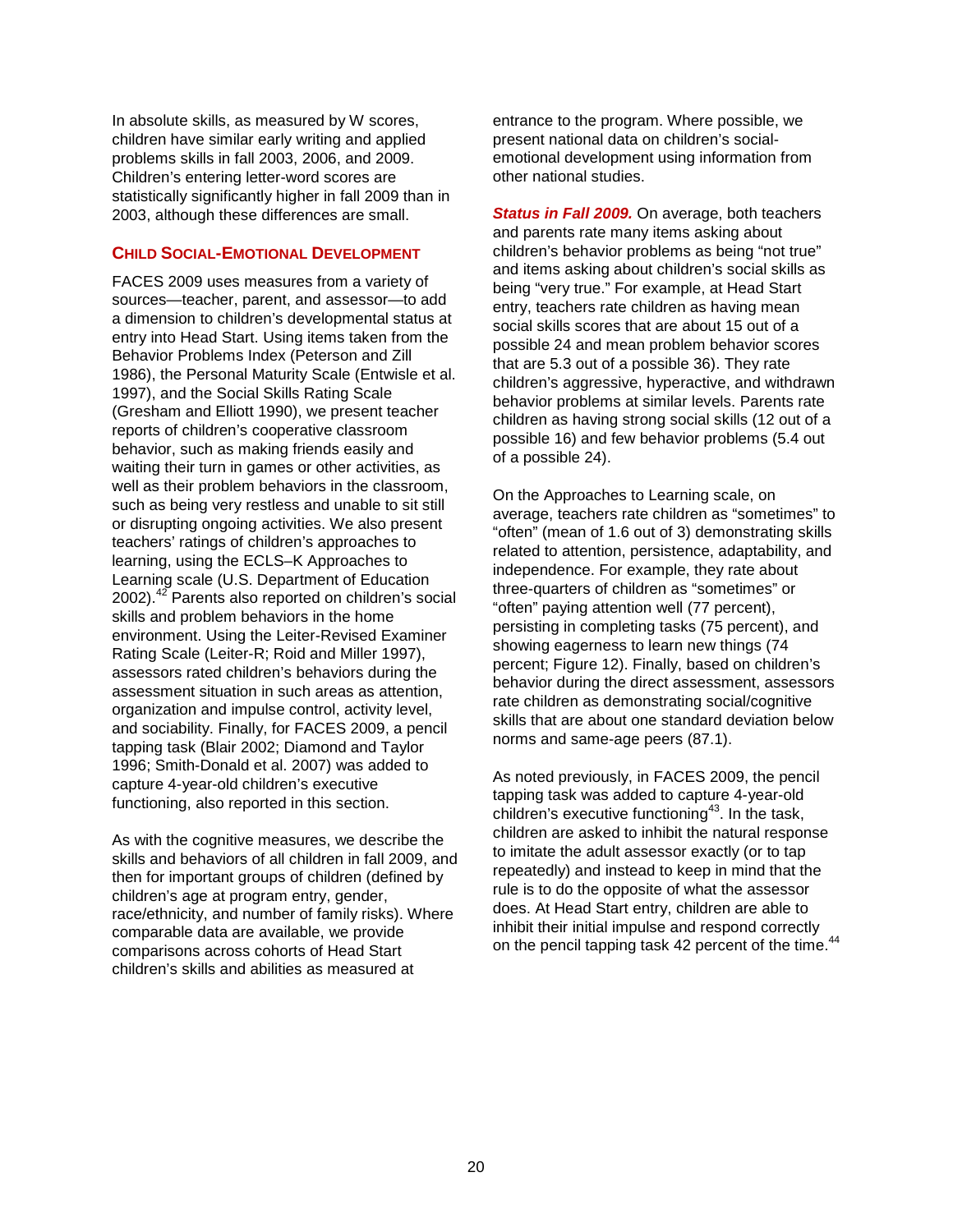In absolute skills, as measured by W scores, children have similar early writing and applied problems skills in fall 2003, 2006, and 2009. Children's entering letter-word scores are statistically significantly higher in fall 2009 than in 2003, although these differences are small.

## CHILD SOCIAL-EMOTIONAL DEVELOPMENT

FACES 2009 uses measures from a variety of sources—teacher, parent, and assessor—to add a dimension to children's developmental status at entry into Head Start. Using items taken from the Behavior Problems Index (Peterson and Zill 1986), the Personal Maturity Scale (Entwisle et al. 1997), and the Social Skills Rating Scale (Gresham and Elliott 1990), we present teacher reports of children's cooperative classroom behavior, such as making friends easily and waiting their turn in games or other activities, as well as their problem behaviors in the classroom, such as being very restless and unable to sit still or disrupting ongoing activities. We also present teachers' ratings of children's approaches to learning, using the ECLS–K Approaches to Learning scale (U.S. Department of Education 2002).[42] Parents also reported on children's social skills and problem behaviors in the home environment. Using the Leiter-Revised Examiner Rating Scale (Leiter-R; Roid and Miller 1997), assessors rated children's behaviors during the assessment situation in such areas as attention, organization and impulse control, activity level, and sociability. Finally, for FACES 2009, a pencil tapping task (Blair 2002; Diamond and Taylor 1996; Smith-Donald et al. 2007) was added to capture 4-year-old children's executive functioning, also reported in this section.

As with the cognitive measures, we describe the skills and behaviors of all children in fall 2009, and then for important groups of children (defined by children's age at program entry, gender, race/ethnicity, and number of family risks). Where comparable data are available, we provide comparisons across cohorts of Head Start children's skills and abilities as measured at entrance to the program. Where possible, we present national data on children's social-emotional development using information from other national studies.

***Status in Fall 2009.*** On average, both teachers and parents rate many items asking about children's behavior problems as being "not true" and items asking about children's social skills as being "very true." For example, at Head Start entry, teachers rate children as having mean social skills scores that are about 15 out of a possible 24 and mean problem behavior scores that are 5.3 out of a possible 36). They rate children's aggressive, hyperactive, and withdrawn behavior problems at similar levels. Parents rate children as having strong social skills (12 out of a possible 16) and few behavior problems (5.4 out of a possible 24).

On the Approaches to Learning scale, on average, teachers rate children as "sometimes" to "often" (mean of 1.6 out of 3) demonstrating skills related to attention, persistence, adaptability, and independence. For example, they rate about three-quarters of children as "sometimes" or "often" paying attention well (77 percent), persisting in completing tasks (75 percent), and showing eagerness to learn new things (74 percent; Figure 12). Finally, based on children's behavior during the direct assessment, assessors rate children as demonstrating social/cognitive skills that are about one standard deviation below norms and same-age peers (87.1).

As noted previously, in FACES 2009, the pencil tapping task was added to capture 4-year-old children's executive functioning[43]. In the task, children are asked to inhibit the natural response to imitate the adult assessor exactly (or to tap repeatedly) and instead to keep in mind that the rule is to do the opposite of what the assessor does. At Head Start entry, children are able to inhibit their initial impulse and respond correctly on the pencil tapping task 42 percent of the time.[44]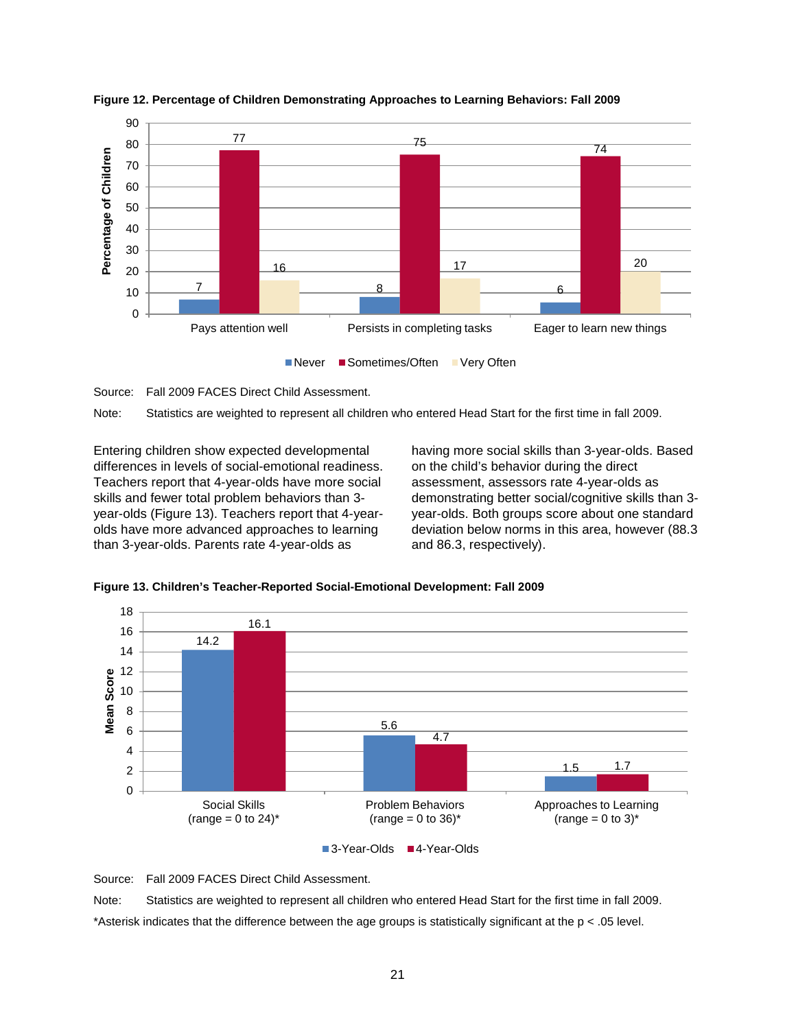**Figure 12. Percentage of Children Demonstrating Approaches to Learning Behaviors: Fall 2009**

| | Never | Sometimes/Often | Very Often |
|---|---|---|---|
| Pays attention well | 7 | 77 | 16 |
| Persists in completing tasks | 8 | 75 | 17 |
| Eager to learn new things | 6 | 74 | 20 |

Source: Fall 2009 FACES Direct Child Assessment.

Note: Statistics are weighted to represent all children who entered Head Start for the first time in fall 2009.

Entering children show expected developmental differences in levels of social-emotional readiness. Teachers report that 4-year-olds have more social skills and fewer total problem behaviors than 3-year-olds (Figure 13). Teachers report that 4-year-olds have more advanced approaches to learning than 3-year-olds. Parents rate 4-year-olds as having more social skills than 3-year-olds. Based on the child's behavior during the direct assessment, assessors rate 4-year-olds as demonstrating better social/cognitive skills than 3-year-olds. Both groups score about one standard deviation below norms in this area, however (88.3 and 86.3, respectively).

**Figure 13. Children's Teacher-Reported Social-Emotional Development: Fall 2009**

| Mean Score | 3-Year-Olds | 4-Year-Olds |
|---|---|---|
| Social Skills (range = 0 to 24)* | 14.2 | 16.1 |
| Problem Behaviors (range = 0 to 36)* | 5.6 | 4.7 |
| Approaches to Learning (range = 0 to 3)* | 1.5 | 1.7 |

Source: Fall 2009 FACES Direct Child Assessment.

Note: Statistics are weighted to represent all children who entered Head Start for the first time in fall 2009.

*Asterisk indicates that the difference between the age groups is statistically significant at the $p < .05$ level.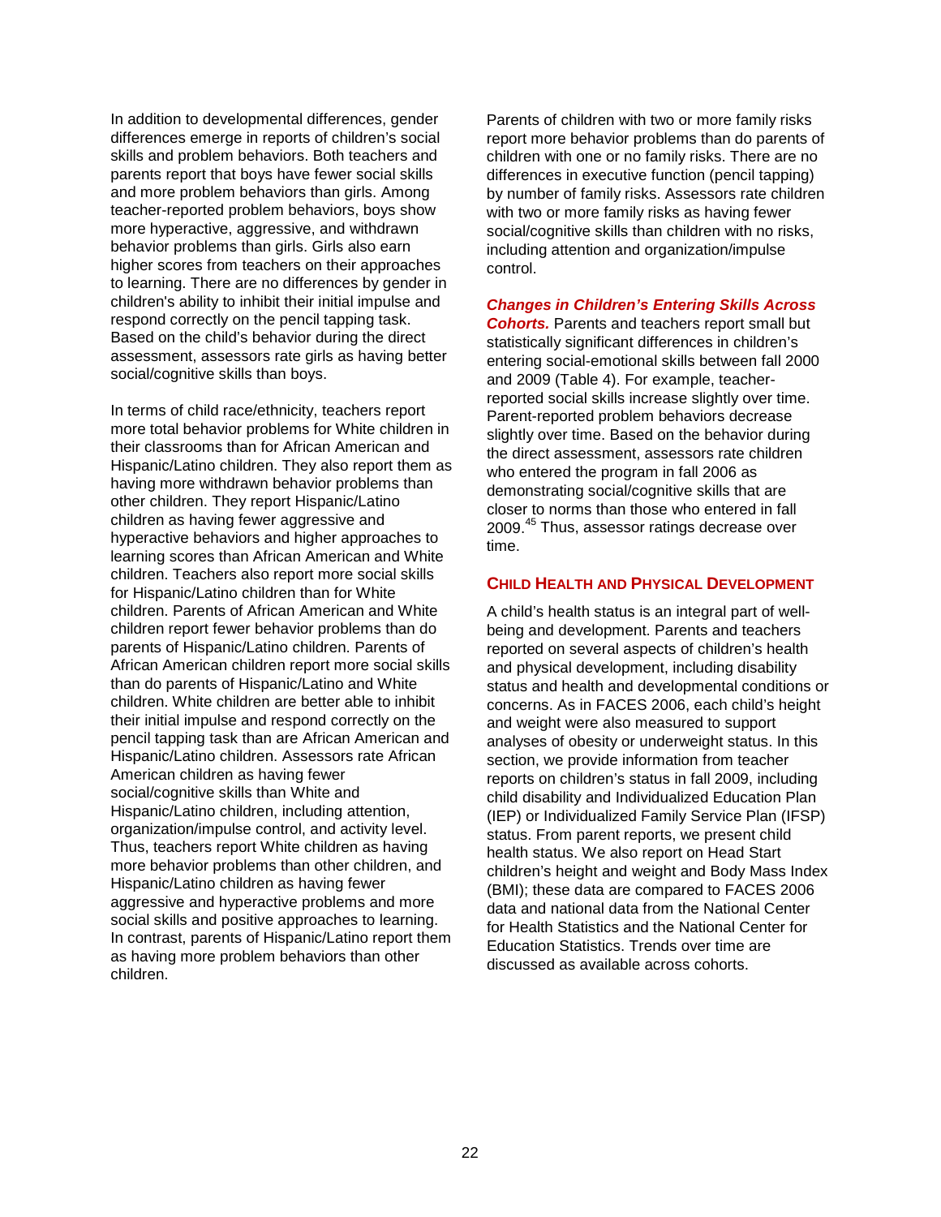In addition to developmental differences, gender differences emerge in reports of children's social skills and problem behaviors. Both teachers and parents report that boys have fewer social skills and more problem behaviors than girls. Among teacher-reported problem behaviors, boys show more hyperactive, aggressive, and withdrawn behavior problems than girls. Girls also earn higher scores from teachers on their approaches to learning. There are no differences by gender in children's ability to inhibit their initial impulse and respond correctly on the pencil tapping task. Based on the child's behavior during the direct assessment, assessors rate girls as having better social/cognitive skills than boys.

In terms of child race/ethnicity, teachers report more total behavior problems for White children in their classrooms than for African American and Hispanic/Latino children. They also report them as having more withdrawn behavior problems than other children. They report Hispanic/Latino children as having fewer aggressive and hyperactive behaviors and higher approaches to learning scores than African American and White children. Teachers also report more social skills for Hispanic/Latino children than for White children. Parents of African American and White children report fewer behavior problems than do parents of Hispanic/Latino children. Parents of African American children report more social skills than do parents of Hispanic/Latino and White children. White children are better able to inhibit their initial impulse and respond correctly on the pencil tapping task than are African American and Hispanic/Latino children. Assessors rate African American children as having fewer social/cognitive skills than White and Hispanic/Latino children, including attention, organization/impulse control, and activity level. Thus, teachers report White children as having more behavior problems than other children, and Hispanic/Latino children as having fewer aggressive and hyperactive problems and more social skills and positive approaches to learning. In contrast, parents of Hispanic/Latino report them as having more problem behaviors than other children.

Parents of children with two or more family risks report more behavior problems than do parents of children with one or no family risks. There are no differences in executive function (pencil tapping) by number of family risks. Assessors rate children with two or more family risks as having fewer social/cognitive skills than children with no risks, including attention and organization/impulse control.

***Changes in Children's Entering Skills Across Cohorts.*** Parents and teachers report small but statistically significant differences in children's entering social-emotional skills between fall 2000 and 2009 (Table 4). For example, teacher-reported social skills increase slightly over time. Parent-reported problem behaviors decrease slightly over time. Based on the behavior during the direct assessment, assessors rate children who entered the program in fall 2006 as demonstrating social/cognitive skills that are closer to norms than those who entered in fall 2009.[45] Thus, assessor ratings decrease over time.

### Child Health and Physical Development

A child's health status is an integral part of well-being and development. Parents and teachers reported on several aspects of children's health and physical development, including disability status and health and developmental conditions or concerns. As in FACES 2006, each child's height and weight were also measured to support analyses of obesity or underweight status. In this section, we provide information from teacher reports on children's status in fall 2009, including child disability and Individualized Education Plan (IEP) or Individualized Family Service Plan (IFSP) status. From parent reports, we present child health status. We also report on Head Start children's height and weight and Body Mass Index (BMI); these data are compared to FACES 2006 data and national data from the National Center for Health Statistics and the National Center for Education Statistics. Trends over time are discussed as available across cohorts.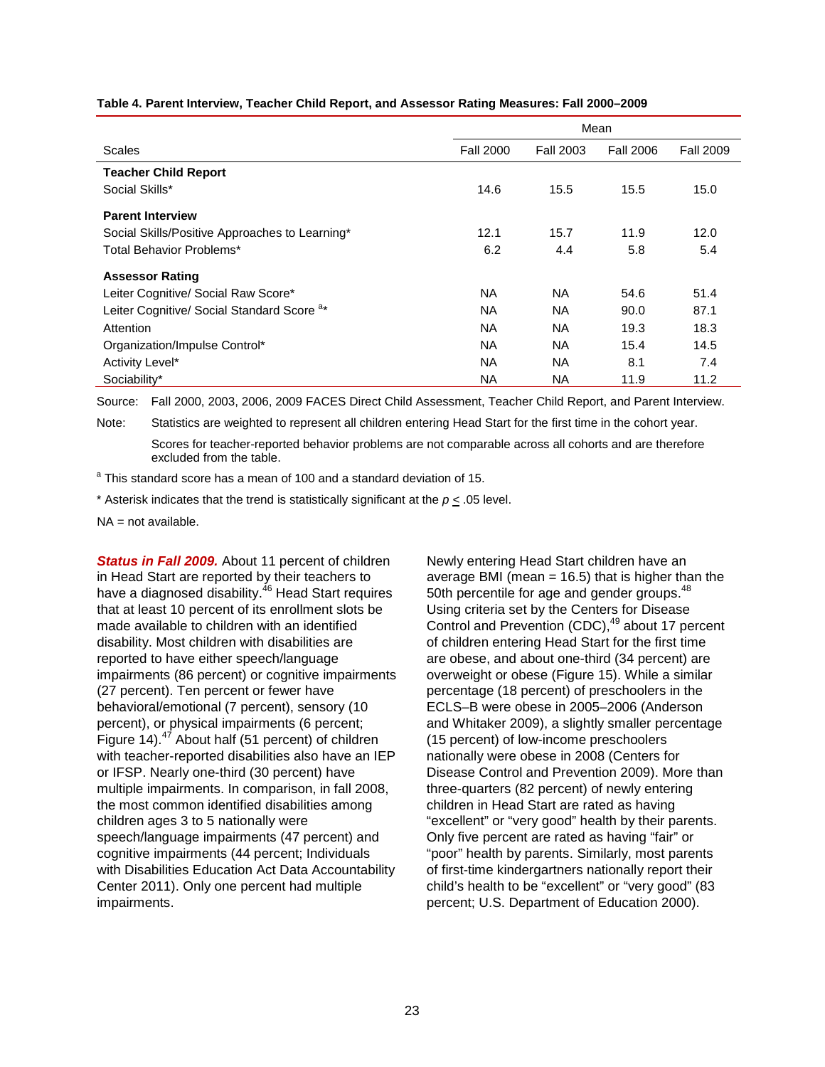**Table 4. Parent Interview, Teacher Child Report, and Assessor Rating Measures: Fall 2000–2009**

| | Mean | | | |
|---|---|---|---|---|
| Scales | Fall 2000 | Fall 2003 | Fall 2006 | Fall 2009 |
| **Teacher Child Report** | | | | |
| Social Skills* | 14.6 | 15.5 | 15.5 | 15.0 |
| **Parent Interview** | | | | |
| Social Skills/Positive Approaches to Learning* | 12.1 | 15.7 | 11.9 | 12.0 |
| Total Behavior Problems* | 6.2 | 4.4 | 5.8 | 5.4 |
| **Assessor Rating** | | | | |
| Leiter Cognitive/ Social Raw Score* | NA | NA | 54.6 | 51.4 |
| Leiter Cognitive/ Social Standard Score [a]* | NA | NA | 90.0 | 87.1 |
| Attention | NA | NA | 19.3 | 18.3 |
| Organization/Impulse Control* | NA | NA | 15.4 | 14.5 |
| Activity Level* | NA | NA | 8.1 | 7.4 |
| Sociability* | NA | NA | 11.9 | 11.2 |

Source: Fall 2000, 2003, 2006, 2009 FACES Direct Child Assessment, Teacher Child Report, and Parent Interview.

Note: Statistics are weighted to represent all children entering Head Start for the first time in the cohort year.

Scores for teacher-reported behavior problems are not comparable across all cohorts and are therefore excluded from the table.

[a] This standard score has a mean of 100 and a standard deviation of 15.

* Asterisk indicates that the trend is statistically significant at the $p \leq .05$ level.

NA = not available.

***Status in Fall 2009.*** About 11 percent of children in Head Start are reported by their teachers to have a diagnosed disability.[46] Head Start requires that at least 10 percent of its enrollment slots be made available to children with an identified disability. Most children with disabilities are reported to have either speech/language impairments (86 percent) or cognitive impairments (27 percent). Ten percent or fewer have behavioral/emotional (7 percent), sensory (10 percent), or physical impairments (6 percent; Figure 14).[47] About half (51 percent) of children with teacher-reported disabilities also have an IEP or IFSP. Nearly one-third (30 percent) have multiple impairments. In comparison, in fall 2008, the most common identified disabilities among children ages 3 to 5 nationally were speech/language impairments (47 percent) and cognitive impairments (44 percent; Individuals with Disabilities Education Act Data Accountability Center 2011). Only one percent had multiple impairments.

Newly entering Head Start children have an average BMI (mean = 16.5) that is higher than the 50th percentile for age and gender groups.[48] Using criteria set by the Centers for Disease Control and Prevention (CDC),[49] about 17 percent of children entering Head Start for the first time are obese, and about one-third (34 percent) are overweight or obese (Figure 15). While a similar percentage (18 percent) of preschoolers in the ECLS–B were obese in 2005–2006 (Anderson and Whitaker 2009), a slightly smaller percentage (15 percent) of low-income preschoolers nationally were obese in 2008 (Centers for Disease Control and Prevention 2009). More than three-quarters (82 percent) of newly entering children in Head Start are rated as having "excellent" or "very good" health by their parents. Only five percent are rated as having "fair" or "poor" health by parents. Similarly, most parents of first-time kindergartners nationally report their child's health to be "excellent" or "very good" (83 percent; U.S. Department of Education 2000).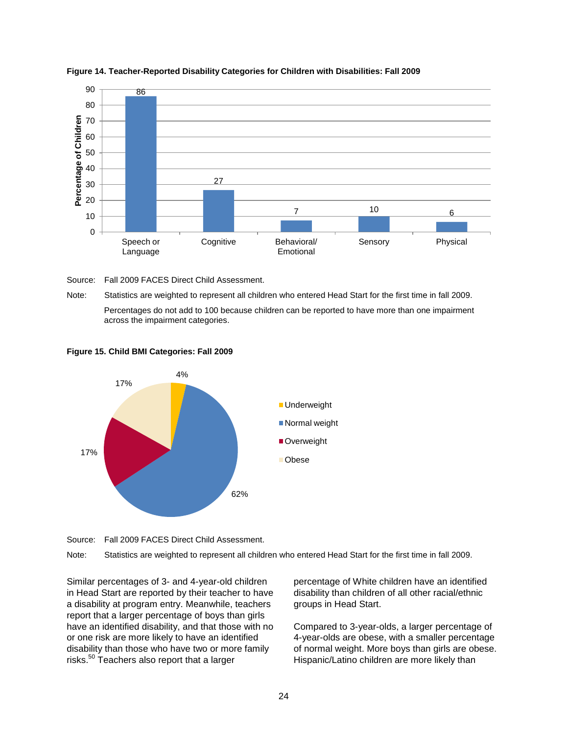**Figure 14. Teacher-Reported Disability Categories for Children with Disabilities: Fall 2009**

| Category | Percentage of Children |
|---|---|
| Speech or Language | 86 |
| Cognitive | 27 |
| Behavioral/ Emotional | 7 |
| Sensory | 10 |
| Physical | 6 |

Source: Fall 2009 FACES Direct Child Assessment.

Note: Statistics are weighted to represent all children who entered Head Start for the first time in fall 2009.

Percentages do not add to 100 because children can be reported to have more than one impairment across the impairment categories.

**Figure 15. Child BMI Categories: Fall 2009**

| Category | Percentage |
|---|---|
| Underweight | 4% |
| Normal weight | 62% |
| Overweight | 17% |
| Obese | 17% |

Source: Fall 2009 FACES Direct Child Assessment.

Note: Statistics are weighted to represent all children who entered Head Start for the first time in fall 2009.

Similar percentages of 3- and 4-year-old children in Head Start are reported by their teacher to have a disability at program entry. Meanwhile, teachers report that a larger percentage of boys than girls have an identified disability, and that those with no or one risk are more likely to have an identified disability than those who have two or more family risks.[50] Teachers also report that a larger percentage of White children have an identified disability than children of all other racial/ethnic groups in Head Start.

Compared to 3-year-olds, a larger percentage of 4-year-olds are obese, with a smaller percentage of normal weight. More boys than girls are obese. Hispanic/Latino children are more likely than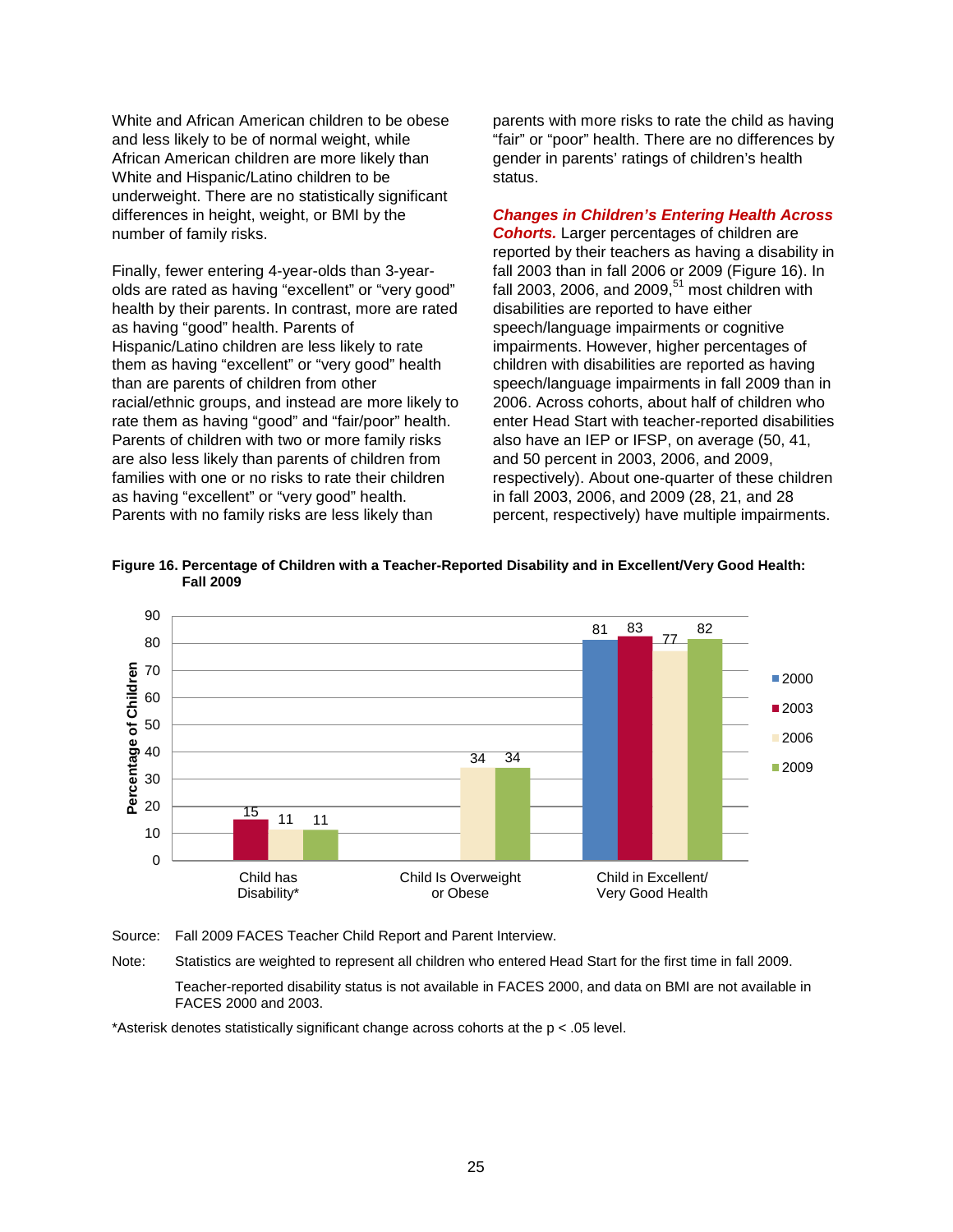White and African American children to be obese and less likely to be of normal weight, while African American children are more likely than White and Hispanic/Latino children to be underweight. There are no statistically significant differences in height, weight, or BMI by the number of family risks.

Finally, fewer entering 4-year-olds than 3-year-olds are rated as having "excellent" or "very good" health by their parents. In contrast, more are rated as having "good" health. Parents of Hispanic/Latino children are less likely to rate them as having "excellent" or "very good" health than are parents of children from other racial/ethnic groups, and instead are more likely to rate them as having "good" and "fair/poor" health. Parents of children with two or more family risks are also less likely than parents of children from families with one or no risks to rate their children as having "excellent" or "very good" health. Parents with no family risks are less likely than parents with more risks to rate the child as having "fair" or "poor" health. There are no differences by gender in parents' ratings of children's health status.

***Changes in Children's Entering Health Across Cohorts.*** Larger percentages of children are reported by their teachers as having a disability in fall 2003 than in fall 2006 or 2009 (Figure 16). In fall 2003, 2006, and 2009,[51] most children with disabilities are reported to have either speech/language impairments or cognitive impairments. However, higher percentages of children with disabilities are reported as having speech/language impairments in fall 2009 than in 2006. Across cohorts, about half of children who enter Head Start with teacher-reported disabilities also have an IEP or IFSP, on average (50, 41, and 50 percent in 2003, 2006, and 2009, respectively). About one-quarter of these children in fall 2003, 2006, and 2009 (28, 21, and 28 percent, respectively) have multiple impairments.

**Figure 16. Percentage of Children with a Teacher-Reported Disability and in Excellent/Very Good Health: Fall 2009**

| | 2000 | 2003 | 2006 | 2009 |
|---|---|---|---|---|
| Child has Disability* | | 15 | 11 | 11 |
| Child Is Overweight or Obese | | | 34 | 34 |
| Child in Excellent/ Very Good Health | 81 | 83 | 77 | 82 |

Source: Fall 2009 FACES Teacher Child Report and Parent Interview.

Note: Statistics are weighted to represent all children who entered Head Start for the first time in fall 2009.

Teacher-reported disability status is not available in FACES 2000, and data on BMI are not available in FACES 2000 and 2003.

*Asterisk denotes statistically significant change across cohorts at the $p < .05$ level.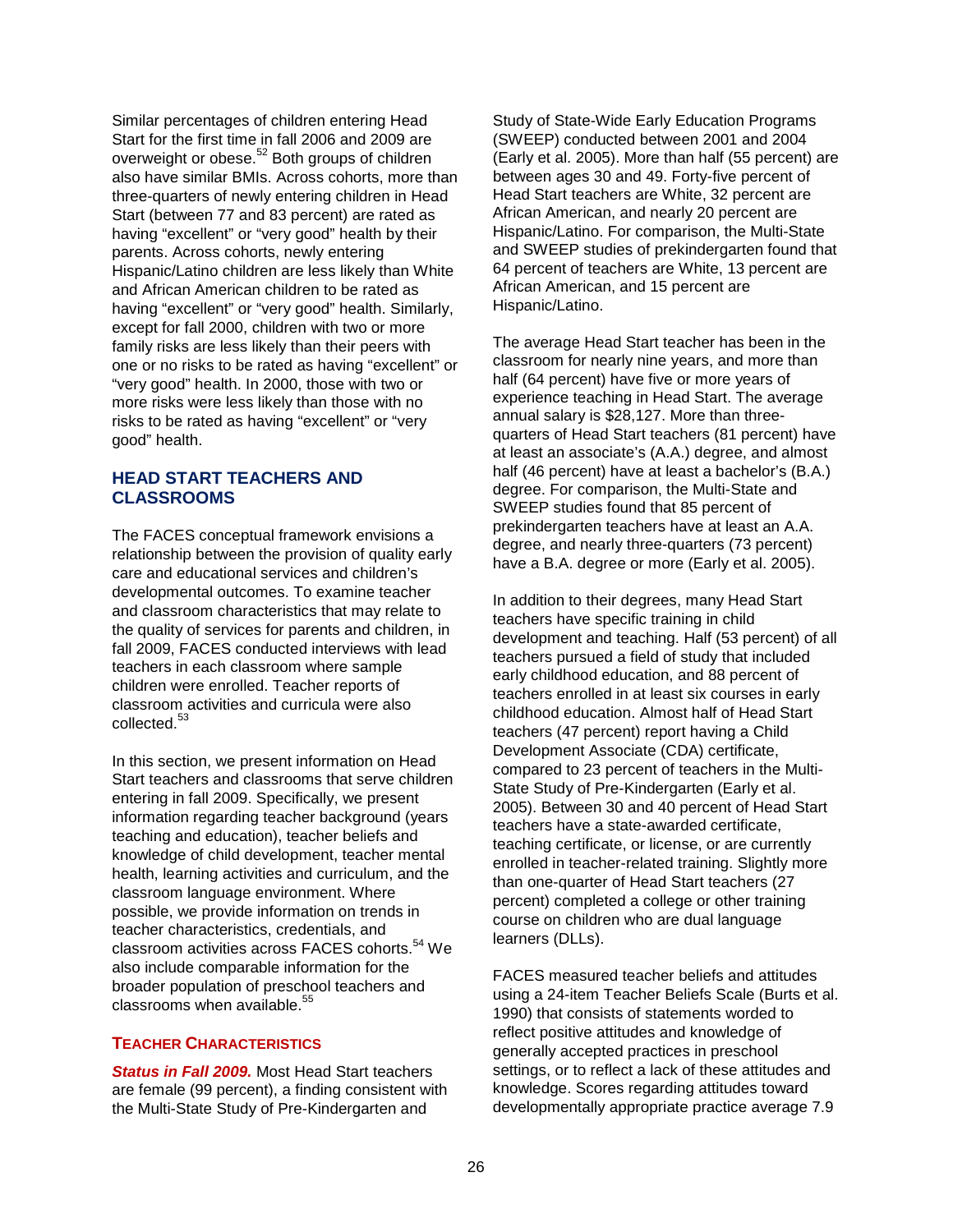Similar percentages of children entering Head Start for the first time in fall 2006 and 2009 are overweight or obese.[52] Both groups of children also have similar BMIs. Across cohorts, more than three-quarters of newly entering children in Head Start (between 77 and 83 percent) are rated as having "excellent" or "very good" health by their parents. Across cohorts, newly entering Hispanic/Latino children are less likely than White and African American children to be rated as having "excellent" or "very good" health. Similarly, except for fall 2000, children with two or more family risks are less likely than their peers with one or no risks to be rated as having "excellent" or "very good" health. In 2000, those with two or more risks were less likely than those with no risks to be rated as having "excellent" or "very good" health.

## HEAD START TEACHERS AND CLASSROOMS

The FACES conceptual framework envisions a relationship between the provision of quality early care and educational services and children's developmental outcomes. To examine teacher and classroom characteristics that may relate to the quality of services for parents and children, in fall 2009, FACES conducted interviews with lead teachers in each classroom where sample children were enrolled. Teacher reports of classroom activities and curricula were also collected.[53]

In this section, we present information on Head Start teachers and classrooms that serve children entering in fall 2009. Specifically, we present information regarding teacher background (years teaching and education), teacher beliefs and knowledge of child development, teacher mental health, learning activities and curriculum, and the classroom language environment. Where possible, we provide information on trends in teacher characteristics, credentials, and classroom activities across FACES cohorts.[54] We also include comparable information for the broader population of preschool teachers and classrooms when available.[55]

### TEACHER CHARACTERISTICS

***Status in Fall 2009.*** Most Head Start teachers are female (99 percent), a finding consistent with the Multi-State Study of Pre-Kindergarten and Study of State-Wide Early Education Programs (SWEEP) conducted between 2001 and 2004 (Early et al. 2005). More than half (55 percent) are between ages 30 and 49. Forty-five percent of Head Start teachers are White, 32 percent are African American, and nearly 20 percent are Hispanic/Latino. For comparison, the Multi-State and SWEEP studies of prekindergarten found that 64 percent of teachers are White, 13 percent are African American, and 15 percent are Hispanic/Latino.

The average Head Start teacher has been in the classroom for nearly nine years, and more than half (64 percent) have five or more years of experience teaching in Head Start. The average annual salary is $28,127. More than three-quarters of Head Start teachers (81 percent) have at least an associate's (A.A.) degree, and almost half (46 percent) have at least a bachelor's (B.A.) degree. For comparison, the Multi-State and SWEEP studies found that 85 percent of prekindergarten teachers have at least an A.A. degree, and nearly three-quarters (73 percent) have a B.A. degree or more (Early et al. 2005).

In addition to their degrees, many Head Start teachers have specific training in child development and teaching. Half (53 percent) of all teachers pursued a field of study that included early childhood education, and 88 percent of teachers enrolled in at least six courses in early childhood education. Almost half of Head Start teachers (47 percent) report having a Child Development Associate (CDA) certificate, compared to 23 percent of teachers in the Multi-State Study of Pre-Kindergarten (Early et al. 2005). Between 30 and 40 percent of Head Start teachers have a state-awarded certificate, teaching certificate, or license, or are currently enrolled in teacher-related training. Slightly more than one-quarter of Head Start teachers (27 percent) completed a college or other training course on children who are dual language learners (DLLs).

FACES measured teacher beliefs and attitudes using a 24-item Teacher Beliefs Scale (Burts et al. 1990) that consists of statements worded to reflect positive attitudes and knowledge of generally accepted practices in preschool settings, or to reflect a lack of these attitudes and knowledge. Scores regarding attitudes toward developmentally appropriate practice average 7.9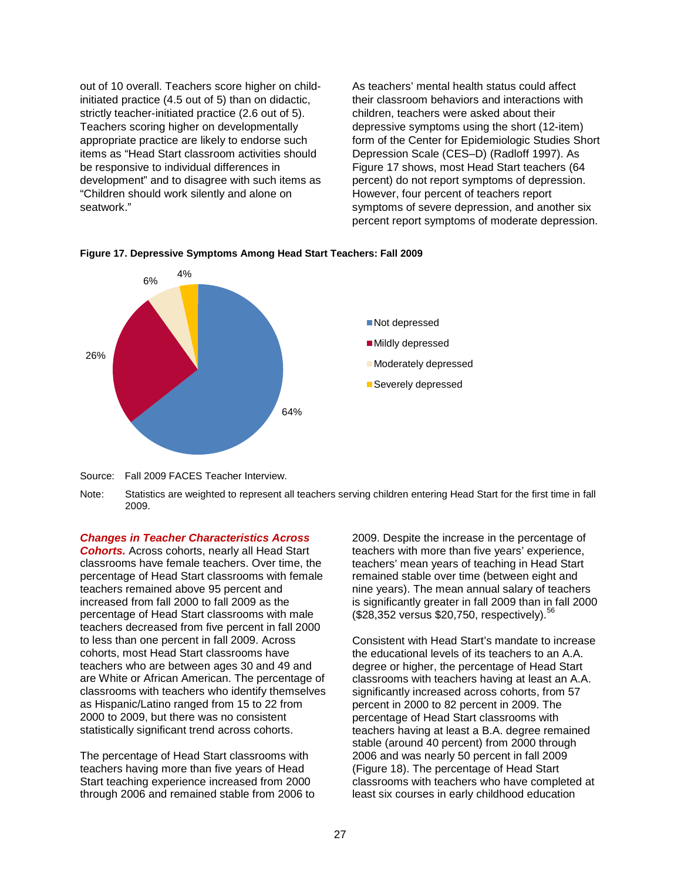out of 10 overall. Teachers score higher on child-initiated practice (4.5 out of 5) than on didactic, strictly teacher-initiated practice (2.6 out of 5). Teachers scoring higher on developmentally appropriate practice are likely to endorse such items as "Head Start classroom activities should be responsive to individual differences in development" and to disagree with such items as "Children should work silently and alone on seatwork."

As teachers' mental health status could affect their classroom behaviors and interactions with children, teachers were asked about their depressive symptoms using the short (12-item) form of the Center for Epidemiologic Studies Short Depression Scale (CES–D) (Radloff 1997). As Figure 17 shows, most Head Start teachers (64 percent) do not report symptoms of depression. However, four percent of teachers report symptoms of severe depression, and another six percent report symptoms of moderate depression.

**Figure 17. Depressive Symptoms Among Head Start Teachers: Fall 2009**

| Category | Percent |
|---|---|
| Not depressed | 64% |
| Mildly depressed | 26% |
| Moderately depressed | 6% |
| Severely depressed | 4% |

Source: Fall 2009 FACES Teacher Interview.

Note: Statistics are weighted to represent all teachers serving children entering Head Start for the first time in fall 2009.

***Changes in Teacher Characteristics Across Cohorts.*** Across cohorts, nearly all Head Start classrooms have female teachers. Over time, the percentage of Head Start classrooms with female teachers remained above 95 percent and increased from fall 2000 to fall 2009 as the percentage of Head Start classrooms with male teachers decreased from five percent in fall 2000 to less than one percent in fall 2009. Across cohorts, most Head Start classrooms have teachers who are between ages 30 and 49 and are White or African American. The percentage of classrooms with teachers who identify themselves as Hispanic/Latino ranged from 15 to 22 from 2000 to 2009, but there was no consistent statistically significant trend across cohorts.

The percentage of Head Start classrooms with teachers having more than five years of Head Start teaching experience increased from 2000 through 2006 and remained stable from 2006 to 2009. Despite the increase in the percentage of teachers with more than five years' experience, teachers' mean years of teaching in Head Start remained stable over time (between eight and nine years). The mean annual salary of teachers is significantly greater in fall 2009 than in fall 2000 ($28,352 versus $20,750, respectively).[56]

Consistent with Head Start's mandate to increase the educational levels of its teachers to an A.A. degree or higher, the percentage of Head Start classrooms with teachers having at least an A.A. significantly increased across cohorts, from 57 percent in 2000 to 82 percent in 2009. The percentage of Head Start classrooms with teachers having at least a B.A. degree remained stable (around 40 percent) from 2000 through 2006 and was nearly 50 percent in fall 2009 (Figure 18). The percentage of Head Start classrooms with teachers who have completed at least six courses in early childhood education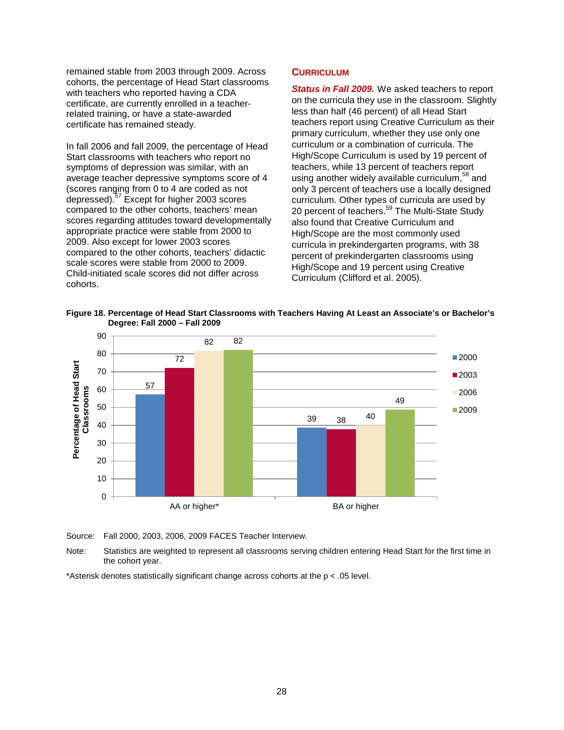remained stable from 2003 through 2009. Across cohorts, the percentage of Head Start classrooms with teachers who reported having a CDA certificate, are currently enrolled in a teacher-related training, or have a state-awarded certificate has remained steady.

In fall 2006 and fall 2009, the percentage of Head Start classrooms with teachers who report no symptoms of depression was similar, with an average teacher depressive symptoms score of 4 (scores ranging from 0 to 4 are coded as not depressed).[57] Except for higher 2003 scores compared to the other cohorts, teachers' mean scores regarding attitudes toward developmentally appropriate practice were stable from 2000 to 2009. Also except for lower 2003 scores compared to the other cohorts, teachers' didactic scale scores were stable from 2000 to 2009. Child-initiated scale scores did not differ across cohorts.

## CURRICULUM

***Status in Fall 2009.*** We asked teachers to report on the curricula they use in the classroom. Slightly less than half (46 percent) of all Head Start teachers report using Creative Curriculum as their primary curriculum, whether they use only one curriculum or a combination of curricula. The High/Scope Curriculum is used by 19 percent of teachers, while 13 percent of teachers report using another widely available curriculum,[58] and only 3 percent of teachers use a locally designed curriculum. Other types of curricula are used by 20 percent of teachers.[59] The Multi-State Study also found that Creative Curriculum and High/Scope are the most commonly used curricula in prekindergarten programs, with 38 percent of prekindergarten classrooms using High/Scope and 19 percent using Creative Curriculum (Clifford et al. 2005).

**Figure 18. Percentage of Head Start Classrooms with Teachers Having At Least an Associate's or Bachelor's Degree: Fall 2000 – Fall 2009**

| Percentage of Head Start Classrooms | 2000 | 2003 | 2006 | 2009 |
|---|---|---|---|---|
| AA or higher* | 57 | 72 | 82 | 82 |
| BA or higher | 39 | 38 | 40 | 49 |

Source: Fall 2000, 2003, 2006, 2009 FACES Teacher Interview.

Note: Statistics are weighted to represent all classrooms serving children entering Head Start for the first time in the cohort year.

*Asterisk denotes statistically significant change across cohorts at the $p < .05$ level.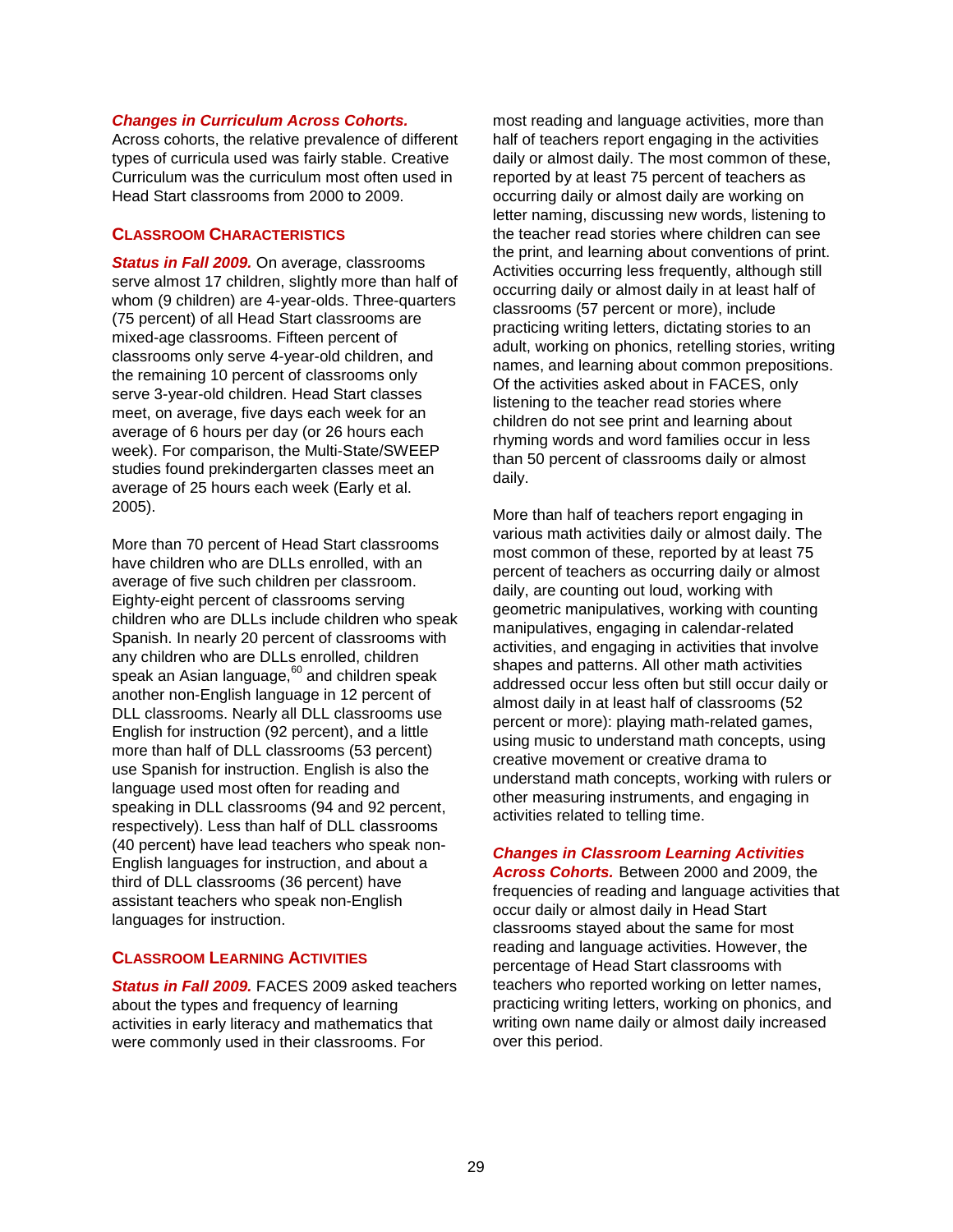***Changes in Curriculum Across Cohorts.*** Across cohorts, the relative prevalence of different types of curricula used was fairly stable. Creative Curriculum was the curriculum most often used in Head Start classrooms from 2000 to 2009.

## CLASSROOM CHARACTERISTICS

***Status in Fall 2009.*** On average, classrooms serve almost 17 children, slightly more than half of whom (9 children) are 4-year-olds. Three-quarters (75 percent) of all Head Start classrooms are mixed-age classrooms. Fifteen percent of classrooms only serve 4-year-old children, and the remaining 10 percent of classrooms only serve 3-year-old children. Head Start classes meet, on average, five days each week for an average of 6 hours per day (or 26 hours each week). For comparison, the Multi-State/SWEEP studies found prekindergarten classes meet an average of 25 hours each week (Early et al. 2005).

More than 70 percent of Head Start classrooms have children who are DLLs enrolled, with an average of five such children per classroom. Eighty-eight percent of classrooms serving children who are DLLs include children who speak Spanish. In nearly 20 percent of classrooms with any children who are DLLs enrolled, children speak an Asian language,[60] and children speak another non-English language in 12 percent of DLL classrooms. Nearly all DLL classrooms use English for instruction (92 percent), and a little more than half of DLL classrooms (53 percent) use Spanish for instruction. English is also the language used most often for reading and speaking in DLL classrooms (94 and 92 percent, respectively). Less than half of DLL classrooms (40 percent) have lead teachers who speak non-English languages for instruction, and about a third of DLL classrooms (36 percent) have assistant teachers who speak non-English languages for instruction.

## CLASSROOM LEARNING ACTIVITIES

***Status in Fall 2009.*** FACES 2009 asked teachers about the types and frequency of learning activities in early literacy and mathematics that were commonly used in their classrooms. For most reading and language activities, more than half of teachers report engaging in the activities daily or almost daily. The most common of these, reported by at least 75 percent of teachers as occurring daily or almost daily are working on letter naming, discussing new words, listening to the teacher read stories where children can see the print, and learning about conventions of print. Activities occurring less frequently, although still occurring daily or almost daily in at least half of classrooms (57 percent or more), include practicing writing letters, dictating stories to an adult, working on phonics, retelling stories, writing names, and learning about common prepositions. Of the activities asked about in FACES, only listening to the teacher read stories where children do not see print and learning about rhyming words and word families occur in less than 50 percent of classrooms daily or almost daily.

More than half of teachers report engaging in various math activities daily or almost daily. The most common of these, reported by at least 75 percent of teachers as occurring daily or almost daily, are counting out loud, working with geometric manipulatives, working with counting manipulatives, engaging in calendar-related activities, and engaging in activities that involve shapes and patterns. All other math activities addressed occur less often but still occur daily or almost daily in at least half of classrooms (52 percent or more): playing math-related games, using music to understand math concepts, using creative movement or creative drama to understand math concepts, working with rulers or other measuring instruments, and engaging in activities related to telling time.

***Changes in Classroom Learning Activities Across Cohorts.*** Between 2000 and 2009, the frequencies of reading and language activities that occur daily or almost daily in Head Start classrooms stayed about the same for most reading and language activities. However, the percentage of Head Start classrooms with teachers who reported working on letter names, practicing writing letters, working on phonics, and writing own name daily or almost daily increased over this period.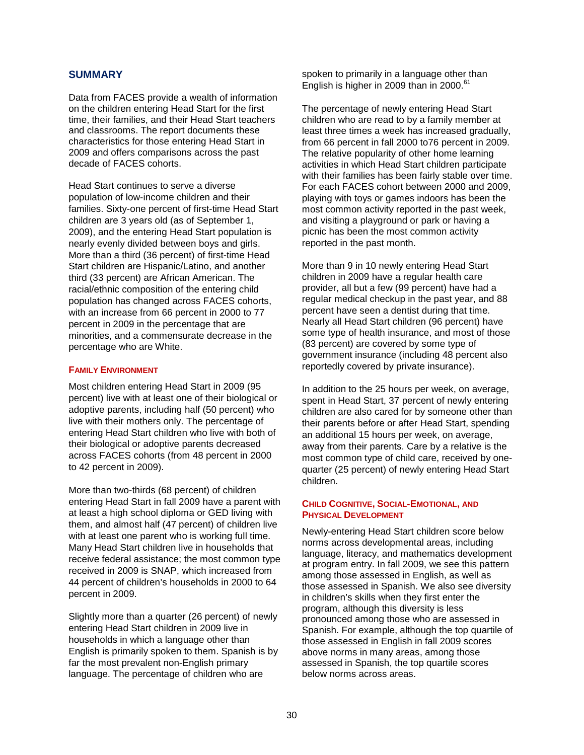## SUMMARY

Data from FACES provide a wealth of information on the children entering Head Start for the first time, their families, and their Head Start teachers and classrooms. The report documents these characteristics for those entering Head Start in 2009 and offers comparisons across the past decade of FACES cohorts.

Head Start continues to serve a diverse population of low-income children and their families. Sixty-one percent of first-time Head Start children are 3 years old (as of September 1, 2009), and the entering Head Start population is nearly evenly divided between boys and girls. More than a third (36 percent) of first-time Head Start children are Hispanic/Latino, and another third (33 percent) are African American. The racial/ethnic composition of the entering child population has changed across FACES cohorts, with an increase from 66 percent in 2000 to 77 percent in 2009 in the percentage that are minorities, and a commensurate decrease in the percentage who are White.

### FAMILY ENVIRONMENT

Most children entering Head Start in 2009 (95 percent) live with at least one of their biological or adoptive parents, including half (50 percent) who live with their mothers only. The percentage of entering Head Start children who live with both of their biological or adoptive parents decreased across FACES cohorts (from 48 percent in 2000 to 42 percent in 2009).

More than two-thirds (68 percent) of children entering Head Start in fall 2009 have a parent with at least a high school diploma or GED living with them, and almost half (47 percent) of children live with at least one parent who is working full time. Many Head Start children live in households that receive federal assistance; the most common type received in 2009 is SNAP, which increased from 44 percent of children's households in 2000 to 64 percent in 2009.

Slightly more than a quarter (26 percent) of newly entering Head Start children in 2009 live in households in which a language other than English is primarily spoken to them. Spanish is by far the most prevalent non-English primary language. The percentage of children who are spoken to primarily in a language other than English is higher in 2009 than in 2000.[61]

The percentage of newly entering Head Start children who are read to by a family member at least three times a week has increased gradually, from 66 percent in fall 2000 to76 percent in 2009. The relative popularity of other home learning activities in which Head Start children participate with their families has been fairly stable over time. For each FACES cohort between 2000 and 2009, playing with toys or games indoors has been the most common activity reported in the past week, and visiting a playground or park or having a picnic has been the most common activity reported in the past month.

More than 9 in 10 newly entering Head Start children in 2009 have a regular health care provider, all but a few (99 percent) have had a regular medical checkup in the past year, and 88 percent have seen a dentist during that time. Nearly all Head Start children (96 percent) have some type of health insurance, and most of those (83 percent) are covered by some type of government insurance (including 48 percent also reportedly covered by private insurance).

In addition to the 25 hours per week, on average, spent in Head Start, 37 percent of newly entering children are also cared for by someone other than their parents before or after Head Start, spending an additional 15 hours per week, on average, away from their parents. Care by a relative is the most common type of child care, received by one-quarter (25 percent) of newly entering Head Start children.

### CHILD COGNITIVE, SOCIAL-EMOTIONAL, AND PHYSICAL DEVELOPMENT

Newly-entering Head Start children score below norms across developmental areas, including language, literacy, and mathematics development at program entry. In fall 2009, we see this pattern among those assessed in English, as well as those assessed in Spanish. We also see diversity in children's skills when they first enter the program, although this diversity is less pronounced among those who are assessed in Spanish. For example, although the top quartile of those assessed in English in fall 2009 scores above norms in many areas, among those assessed in Spanish, the top quartile scores below norms across areas.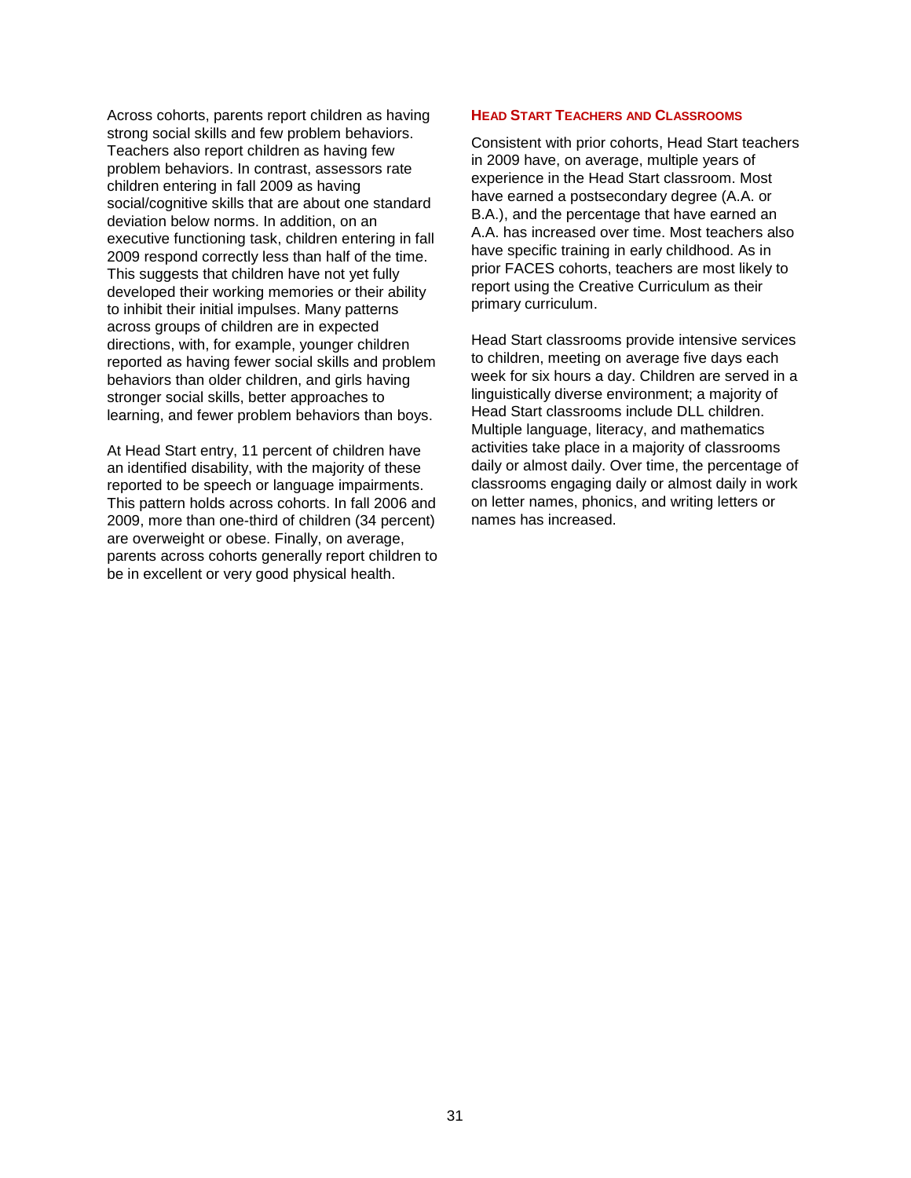Across cohorts, parents report children as having strong social skills and few problem behaviors. Teachers also report children as having few problem behaviors. In contrast, assessors rate children entering in fall 2009 as having social/cognitive skills that are about one standard deviation below norms. In addition, on an executive functioning task, children entering in fall 2009 respond correctly less than half of the time. This suggests that children have not yet fully developed their working memories or their ability to inhibit their initial impulses. Many patterns across groups of children are in expected directions, with, for example, younger children reported as having fewer social skills and problem behaviors than older children, and girls having stronger social skills, better approaches to learning, and fewer problem behaviors than boys.

At Head Start entry, 11 percent of children have an identified disability, with the majority of these reported to be speech or language impairments. This pattern holds across cohorts. In fall 2006 and 2009, more than one-third of children (34 percent) are overweight or obese. Finally, on average, parents across cohorts generally report children to be in excellent or very good physical health.

#### HEAD START TEACHERS AND CLASSROOMS

Consistent with prior cohorts, Head Start teachers in 2009 have, on average, multiple years of experience in the Head Start classroom. Most have earned a postsecondary degree (A.A. or B.A.), and the percentage that have earned an A.A. has increased over time. Most teachers also have specific training in early childhood. As in prior FACES cohorts, teachers are most likely to report using the Creative Curriculum as their primary curriculum.

Head Start classrooms provide intensive services to children, meeting on average five days each week for six hours a day. Children are served in a linguistically diverse environment; a majority of Head Start classrooms include DLL children. Multiple language, literacy, and mathematics activities take place in a majority of classrooms daily or almost daily. Over time, the percentage of classrooms engaging daily or almost daily in work on letter names, phonics, and writing letters or names has increased.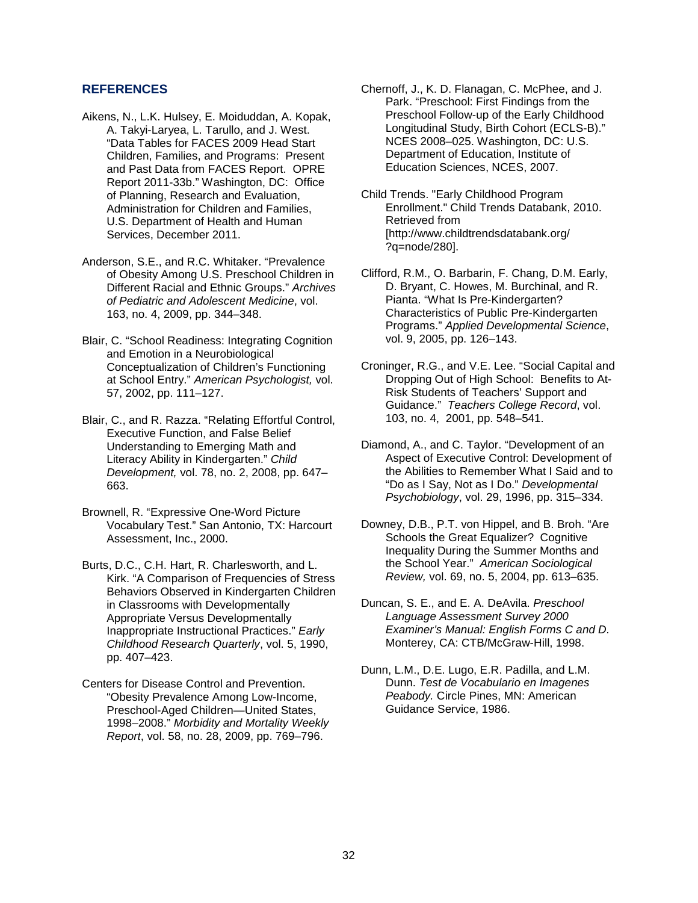## REFERENCES

Aikens, N., L.K. Hulsey, E. Moiduddan, A. Kopak, A. Takyi-Laryea, L. Tarullo, and J. West. "Data Tables for FACES 2009 Head Start Children, Families, and Programs: Present and Past Data from FACES Report. OPRE Report 2011-33b." Washington, DC: Office of Planning, Research and Evaluation, Administration for Children and Families, U.S. Department of Health and Human Services, December 2011.

Anderson, S.E., and R.C. Whitaker. "Prevalence of Obesity Among U.S. Preschool Children in Different Racial and Ethnic Groups." *Archives of Pediatric and Adolescent Medicine*, vol. 163, no. 4, 2009, pp. 344–348.

Blair, C. "School Readiness: Integrating Cognition and Emotion in a Neurobiological Conceptualization of Children's Functioning at School Entry." *American Psychologist,* vol. 57, 2002, pp. 111–127.

Blair, C., and R. Razza. "Relating Effortful Control, Executive Function, and False Belief Understanding to Emerging Math and Literacy Ability in Kindergarten." *Child Development,* vol. 78, no. 2, 2008, pp. 647–663.

Brownell, R. "Expressive One-Word Picture Vocabulary Test." San Antonio, TX: Harcourt Assessment, Inc., 2000.

Burts, D.C., C.H. Hart, R. Charlesworth, and L. Kirk. "A Comparison of Frequencies of Stress Behaviors Observed in Kindergarten Children in Classrooms with Developmentally Appropriate Versus Developmentally Inappropriate Instructional Practices." *Early Childhood Research Quarterly*, vol. 5, 1990, pp. 407–423.

Centers for Disease Control and Prevention. "Obesity Prevalence Among Low-Income, Preschool-Aged Children—United States, 1998–2008." *Morbidity and Mortality Weekly Report*, vol. 58, no. 28, 2009, pp. 769–796.

Chernoff, J., K. D. Flanagan, C. McPhee, and J. Park. "Preschool: First Findings from the Preschool Follow-up of the Early Childhood Longitudinal Study, Birth Cohort (ECLS-B)." NCES 2008–025. Washington, DC: U.S. Department of Education, Institute of Education Sciences, NCES, 2007.

Child Trends. "Early Childhood Program Enrollment." Child Trends Databank, 2010. Retrieved from [http://www.childtrendsdatabank.org/?q=node/280].

Clifford, R.M., O. Barbarin, F. Chang, D.M. Early, D. Bryant, C. Howes, M. Burchinal, and R. Pianta. "What Is Pre-Kindergarten? Characteristics of Public Pre-Kindergarten Programs." *Applied Developmental Science*, vol. 9, 2005, pp. 126–143.

Croninger, R.G., and V.E. Lee. "Social Capital and Dropping Out of High School: Benefits to At-Risk Students of Teachers' Support and Guidance." *Teachers College Record*, vol. 103, no. 4, 2001, pp. 548–541.

Diamond, A., and C. Taylor. "Development of an Aspect of Executive Control: Development of the Abilities to Remember What I Said and to "Do as I Say, Not as I Do." *Developmental Psychobiology*, vol. 29, 1996, pp. 315–334.

Downey, D.B., P.T. von Hippel, and B. Broh. "Are Schools the Great Equalizer? Cognitive Inequality During the Summer Months and the School Year." *American Sociological Review,* vol. 69, no. 5, 2004, pp. 613–635.

Duncan, S. E., and E. A. DeAvila. *Preschool Language Assessment Survey 2000 Examiner's Manual: English Forms C and D.* Monterey, CA: CTB/McGraw-Hill, 1998.

Dunn, L.M., D.E. Lugo, E.R. Padilla, and L.M. Dunn. *Test de Vocabulario en Imagenes Peabody.* Circle Pines, MN: American Guidance Service, 1986.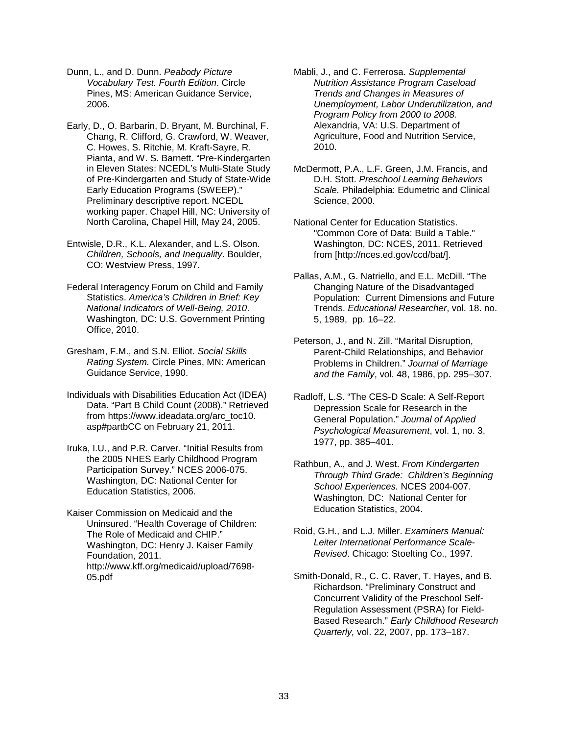Dunn, L., and D. Dunn. *Peabody Picture Vocabulary Test. Fourth Edition*. Circle Pines, MS: American Guidance Service, 2006.

Early, D., O. Barbarin, D. Bryant, M. Burchinal, F. Chang, R. Clifford, G. Crawford, W. Weaver, C. Howes, S. Ritchie, M. Kraft-Sayre, R. Pianta, and W. S. Barnett. "Pre-Kindergarten in Eleven States: NCEDL's Multi-State Study of Pre-Kindergarten and Study of State-Wide Early Education Programs (SWEEP)." Preliminary descriptive report. NCEDL working paper. Chapel Hill, NC: University of North Carolina, Chapel Hill, May 24, 2005.

Entwisle, D.R., K.L. Alexander, and L.S. Olson. *Children, Schools, and Inequality*. Boulder, CO: Westview Press, 1997.

Federal Interagency Forum on Child and Family Statistics. *America's Children in Brief: Key National Indicators of Well-Being, 2010*. Washington, DC: U.S. Government Printing Office, 2010.

Gresham, F.M., and S.N. Elliot. *Social Skills Rating System.* Circle Pines, MN: American Guidance Service, 1990.

Individuals with Disabilities Education Act (IDEA) Data. "Part B Child Count (2008)." Retrieved from https://www.ideadata.org/arc_toc10.asp#partbCC on February 21, 2011.

Iruka, I.U., and P.R. Carver. "Initial Results from the 2005 NHES Early Childhood Program Participation Survey." NCES 2006-075. Washington, DC: National Center for Education Statistics, 2006.

Kaiser Commission on Medicaid and the Uninsured. "Health Coverage of Children: The Role of Medicaid and CHIP." Washington, DC: Henry J. Kaiser Family Foundation, 2011. http://www.kff.org/medicaid/upload/7698-05.pdf

Mabli, J., and C. Ferrerosa. *Supplemental Nutrition Assistance Program Caseload Trends and Changes in Measures of Unemployment, Labor Underutilization, and Program Policy from 2000 to 2008.* Alexandria, VA: U.S. Department of Agriculture, Food and Nutrition Service, 2010.

McDermott, P.A., L.F. Green, J.M. Francis, and D.H. Stott. *Preschool Learning Behaviors Scale.* Philadelphia: Edumetric and Clinical Science, 2000.

National Center for Education Statistics. "Common Core of Data: Build a Table." Washington, DC: NCES, 2011. Retrieved from [http://nces.ed.gov/ccd/bat/].

Pallas, A.M., G. Natriello, and E.L. McDill. "The Changing Nature of the Disadvantaged Population: Current Dimensions and Future Trends. *Educational Researcher*, vol. 18. no. 5, 1989, pp. 16–22.

Peterson, J., and N. Zill. "Marital Disruption, Parent-Child Relationships, and Behavior Problems in Children." *Journal of Marriage and the Family*, vol. 48, 1986, pp. 295–307.

Radloff, L.S. "The CES-D Scale: A Self-Report Depression Scale for Research in the General Population." *Journal of Applied Psychological Measurement*, vol. 1, no. 3, 1977, pp. 385–401.

Rathbun, A., and J. West. *From Kindergarten Through Third Grade: Children's Beginning School Experiences.* NCES 2004-007. Washington, DC: National Center for Education Statistics, 2004.

Roid, G.H., and L.J. Miller. *Examiners Manual: Leiter International Performance Scale-Revised*. Chicago: Stoelting Co., 1997.

Smith-Donald, R., C. C. Raver, T. Hayes, and B. Richardson. "Preliminary Construct and Concurrent Validity of the Preschool Self-Regulation Assessment (PSRA) for Field-Based Research." *Early Childhood Research Quarterly,* vol. 22, 2007, pp. 173–187.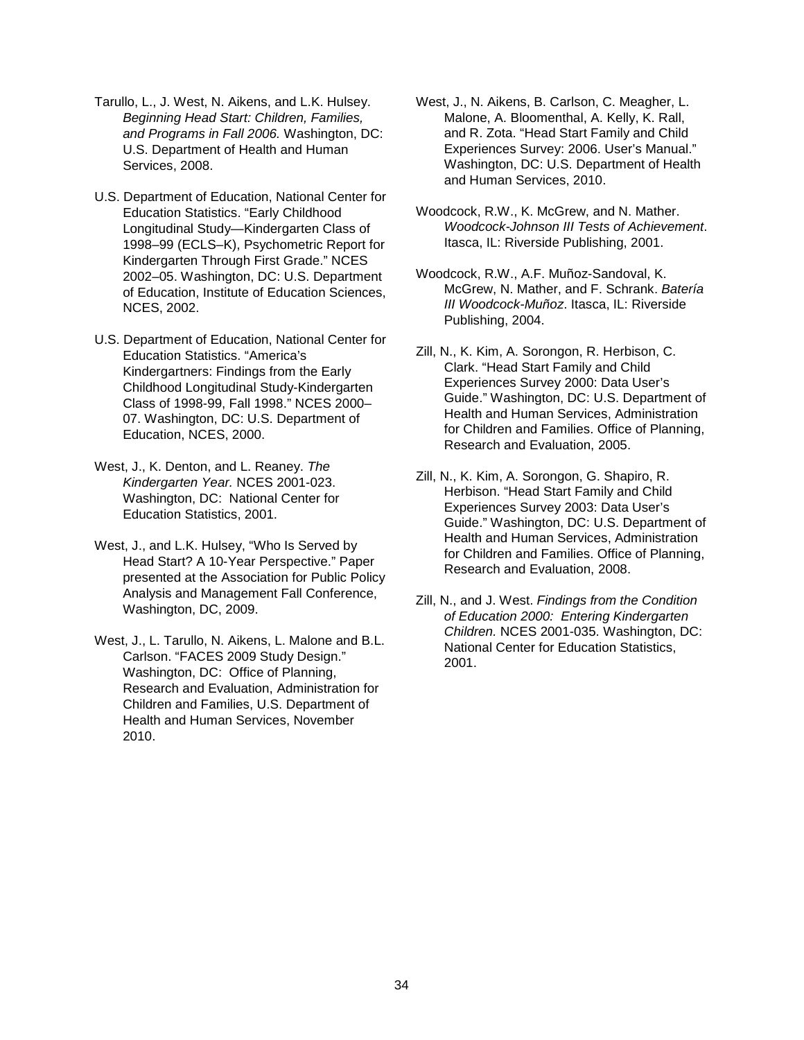Tarullo, L., J. West, N. Aikens, and L.K. Hulsey. *Beginning Head Start: Children, Families, and Programs in Fall 2006.* Washington, DC: U.S. Department of Health and Human Services, 2008.

U.S. Department of Education, National Center for Education Statistics. "Early Childhood Longitudinal Study—Kindergarten Class of 1998–99 (ECLS–K), Psychometric Report for Kindergarten Through First Grade." NCES 2002–05. Washington, DC: U.S. Department of Education, Institute of Education Sciences, NCES, 2002.

U.S. Department of Education, National Center for Education Statistics. "America's Kindergartners: Findings from the Early Childhood Longitudinal Study-Kindergarten Class of 1998-99, Fall 1998." NCES 2000–07. Washington, DC: U.S. Department of Education, NCES, 2000.

West, J., K. Denton, and L. Reaney. *The Kindergarten Year.* NCES 2001-023. Washington, DC: National Center for Education Statistics, 2001.

West, J., and L.K. Hulsey, "Who Is Served by Head Start? A 10-Year Perspective." Paper presented at the Association for Public Policy Analysis and Management Fall Conference, Washington, DC, 2009.

West, J., L. Tarullo, N. Aikens, L. Malone and B.L. Carlson. "FACES 2009 Study Design." Washington, DC: Office of Planning, Research and Evaluation, Administration for Children and Families, U.S. Department of Health and Human Services, November 2010.

West, J., N. Aikens, B. Carlson, C. Meagher, L. Malone, A. Bloomenthal, A. Kelly, K. Rall, and R. Zota. "Head Start Family and Child Experiences Survey: 2006. User's Manual." Washington, DC: U.S. Department of Health and Human Services, 2010.

Woodcock, R.W., K. McGrew, and N. Mather. *Woodcock-Johnson III Tests of Achievement*. Itasca, IL: Riverside Publishing, 2001.

Woodcock, R.W., A.F. Muñoz-Sandoval, K. McGrew, N. Mather, and F. Schrank. *Batería III Woodcock-Muñoz*. Itasca, IL: Riverside Publishing, 2004.

Zill, N., K. Kim, A. Sorongon, R. Herbison, C. Clark. "Head Start Family and Child Experiences Survey 2000: Data User's Guide." Washington, DC: U.S. Department of Health and Human Services, Administration for Children and Families. Office of Planning, Research and Evaluation, 2005.

Zill, N., K. Kim, A. Sorongon, G. Shapiro, R. Herbison. "Head Start Family and Child Experiences Survey 2003: Data User's Guide." Washington, DC: U.S. Department of Health and Human Services, Administration for Children and Families. Office of Planning, Research and Evaluation, 2008.

Zill, N., and J. West. *Findings from the Condition of Education 2000: Entering Kindergarten Children.* NCES 2001-035. Washington, DC: National Center for Education Statistics, 2001.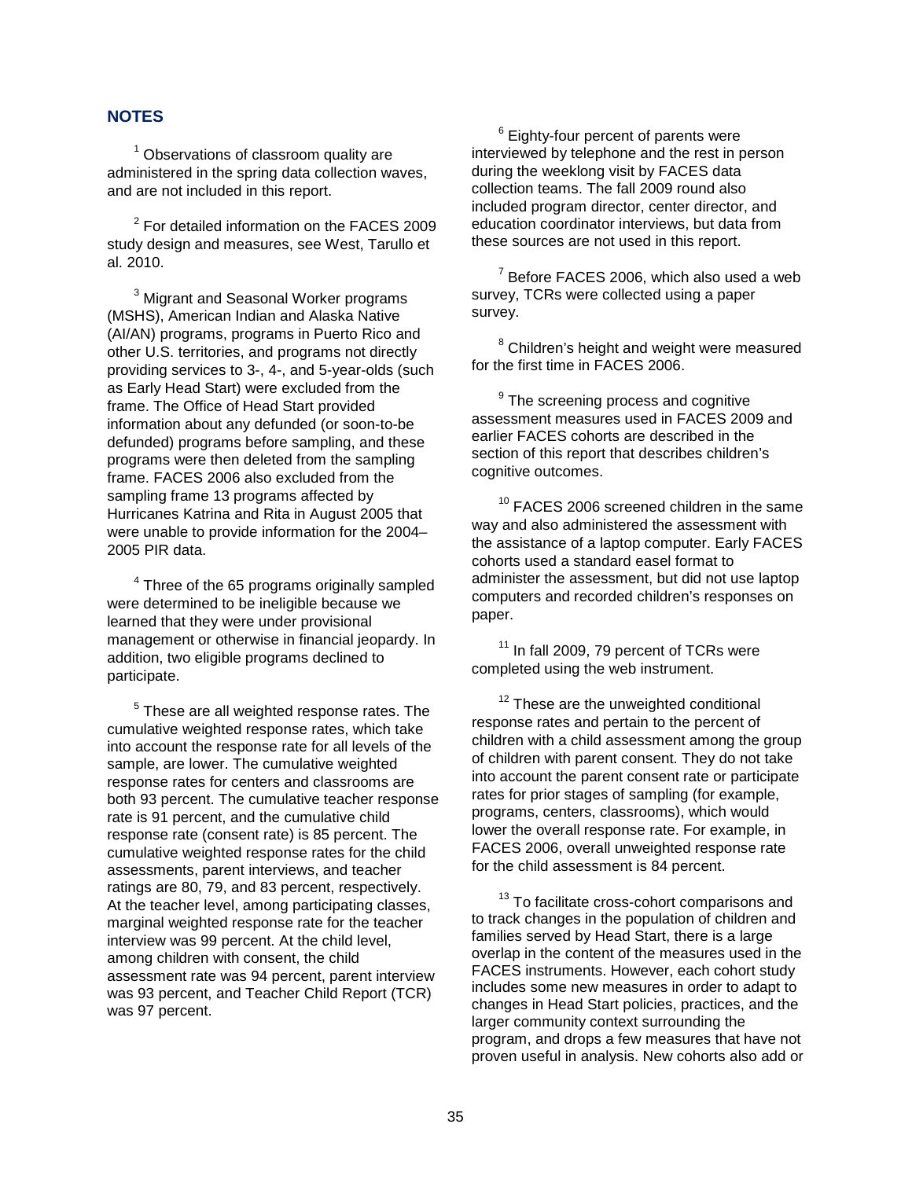## NOTES

[1] Observations of classroom quality are administered in the spring data collection waves, and are not included in this report.

[2] For detailed information on the FACES 2009 study design and measures, see West, Tarullo et al. 2010.

[3] Migrant and Seasonal Worker programs (MSHS), American Indian and Alaska Native (AI/AN) programs, programs in Puerto Rico and other U.S. territories, and programs not directly providing services to 3-, 4-, and 5-year-olds (such as Early Head Start) were excluded from the frame. The Office of Head Start provided information about any defunded (or soon-to-be defunded) programs before sampling, and these programs were then deleted from the sampling frame. FACES 2006 also excluded from the sampling frame 13 programs affected by Hurricanes Katrina and Rita in August 2005 that were unable to provide information for the 2004–2005 PIR data.

[4] Three of the 65 programs originally sampled were determined to be ineligible because we learned that they were under provisional management or otherwise in financial jeopardy. In addition, two eligible programs declined to participate.

[5] These are all weighted response rates. The cumulative weighted response rates, which take into account the response rate for all levels of the sample, are lower. The cumulative weighted response rates for centers and classrooms are both 93 percent. The cumulative teacher response rate is 91 percent, and the cumulative child response rate (consent rate) is 85 percent. The cumulative weighted response rates for the child assessments, parent interviews, and teacher ratings are 80, 79, and 83 percent, respectively. At the teacher level, among participating classes, marginal weighted response rate for the teacher interview was 99 percent. At the child level, among children with consent, the child assessment rate was 94 percent, parent interview was 93 percent, and Teacher Child Report (TCR) was 97 percent.

[6] Eighty-four percent of parents were interviewed by telephone and the rest in person during the weeklong visit by FACES data collection teams. The fall 2009 round also included program director, center director, and education coordinator interviews, but data from these sources are not used in this report.

[7] Before FACES 2006, which also used a web survey, TCRs were collected using a paper survey.

[8] Children's height and weight were measured for the first time in FACES 2006.

[9] The screening process and cognitive assessment measures used in FACES 2009 and earlier FACES cohorts are described in the section of this report that describes children's cognitive outcomes.

[10] FACES 2006 screened children in the same way and also administered the assessment with the assistance of a laptop computer. Early FACES cohorts used a standard easel format to administer the assessment, but did not use laptop computers and recorded children's responses on paper.

[11] In fall 2009, 79 percent of TCRs were completed using the web instrument.

[12] These are the unweighted conditional response rates and pertain to the percent of children with a child assessment among the group of children with parent consent. They do not take into account the parent consent rate or participate rates for prior stages of sampling (for example, programs, centers, classrooms), which would lower the overall response rate. For example, in FACES 2006, overall unweighted response rate for the child assessment is 84 percent.

[13] To facilitate cross-cohort comparisons and to track changes in the population of children and families served by Head Start, there is a large overlap in the content of the measures used in the FACES instruments. However, each cohort study includes some new measures in order to adapt to changes in Head Start policies, practices, and the larger community context surrounding the program, and drops a few measures that have not proven useful in analysis. New cohorts also add or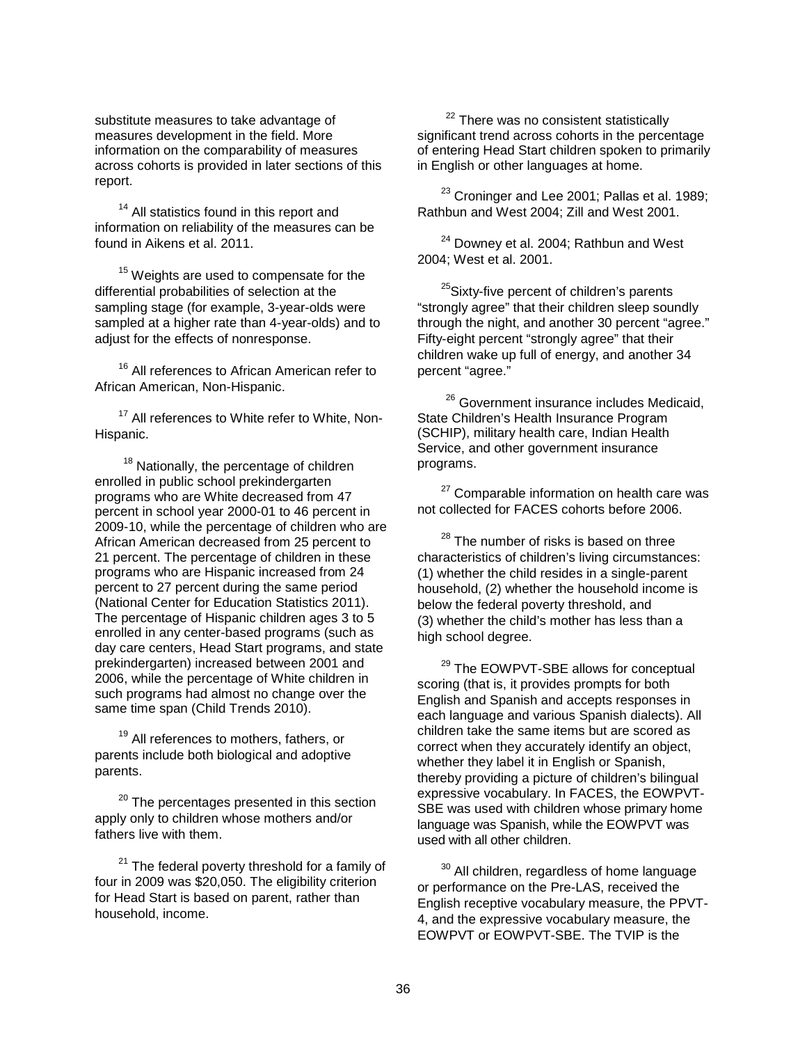substitute measures to take advantage of measures development in the field. More information on the comparability of measures across cohorts is provided in later sections of this report.

[14] All statistics found in this report and information on reliability of the measures can be found in Aikens et al. 2011.

[15] Weights are used to compensate for the differential probabilities of selection at the sampling stage (for example, 3-year-olds were sampled at a higher rate than 4-year-olds) and to adjust for the effects of nonresponse.

[16] All references to African American refer to African American, Non-Hispanic.

[17] All references to White refer to White, Non-Hispanic.

[18] Nationally, the percentage of children enrolled in public school prekindergarten programs who are White decreased from 47 percent in school year 2000-01 to 46 percent in 2009-10, while the percentage of children who are African American decreased from 25 percent to 21 percent. The percentage of children in these programs who are Hispanic increased from 24 percent to 27 percent during the same period (National Center for Education Statistics 2011). The percentage of Hispanic children ages 3 to 5 enrolled in any center-based programs (such as day care centers, Head Start programs, and state prekindergarten) increased between 2001 and 2006, while the percentage of White children in such programs had almost no change over the same time span (Child Trends 2010).

[19] All references to mothers, fathers, or parents include both biological and adoptive parents.

[20] The percentages presented in this section apply only to children whose mothers and/or fathers live with them.

[21] The federal poverty threshold for a family of four in 2009 was $20,050. The eligibility criterion for Head Start is based on parent, rather than household, income.

[22] There was no consistent statistically significant trend across cohorts in the percentage of entering Head Start children spoken to primarily in English or other languages at home.

[23] Croninger and Lee 2001; Pallas et al. 1989; Rathbun and West 2004; Zill and West 2001.

[24] Downey et al. 2004; Rathbun and West 2004; West et al. 2001.

[25] Sixty-five percent of children's parents "strongly agree" that their children sleep soundly through the night, and another 30 percent "agree." Fifty-eight percent "strongly agree" that their children wake up full of energy, and another 34 percent "agree."

[26] Government insurance includes Medicaid, State Children's Health Insurance Program (SCHIP), military health care, Indian Health Service, and other government insurance programs.

[27] Comparable information on health care was not collected for FACES cohorts before 2006.

[28] The number of risks is based on three characteristics of children's living circumstances: (1) whether the child resides in a single-parent household, (2) whether the household income is below the federal poverty threshold, and (3) whether the child's mother has less than a high school degree.

[29] The EOWPVT-SBE allows for conceptual scoring (that is, it provides prompts for both English and Spanish and accepts responses in each language and various Spanish dialects). All children take the same items but are scored as correct when they accurately identify an object, whether they label it in English or Spanish, thereby providing a picture of children's bilingual expressive vocabulary. In FACES, the EOWPVT-SBE was used with children whose primary home language was Spanish, while the EOWPVT was used with all other children.

[30] All children, regardless of home language or performance on the Pre-LAS, received the English receptive vocabulary measure, the PPVT-4, and the expressive vocabulary measure, the EOWPVT or EOWPVT-SBE. The TVIP is the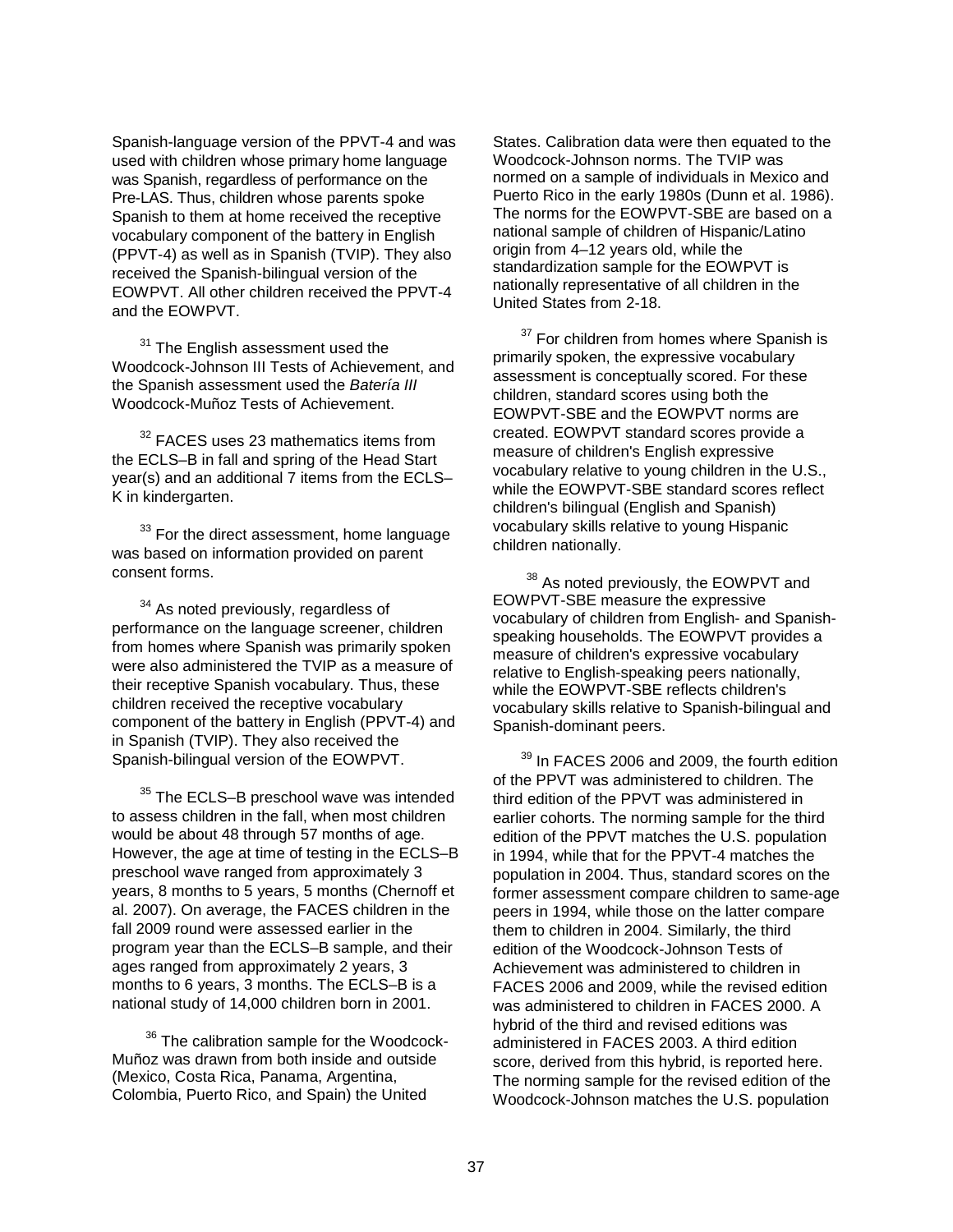Spanish-language version of the PPVT-4 and was used with children whose primary home language was Spanish, regardless of performance on the Pre-LAS. Thus, children whose parents spoke Spanish to them at home received the receptive vocabulary component of the battery in English (PPVT-4) as well as in Spanish (TVIP). They also received the Spanish-bilingual version of the EOWPVT. All other children received the PPVT-4 and the EOWPVT.

[31] The English assessment used the Woodcock-Johnson III Tests of Achievement, and the Spanish assessment used the *Batería III* Woodcock-Muñoz Tests of Achievement.

[32] FACES uses 23 mathematics items from the ECLS–B in fall and spring of the Head Start year(s) and an additional 7 items from the ECLS–K in kindergarten.

[33] For the direct assessment, home language was based on information provided on parent consent forms.

[34] As noted previously, regardless of performance on the language screener, children from homes where Spanish was primarily spoken were also administered the TVIP as a measure of their receptive Spanish vocabulary. Thus, these children received the receptive vocabulary component of the battery in English (PPVT-4) and in Spanish (TVIP). They also received the Spanish-bilingual version of the EOWPVT.

[35] The ECLS–B preschool wave was intended to assess children in the fall, when most children would be about 48 through 57 months of age. However, the age at time of testing in the ECLS–B preschool wave ranged from approximately 3 years, 8 months to 5 years, 5 months (Chernoff et al. 2007). On average, the FACES children in the fall 2009 round were assessed earlier in the program year than the ECLS–B sample, and their ages ranged from approximately 2 years, 3 months to 6 years, 3 months. The ECLS–B is a national study of 14,000 children born in 2001.

[36] The calibration sample for the Woodcock-Muñoz was drawn from both inside and outside (Mexico, Costa Rica, Panama, Argentina, Colombia, Puerto Rico, and Spain) the United States. Calibration data were then equated to the Woodcock-Johnson norms. The TVIP was normed on a sample of individuals in Mexico and Puerto Rico in the early 1980s (Dunn et al. 1986). The norms for the EOWPVT-SBE are based on a national sample of children of Hispanic/Latino origin from 4–12 years old, while the standardization sample for the EOWPVT is nationally representative of all children in the United States from 2-18.

[37] For children from homes where Spanish is primarily spoken, the expressive vocabulary assessment is conceptually scored. For these children, standard scores using both the EOWPVT-SBE and the EOWPVT norms are created. EOWPVT standard scores provide a measure of children's English expressive vocabulary relative to young children in the U.S., while the EOWPVT-SBE standard scores reflect children's bilingual (English and Spanish) vocabulary skills relative to young Hispanic children nationally.

[38] As noted previously, the EOWPVT and EOWPVT-SBE measure the expressive vocabulary of children from English- and Spanish-speaking households. The EOWPVT provides a measure of children's expressive vocabulary relative to English-speaking peers nationally, while the EOWPVT-SBE reflects children's vocabulary skills relative to Spanish-bilingual and Spanish-dominant peers.

[39] In FACES 2006 and 2009, the fourth edition of the PPVT was administered to children. The third edition of the PPVT was administered in earlier cohorts. The norming sample for the third edition of the PPVT matches the U.S. population in 1994, while that for the PPVT-4 matches the population in 2004. Thus, standard scores on the former assessment compare children to same-age peers in 1994, while those on the latter compare them to children in 2004. Similarly, the third edition of the Woodcock-Johnson Tests of Achievement was administered to children in FACES 2006 and 2009, while the revised edition was administered to children in FACES 2000. A hybrid of the third and revised editions was administered in FACES 2003. A third edition score, derived from this hybrid, is reported here. The norming sample for the revised edition of the Woodcock-Johnson matches the U.S. population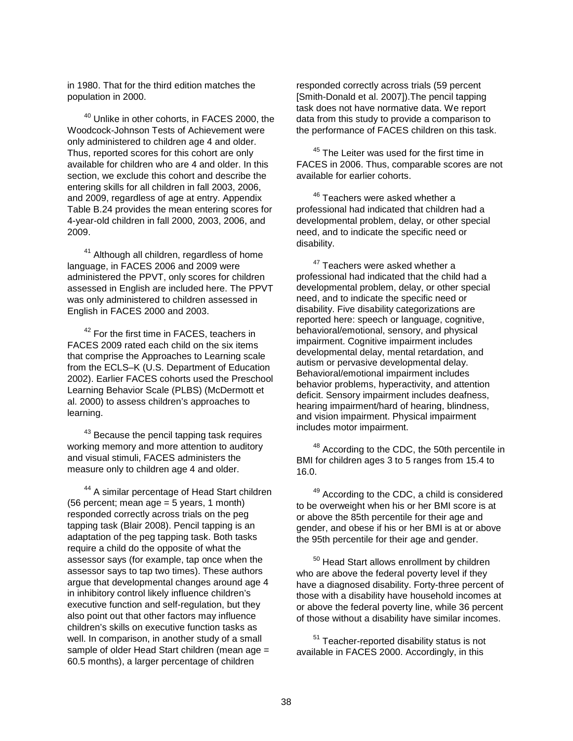in 1980. That for the third edition matches the population in 2000.

[40] Unlike in other cohorts, in FACES 2000, the Woodcock-Johnson Tests of Achievement were only administered to children age 4 and older. Thus, reported scores for this cohort are only available for children who are 4 and older. In this section, we exclude this cohort and describe the entering skills for all children in fall 2003, 2006, and 2009, regardless of age at entry. Appendix Table B.24 provides the mean entering scores for 4-year-old children in fall 2000, 2003, 2006, and 2009.

[41] Although all children, regardless of home language, in FACES 2006 and 2009 were administered the PPVT, only scores for children assessed in English are included here. The PPVT was only administered to children assessed in English in FACES 2000 and 2003.

[42] For the first time in FACES, teachers in FACES 2009 rated each child on the six items that comprise the Approaches to Learning scale from the ECLS–K (U.S. Department of Education 2002). Earlier FACES cohorts used the Preschool Learning Behavior Scale (PLBS) (McDermott et al. 2000) to assess children's approaches to learning.

[43] Because the pencil tapping task requires working memory and more attention to auditory and visual stimuli, FACES administers the measure only to children age 4 and older.

[44] A similar percentage of Head Start children (56 percent; mean age = 5 years, 1 month) responded correctly across trials on the peg tapping task (Blair 2008). Pencil tapping is an adaptation of the peg tapping task. Both tasks require a child do the opposite of what the assessor says (for example, tap once when the assessor says to tap two times). These authors argue that developmental changes around age 4 in inhibitory control likely influence children's executive function and self-regulation, but they also point out that other factors may influence children's skills on executive function tasks as well. In comparison, in another study of a small sample of older Head Start children (mean age = 60.5 months), a larger percentage of children responded correctly across trials (59 percent [Smith-Donald et al. 2007]).The pencil tapping task does not have normative data. We report data from this study to provide a comparison to the performance of FACES children on this task.

[45] The Leiter was used for the first time in FACES in 2006. Thus, comparable scores are not available for earlier cohorts.

[46] Teachers were asked whether a professional had indicated that children had a developmental problem, delay, or other special need, and to indicate the specific need or disability.

[47] Teachers were asked whether a professional had indicated that the child had a developmental problem, delay, or other special need, and to indicate the specific need or disability. Five disability categorizations are reported here: speech or language, cognitive, behavioral/emotional, sensory, and physical impairment. Cognitive impairment includes developmental delay, mental retardation, and autism or pervasive developmental delay. Behavioral/emotional impairment includes behavior problems, hyperactivity, and attention deficit. Sensory impairment includes deafness, hearing impairment/hard of hearing, blindness, and vision impairment. Physical impairment includes motor impairment.

[48] According to the CDC, the 50th percentile in BMI for children ages 3 to 5 ranges from 15.4 to 16.0.

[49] According to the CDC, a child is considered to be overweight when his or her BMI score is at or above the 85th percentile for their age and gender, and obese if his or her BMI is at or above the 95th percentile for their age and gender.

[50] Head Start allows enrollment by children who are above the federal poverty level if they have a diagnosed disability. Forty-three percent of those with a disability have household incomes at or above the federal poverty line, while 36 percent of those without a disability have similar incomes.

[51] Teacher-reported disability status is not available in FACES 2000. Accordingly, in this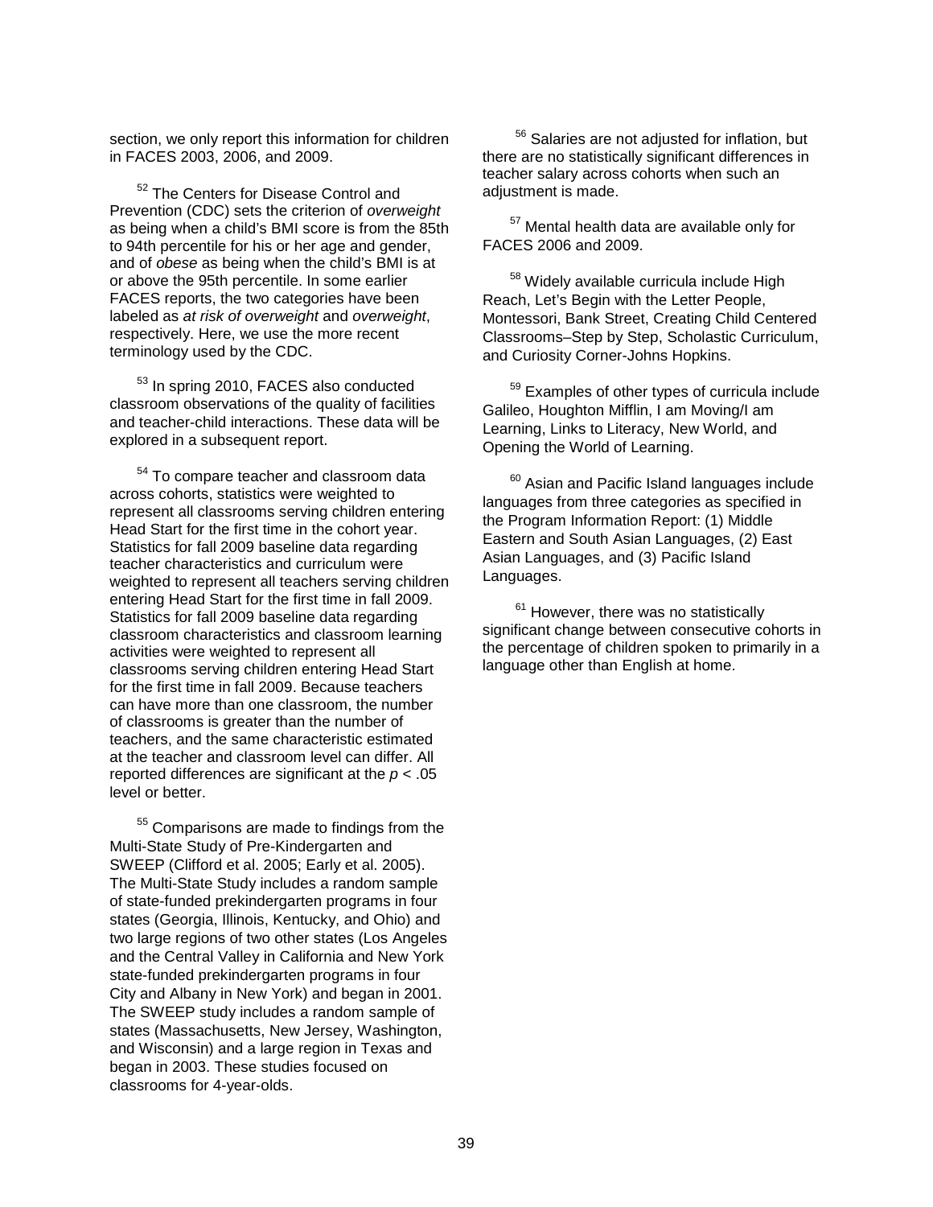section, we only report this information for children in FACES 2003, 2006, and 2009.

[52] The Centers for Disease Control and Prevention (CDC) sets the criterion of *overweight* as being when a child's BMI score is from the 85th to 94th percentile for his or her age and gender, and of *obese* as being when the child's BMI is at or above the 95th percentile. In some earlier FACES reports, the two categories have been labeled as *at risk of overweight* and *overweight*, respectively. Here, we use the more recent terminology used by the CDC.

[53] In spring 2010, FACES also conducted classroom observations of the quality of facilities and teacher-child interactions. These data will be explored in a subsequent report.

[54] To compare teacher and classroom data across cohorts, statistics were weighted to represent all classrooms serving children entering Head Start for the first time in the cohort year. Statistics for fall 2009 baseline data regarding teacher characteristics and curriculum were weighted to represent all teachers serving children entering Head Start for the first time in fall 2009. Statistics for fall 2009 baseline data regarding classroom characteristics and classroom learning activities were weighted to represent all classrooms serving children entering Head Start for the first time in fall 2009. Because teachers can have more than one classroom, the number of classrooms is greater than the number of teachers, and the same characteristic estimated at the teacher and classroom level can differ. All reported differences are significant at the $p < .05$ level or better.

[55] Comparisons are made to findings from the Multi-State Study of Pre-Kindergarten and SWEEP (Clifford et al. 2005; Early et al. 2005). The Multi-State Study includes a random sample of state-funded prekindergarten programs in four states (Georgia, Illinois, Kentucky, and Ohio) and two large regions of two other states (Los Angeles and the Central Valley in California and New York state-funded prekindergarten programs in four City and Albany in New York) and began in 2001. The SWEEP study includes a random sample of states (Massachusetts, New Jersey, Washington, and Wisconsin) and a large region in Texas and began in 2003. These studies focused on classrooms for 4-year-olds.

[56] Salaries are not adjusted for inflation, but there are no statistically significant differences in teacher salary across cohorts when such an adjustment is made.

[57] Mental health data are available only for FACES 2006 and 2009.

[58] Widely available curricula include High Reach, Let's Begin with the Letter People, Montessori, Bank Street, Creating Child Centered Classrooms–Step by Step, Scholastic Curriculum, and Curiosity Corner-Johns Hopkins.

[59] Examples of other types of curricula include Galileo, Houghton Mifflin, I am Moving/I am Learning, Links to Literacy, New World, and Opening the World of Learning.

[60] Asian and Pacific Island languages include languages from three categories as specified in the Program Information Report: (1) Middle Eastern and South Asian Languages, (2) East Asian Languages, and (3) Pacific Island Languages.

[61] However, there was no statistically significant change between consecutive cohorts in the percentage of children spoken to primarily in a language other than English at home.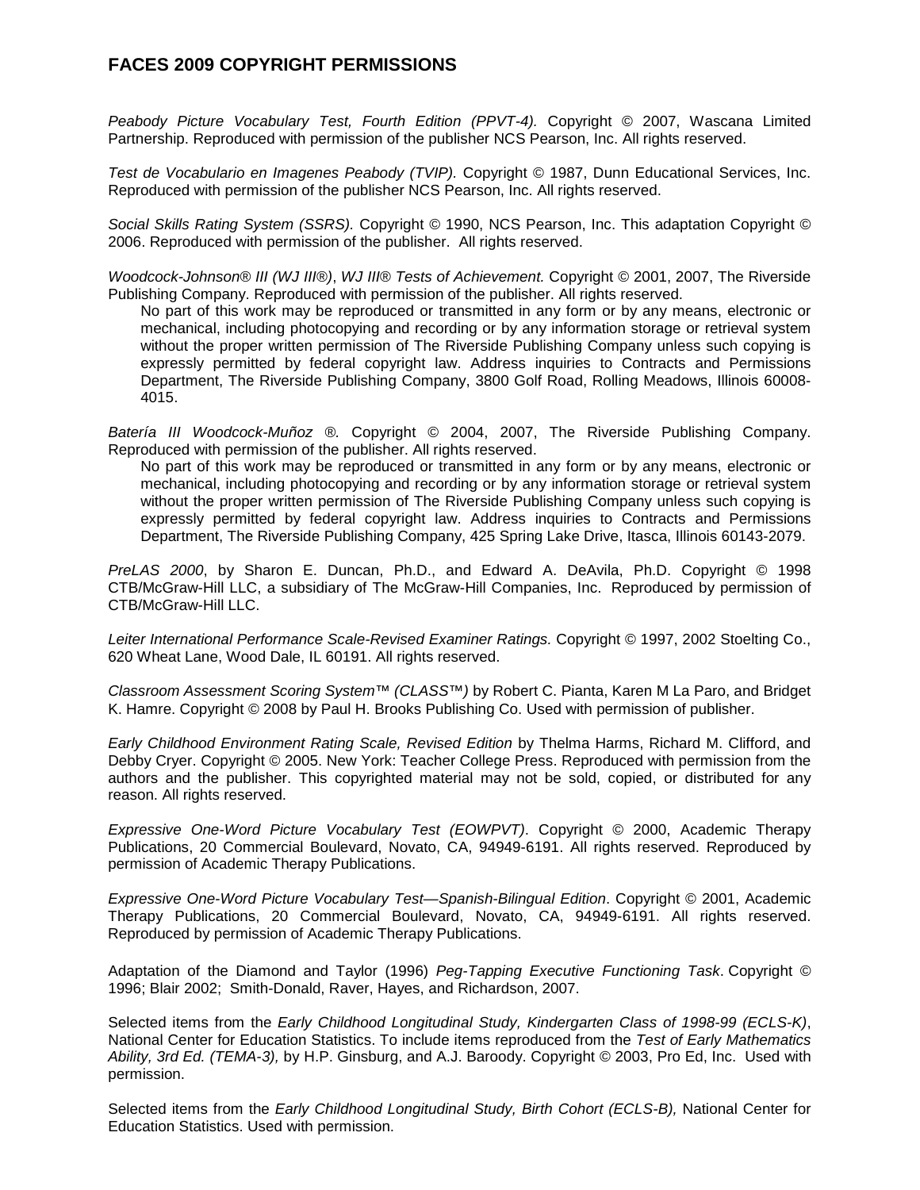## FACES 2009 COPYRIGHT PERMISSIONS

*Peabody Picture Vocabulary Test, Fourth Edition (PPVT-4).* Copyright © 2007, Wascana Limited Partnership. Reproduced with permission of the publisher NCS Pearson, Inc. All rights reserved.

*Test de Vocabulario en Imagenes Peabody (TVIP).* Copyright © 1987, Dunn Educational Services, Inc. Reproduced with permission of the publisher NCS Pearson, Inc. All rights reserved.

*Social Skills Rating System (SSRS).* Copyright © 1990, NCS Pearson, Inc. This adaptation Copyright © 2006. Reproduced with permission of the publisher. All rights reserved.

*Woodcock-Johnson® III (WJ III®)*, *WJ III® Tests of Achievement.* Copyright © 2001, 2007, The Riverside Publishing Company. Reproduced with permission of the publisher. All rights reserved.

> No part of this work may be reproduced or transmitted in any form or by any means, electronic or mechanical, including photocopying and recording or by any information storage or retrieval system without the proper written permission of The Riverside Publishing Company unless such copying is expressly permitted by federal copyright law. Address inquiries to Contracts and Permissions Department, The Riverside Publishing Company, 3800 Golf Road, Rolling Meadows, Illinois 60008-4015.

*Batería III Woodcock-Muñoz ®.* Copyright © 2004, 2007, The Riverside Publishing Company. Reproduced with permission of the publisher. All rights reserved.

> No part of this work may be reproduced or transmitted in any form or by any means, electronic or mechanical, including photocopying and recording or by any information storage or retrieval system without the proper written permission of The Riverside Publishing Company unless such copying is expressly permitted by federal copyright law. Address inquiries to Contracts and Permissions Department, The Riverside Publishing Company, 425 Spring Lake Drive, Itasca, Illinois 60143-2079.

*PreLAS 2000*, by Sharon E. Duncan, Ph.D., and Edward A. DeAvila, Ph.D. Copyright © 1998 CTB/McGraw-Hill LLC, a subsidiary of The McGraw-Hill Companies, Inc. Reproduced by permission of CTB/McGraw-Hill LLC.

*Leiter International Performance Scale-Revised Examiner Ratings.* Copyright © 1997, 2002 Stoelting Co., 620 Wheat Lane, Wood Dale, IL 60191. All rights reserved.

*Classroom Assessment Scoring System™ (CLASS™)* by Robert C. Pianta, Karen M La Paro, and Bridget K. Hamre. Copyright © 2008 by Paul H. Brooks Publishing Co. Used with permission of publisher.

*Early Childhood Environment Rating Scale, Revised Edition* by Thelma Harms, Richard M. Clifford, and Debby Cryer. Copyright © 2005. New York: Teacher College Press. Reproduced with permission from the authors and the publisher. This copyrighted material may not be sold, copied, or distributed for any reason. All rights reserved.

*Expressive One-Word Picture Vocabulary Test (EOWPVT)*. Copyright © 2000, Academic Therapy Publications, 20 Commercial Boulevard, Novato, CA, 94949-6191. All rights reserved. Reproduced by permission of Academic Therapy Publications.

*Expressive One-Word Picture Vocabulary Test—Spanish-Bilingual Edition*. Copyright © 2001, Academic Therapy Publications, 20 Commercial Boulevard, Novato, CA, 94949-6191. All rights reserved. Reproduced by permission of Academic Therapy Publications.

Adaptation of the Diamond and Taylor (1996) *Peg-Tapping Executive Functioning Task*. Copyright © 1996; Blair 2002; Smith-Donald, Raver, Hayes, and Richardson, 2007.

Selected items from the *Early Childhood Longitudinal Study, Kindergarten Class of 1998-99 (ECLS-K)*, National Center for Education Statistics. To include items reproduced from the *Test of Early Mathematics Ability, 3rd Ed. (TEMA-3),* by H.P. Ginsburg, and A.J. Baroody. Copyright © 2003, Pro Ed, Inc. Used with permission.

Selected items from the *Early Childhood Longitudinal Study, Birth Cohort (ECLS-B),* National Center for Education Statistics. Used with permission.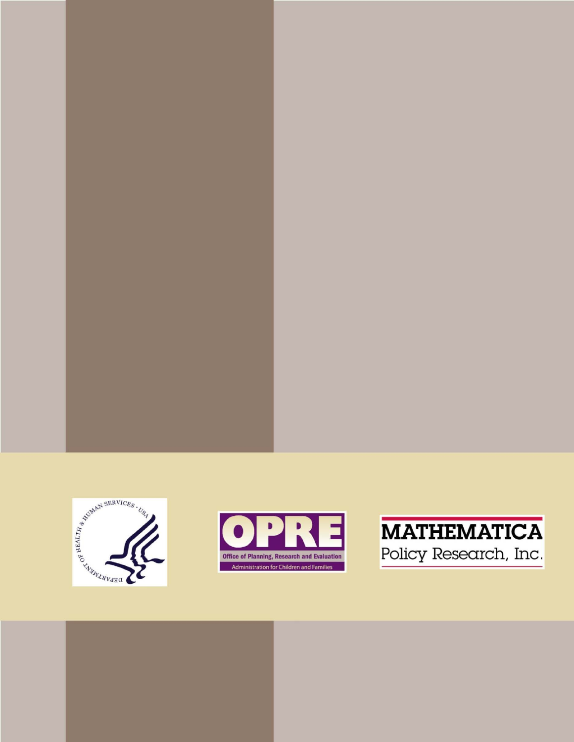OPRE

Office of Planning, Research and Evaluation

Administration for Children and Families

MATHEMATICA

Policy Research, Inc.